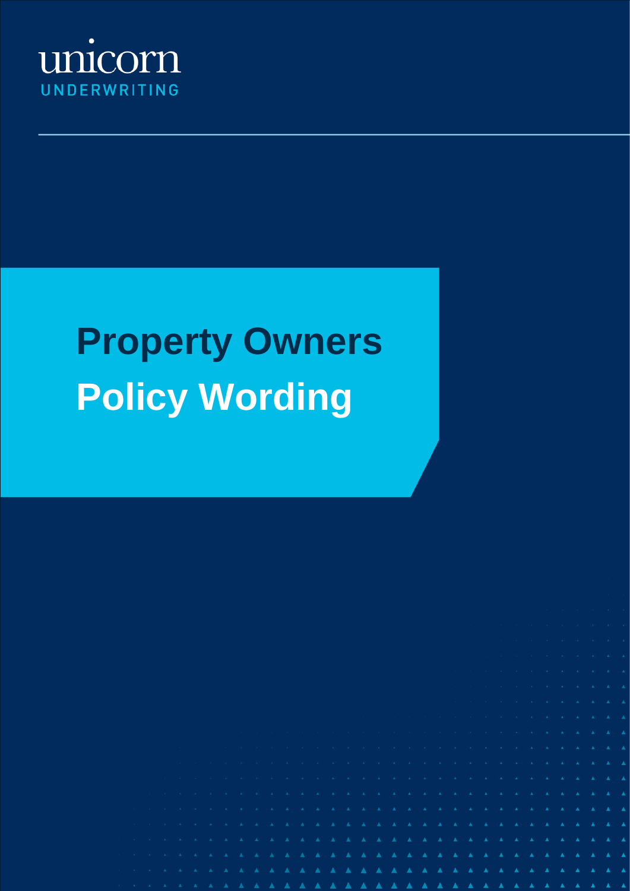unicorn

UNDERWRITING

# Property Owners

# Policy Wording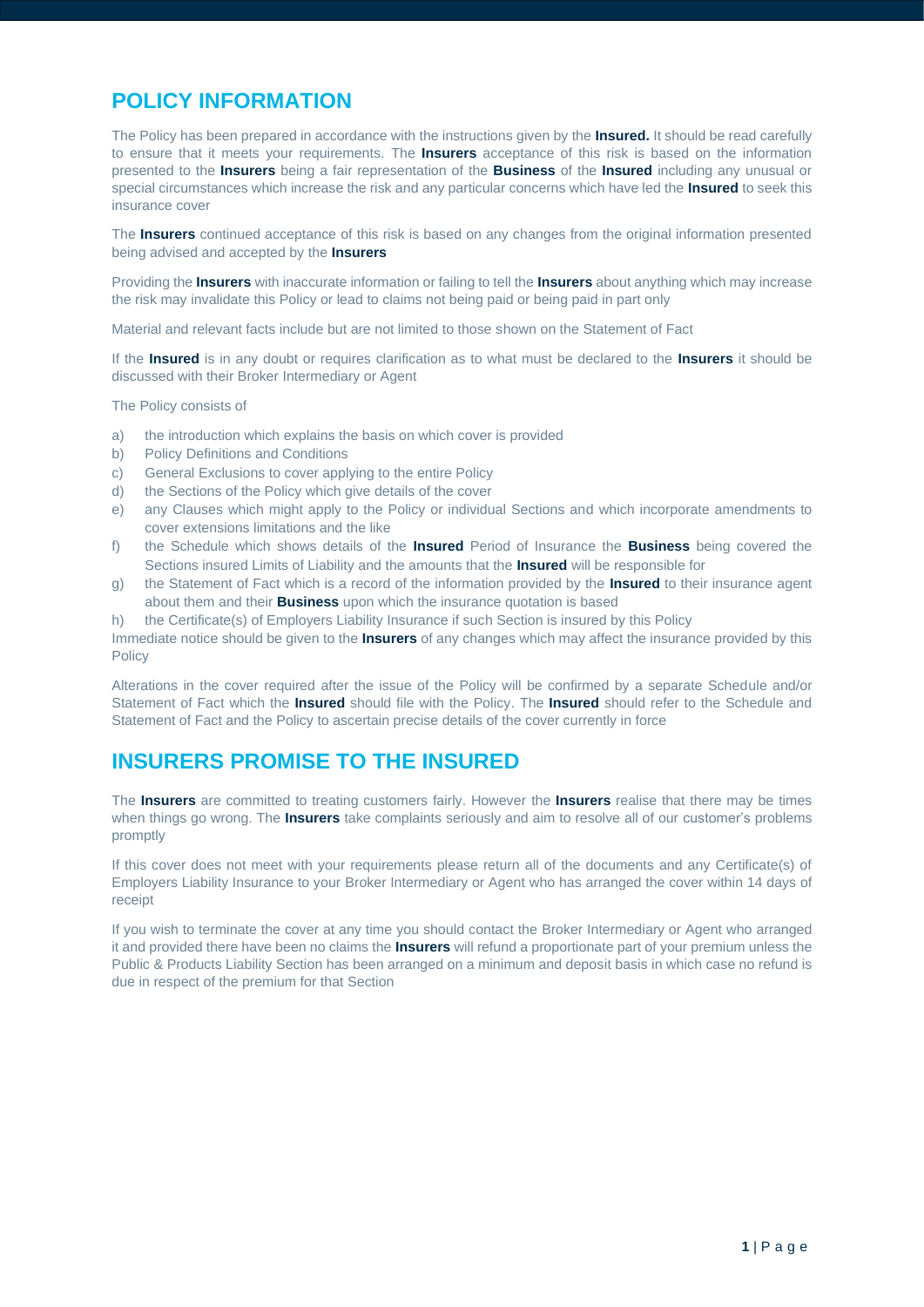## POLICY INFORMATION

The Policy has been prepared in accordance with the instructions given by the **Insured.** It should be read carefully to ensure that it meets your requirements. The **Insurers** acceptance of this risk is based on the information presented to the **Insurers** being a fair representation of the **Business** of the **Insured** including any unusual or special circumstances which increase the risk and any particular concerns which have led the **Insured** to seek this insurance cover

The **Insurers** continued acceptance of this risk is based on any changes from the original information presented being advised and accepted by the **Insurers**

Providing the **Insurers** with inaccurate information or failing to tell the **Insurers** about anything which may increase the risk may invalidate this Policy or lead to claims not being paid or being paid in part only

Material and relevant facts include but are not limited to those shown on the Statement of Fact

If the **Insured** is in any doubt or requires clarification as to what must be declared to the **Insurers** it should be discussed with their Broker Intermediary or Agent

The Policy consists of

a) the introduction which explains the basis on which cover is provided
b) Policy Definitions and Conditions
c) General Exclusions to cover applying to the entire Policy
d) the Sections of the Policy which give details of the cover
e) any Clauses which might apply to the Policy or individual Sections and which incorporate amendments to cover extensions limitations and the like
f) the Schedule which shows details of the **Insured** Period of Insurance the **Business** being covered the Sections insured Limits of Liability and the amounts that the **Insured** will be responsible for
g) the Statement of Fact which is a record of the information provided by the **Insured** to their insurance agent about them and their **Business** upon which the insurance quotation is based
h) the Certificate(s) of Employers Liability Insurance if such Section is insured by this Policy

Immediate notice should be given to the **Insurers** of any changes which may affect the insurance provided by this Policy

Alterations in the cover required after the issue of the Policy will be confirmed by a separate Schedule and/or Statement of Fact which the **Insured** should file with the Policy. The **Insured** should refer to the Schedule and Statement of Fact and the Policy to ascertain precise details of the cover currently in force

## INSURERS PROMISE TO THE INSURED

The **Insurers** are committed to treating customers fairly. However the **Insurers** realise that there may be times when things go wrong. The **Insurers** take complaints seriously and aim to resolve all of our customer's problems promptly

If this cover does not meet with your requirements please return all of the documents and any Certificate(s) of Employers Liability Insurance to your Broker Intermediary or Agent who has arranged the cover within 14 days of receipt

If you wish to terminate the cover at any time you should contact the Broker Intermediary or Agent who arranged it and provided there have been no claims the **Insurers** will refund a proportionate part of your premium unless the Public & Products Liability Section has been arranged on a minimum and deposit basis in which case no refund is due in respect of the premium for that Section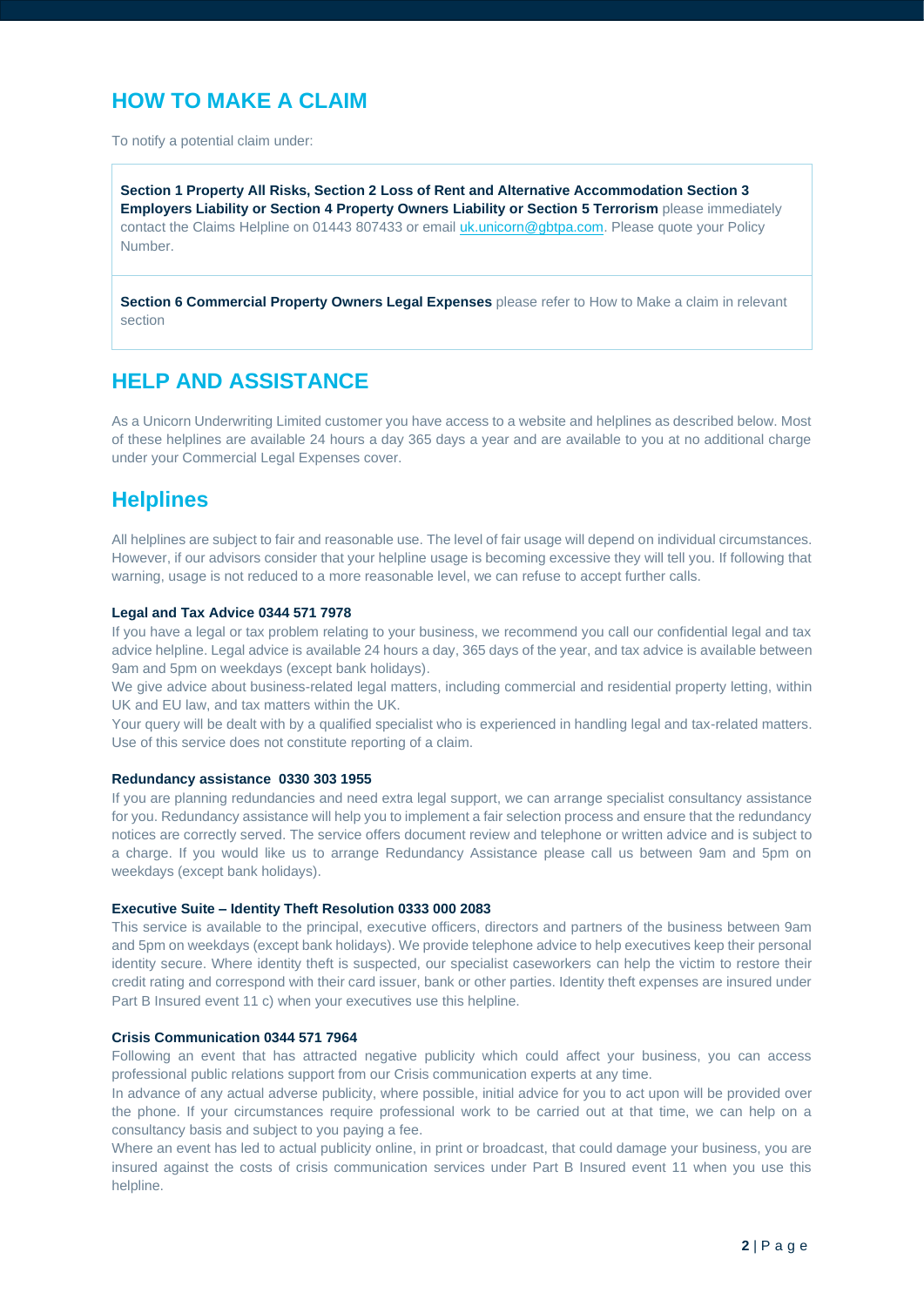## HOW TO MAKE A CLAIM

To notify a potential claim under:

**Section 1 Property All Risks, Section 2 Loss of Rent and Alternative Accommodation Section 3 Employers Liability or Section 4 Property Owners Liability or Section 5 Terrorism** please immediately contact the Claims Helpline on 01443 807433 or email uk.unicorn@gbtpa.com. Please quote your Policy Number.

**Section 6 Commercial Property Owners Legal Expenses** please refer to How to Make a claim in relevant section

## HELP AND ASSISTANCE

As a Unicorn Underwriting Limited customer you have access to a website and helplines as described below. Most of these helplines are available 24 hours a day 365 days a year and are available to you at no additional charge under your Commercial Legal Expenses cover.

## Helplines

All helplines are subject to fair and reasonable use. The level of fair usage will depend on individual circumstances. However, if our advisors consider that your helpline usage is becoming excessive they will tell you. If following that warning, usage is not reduced to a more reasonable level, we can refuse to accept further calls.

**Legal and Tax Advice 0344 571 7978**

If you have a legal or tax problem relating to your business, we recommend you call our confidential legal and tax advice helpline. Legal advice is available 24 hours a day, 365 days of the year, and tax advice is available between 9am and 5pm on weekdays (except bank holidays).

We give advice about business-related legal matters, including commercial and residential property letting, within UK and EU law, and tax matters within the UK.

Your query will be dealt with by a qualified specialist who is experienced in handling legal and tax-related matters. Use of this service does not constitute reporting of a claim.

**Redundancy assistance 0330 303 1955**

If you are planning redundancies and need extra legal support, we can arrange specialist consultancy assistance for you. Redundancy assistance will help you to implement a fair selection process and ensure that the redundancy notices are correctly served. The service offers document review and telephone or written advice and is subject to a charge. If you would like us to arrange Redundancy Assistance please call us between 9am and 5pm on weekdays (except bank holidays).

**Executive Suite – Identity Theft Resolution 0333 000 2083**

This service is available to the principal, executive officers, directors and partners of the business between 9am and 5pm on weekdays (except bank holidays). We provide telephone advice to help executives keep their personal identity secure. Where identity theft is suspected, our specialist caseworkers can help the victim to restore their credit rating and correspond with their card issuer, bank or other parties. Identity theft expenses are insured under Part B Insured event 11 c) when your executives use this helpline.

**Crisis Communication 0344 571 7964**

Following an event that has attracted negative publicity which could affect your business, you can access professional public relations support from our Crisis communication experts at any time.

In advance of any actual adverse publicity, where possible, initial advice for you to act upon will be provided over the phone. If your circumstances require professional work to be carried out at that time, we can help on a consultancy basis and subject to you paying a fee.

Where an event has led to actual publicity online, in print or broadcast, that could damage your business, you are insured against the costs of crisis communication services under Part B Insured event 11 when you use this helpline.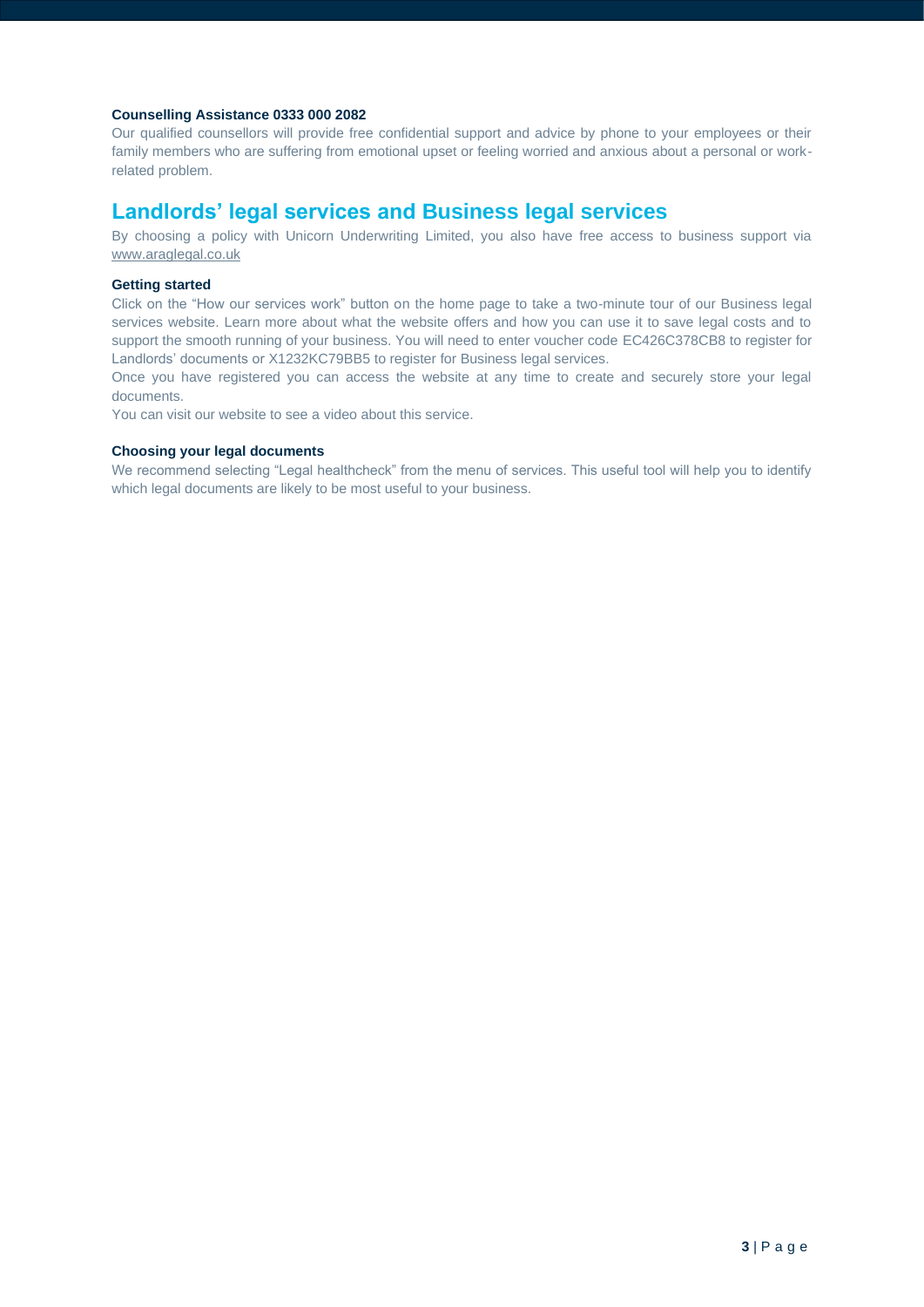**Counselling Assistance 0333 000 2082**

Our qualified counsellors will provide free confidential support and advice by phone to your employees or their family members who are suffering from emotional upset or feeling worried and anxious about a personal or work-related problem.

## Landlords' legal services and Business legal services

By choosing a policy with Unicorn Underwriting Limited, you also have free access to business support via www.araglegal.co.uk

**Getting started**

Click on the "How our services work" button on the home page to take a two-minute tour of our Business legal services website. Learn more about what the website offers and how you can use it to save legal costs and to support the smooth running of your business. You will need to enter voucher code EC426C378CB8 to register for Landlords' documents or X1232KC79BB5 to register for Business legal services.

Once you have registered you can access the website at any time to create and securely store your legal documents.

You can visit our website to see a video about this service.

**Choosing your legal documents**

We recommend selecting "Legal healthcheck" from the menu of services. This useful tool will help you to identify which legal documents are likely to be most useful to your business.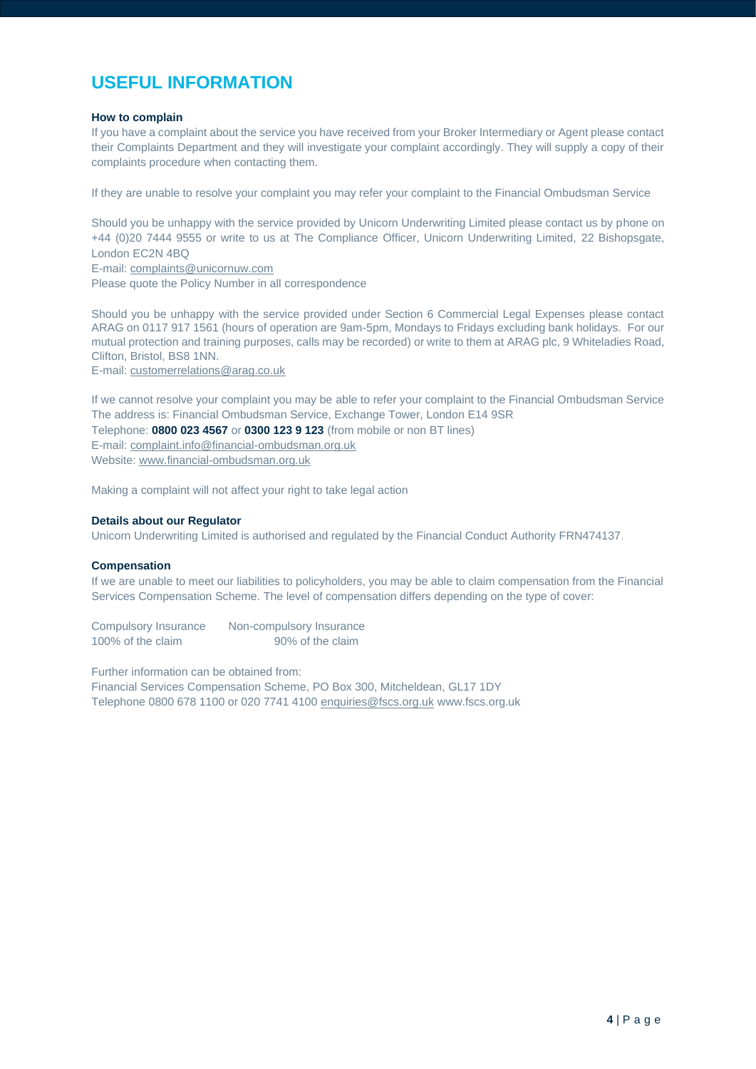# USEFUL INFORMATION

**How to complain**

If you have a complaint about the service you have received from your Broker Intermediary or Agent please contact their Complaints Department and they will investigate your complaint accordingly. They will supply a copy of their complaints procedure when contacting them.

If they are unable to resolve your complaint you may refer your complaint to the Financial Ombudsman Service

Should you be unhappy with the service provided by Unicorn Underwriting Limited please contact us by phone on +44 (0)20 7444 9555 or write to us at The Compliance Officer, Unicorn Underwriting Limited, 22 Bishopsgate, London EC2N 4BQ
E-mail: complaints@unicornuw.com
Please quote the Policy Number in all correspondence

Should you be unhappy with the service provided under Section 6 Commercial Legal Expenses please contact ARAG on 0117 917 1561 (hours of operation are 9am-5pm, Mondays to Fridays excluding bank holidays. For our mutual protection and training purposes, calls may be recorded) or write to them at ARAG plc, 9 Whiteladies Road, Clifton, Bristol, BS8 1NN.
E-mail: customerrelations@arag.co.uk

If we cannot resolve your complaint you may be able to refer your complaint to the Financial Ombudsman Service
The address is: Financial Ombudsman Service, Exchange Tower, London E14 9SR
Telephone: **0800 023 4567** or **0300 123 9 123** (from mobile or non BT lines)
E-mail: complaint.info@financial-ombudsman.org.uk
Website: www.financial-ombudsman.org.uk

Making a complaint will not affect your right to take legal action

**Details about our Regulator**

Unicorn Underwriting Limited is authorised and regulated by the Financial Conduct Authority FRN474137.

**Compensation**

If we are unable to meet our liabilities to policyholders, you may be able to claim compensation from the Financial Services Compensation Scheme. The level of compensation differs depending on the type of cover:

| Compulsory Insurance | Non-compulsory Insurance |
|---|---|
| 100% of the claim | 90% of the claim |

Further information can be obtained from:
Financial Services Compensation Scheme, PO Box 300, Mitcheldean, GL17 1DY
Telephone 0800 678 1100 or 020 7741 4100 enquiries@fscs.org.uk www.fscs.org.uk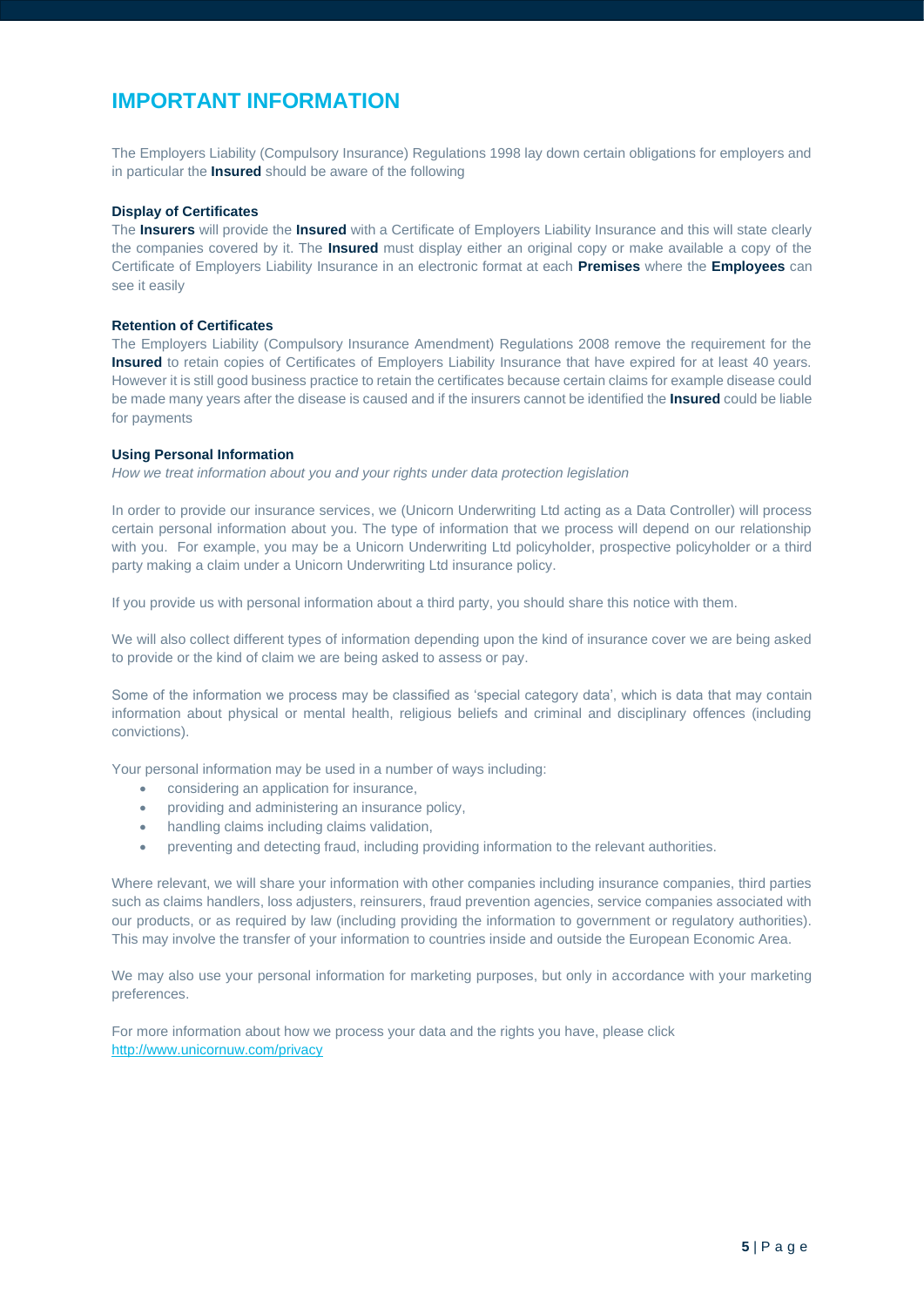# IMPORTANT INFORMATION

The Employers Liability (Compulsory Insurance) Regulations 1998 lay down certain obligations for employers and in particular the **Insured** should be aware of the following

**Display of Certificates**

The **Insurers** will provide the **Insured** with a Certificate of Employers Liability Insurance and this will state clearly the companies covered by it. The **Insured** must display either an original copy or make available a copy of the Certificate of Employers Liability Insurance in an electronic format at each **Premises** where the **Employees** can see it easily

**Retention of Certificates**

The Employers Liability (Compulsory Insurance Amendment) Regulations 2008 remove the requirement for the **Insured** to retain copies of Certificates of Employers Liability Insurance that have expired for at least 40 years. However it is still good business practice to retain the certificates because certain claims for example disease could be made many years after the disease is caused and if the insurers cannot be identified the **Insured** could be liable for payments

**Using Personal Information**

*How we treat information about you and your rights under data protection legislation*

In order to provide our insurance services, we (Unicorn Underwriting Ltd acting as a Data Controller) will process certain personal information about you. The type of information that we process will depend on our relationship with you. For example, you may be a Unicorn Underwriting Ltd policyholder, prospective policyholder or a third party making a claim under a Unicorn Underwriting Ltd insurance policy.

If you provide us with personal information about a third party, you should share this notice with them.

We will also collect different types of information depending upon the kind of insurance cover we are being asked to provide or the kind of claim we are being asked to assess or pay.

Some of the information we process may be classified as 'special category data', which is data that may contain information about physical or mental health, religious beliefs and criminal and disciplinary offences (including convictions).

Your personal information may be used in a number of ways including:

- considering an application for insurance,
- providing and administering an insurance policy,
- handling claims including claims validation,
- preventing and detecting fraud, including providing information to the relevant authorities.

Where relevant, we will share your information with other companies including insurance companies, third parties such as claims handlers, loss adjusters, reinsurers, fraud prevention agencies, service companies associated with our products, or as required by law (including providing the information to government or regulatory authorities). This may involve the transfer of your information to countries inside and outside the European Economic Area.

We may also use your personal information for marketing purposes, but only in accordance with your marketing preferences.

For more information about how we process your data and the rights you have, please click
http://www.unicornuw.com/privacy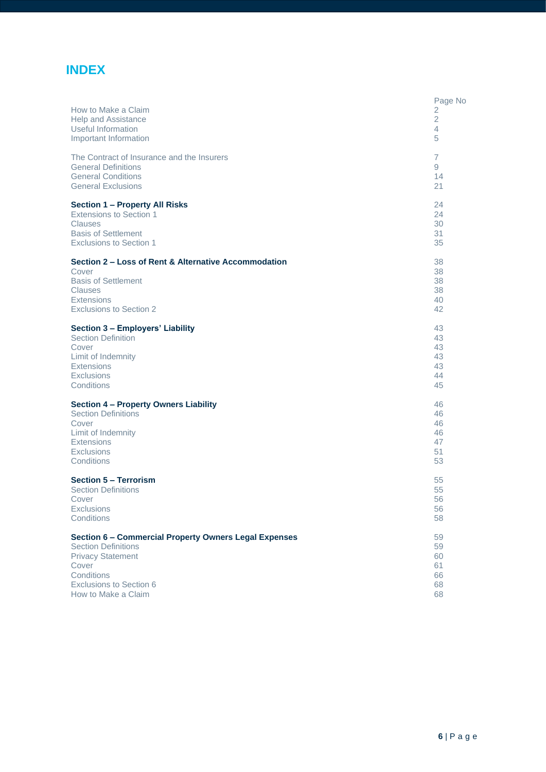# INDEX

| | Page No |
|---|---|
| How to Make a Claim | 2 |
| Help and Assistance | 2 |
| Useful Information | 4 |
| Important Information | 5 |
| | |
| The Contract of Insurance and the Insurers | 7 |
| General Definitions | 9 |
| General Conditions | 14 |
| General Exclusions | 21 |
| | |
| **Section 1 – Property All Risks** | 24 |
| Extensions to Section 1 | 24 |
| Clauses | 30 |
| Basis of Settlement | 31 |
| Exclusions to Section 1 | 35 |
| | |
| **Section 2 – Loss of Rent & Alternative Accommodation** | 38 |
| Cover | 38 |
| Basis of Settlement | 38 |
| Clauses | 38 |
| Extensions | 40 |
| Exclusions to Section 2 | 42 |
| | |
| **Section 3 – Employers' Liability** | 43 |
| Section Definition | 43 |
| Cover | 43 |
| Limit of Indemnity | 43 |
| Extensions | 43 |
| Exclusions | 44 |
| Conditions | 45 |
| | |
| **Section 4 – Property Owners Liability** | 46 |
| Section Definitions | 46 |
| Cover | 46 |
| Limit of Indemnity | 46 |
| Extensions | 47 |
| Exclusions | 51 |
| Conditions | 53 |
| | |
| **Section 5 – Terrorism** | 55 |
| Section Definitions | 55 |
| Cover | 56 |
| Exclusions | 56 |
| Conditions | 58 |
| | |
| **Section 6 – Commercial Property Owners Legal Expenses** | 59 |
| Section Definitions | 59 |
| Privacy Statement | 60 |
| Cover | 61 |
| Conditions | 66 |
| Exclusions to Section 6 | 68 |
| How to Make a Claim | 68 |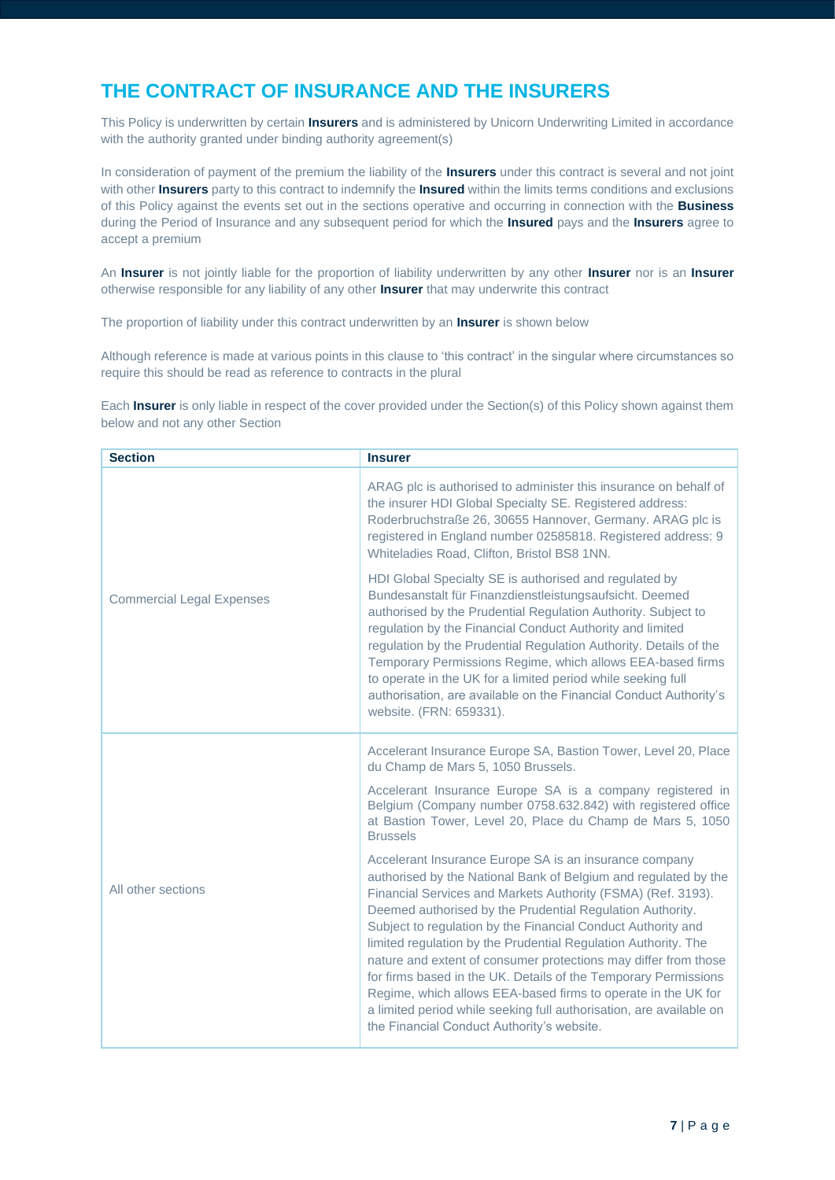# THE CONTRACT OF INSURANCE AND THE INSURERS

This Policy is underwritten by certain **Insurers** and is administered by Unicorn Underwriting Limited in accordance with the authority granted under binding authority agreement(s)

In consideration of payment of the premium the liability of the **Insurers** under this contract is several and not joint with other **Insurers** party to this contract to indemnify the **Insured** within the limits terms conditions and exclusions of this Policy against the events set out in the sections operative and occurring in connection with the **Business** during the Period of Insurance and any subsequent period for which the **Insured** pays and the **Insurers** agree to accept a premium

An **Insurer** is not jointly liable for the proportion of liability underwritten by any other **Insurer** nor is an **Insurer** otherwise responsible for any liability of any other **Insurer** that may underwrite this contract

The proportion of liability under this contract underwritten by an **Insurer** is shown below

Although reference is made at various points in this clause to 'this contract' in the singular where circumstances so require this should be read as reference to contracts in the plural

Each **Insurer** is only liable in respect of the cover provided under the Section(s) of this Policy shown against them below and not any other Section

| Section | Insurer |
|---|---|
| Commercial Legal Expenses | ARAG plc is authorised to administer this insurance on behalf of the insurer HDI Global Specialty SE. Registered address: Roderbruchstraße 26, 30655 Hannover, Germany. ARAG plc is registered in England number 02585818. Registered address: 9 Whiteladies Road, Clifton, Bristol BS8 1NN.<br><br>HDI Global Specialty SE is authorised and regulated by Bundesanstalt für Finanzdienstleistungsaufsicht. Deemed authorised by the Prudential Regulation Authority. Subject to regulation by the Financial Conduct Authority and limited regulation by the Prudential Regulation Authority. Details of the Temporary Permissions Regime, which allows EEA-based firms to operate in the UK for a limited period while seeking full authorisation, are available on the Financial Conduct Authority's website. (FRN: 659331). |
| All other sections | Accelerant Insurance Europe SA, Bastion Tower, Level 20, Place du Champ de Mars 5, 1050 Brussels.<br><br>Accelerant Insurance Europe SA is a company registered in Belgium (Company number 0758.632.842) with registered office at Bastion Tower, Level 20, Place du Champ de Mars 5, 1050 Brussels<br><br>Accelerant Insurance Europe SA is an insurance company authorised by the National Bank of Belgium and regulated by the Financial Services and Markets Authority (FSMA) (Ref. 3193). Deemed authorised by the Prudential Regulation Authority. Subject to regulation by the Financial Conduct Authority and limited regulation by the Prudential Regulation Authority. The nature and extent of consumer protections may differ from those for firms based in the UK. Details of the Temporary Permissions Regime, which allows EEA-based firms to operate in the UK for a limited period while seeking full authorisation, are available on the Financial Conduct Authority's website. |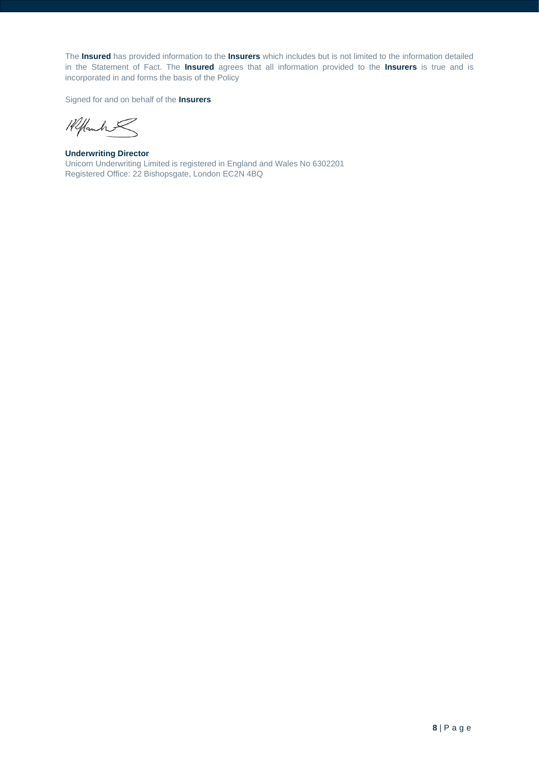The **Insured** has provided information to the **Insurers** which includes but is not limited to the information detailed in the Statement of Fact. The **Insured** agrees that all information provided to the **Insurers** is true and is incorporated in and forms the basis of the Policy

Signed for and on behalf of the **Insurers**

**Underwriting Director**
Unicorn Underwriting Limited is registered in England and Wales No 6302201
Registered Office: 22 Bishopsgate, London EC2N 4BQ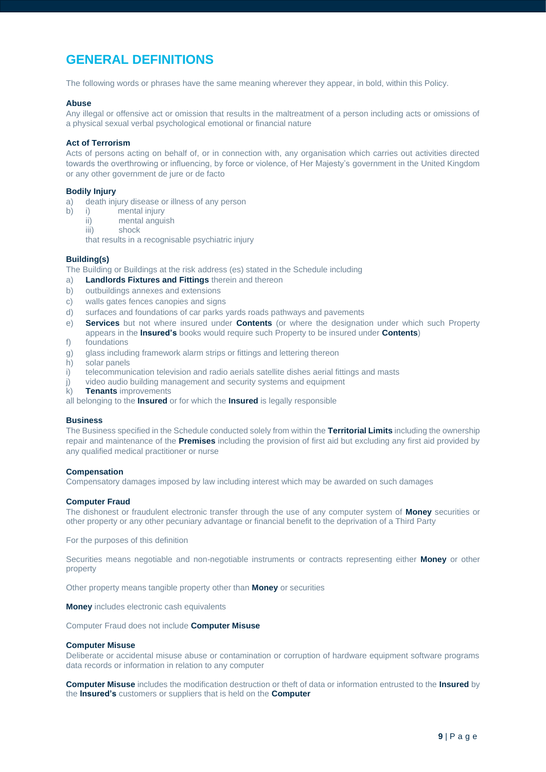## GENERAL DEFINITIONS

The following words or phrases have the same meaning wherever they appear, in bold, within this Policy.

**Abuse**
Any illegal or offensive act or omission that results in the maltreatment of a person including acts or omissions of a physical sexual verbal psychological emotional or financial nature

**Act of Terrorism**
Acts of persons acting on behalf of, or in connection with, any organisation which carries out activities directed towards the overthrowing or influencing, by force or violence, of Her Majesty's government in the United Kingdom or any other government de jure or de facto

**Bodily Injury**

a) death injury disease or illness of any person
b) i) mental injury
   ii) mental anguish
   iii) shock

   that results in a recognisable psychiatric injury

**Building(s)**
The Building or Buildings at the risk address (es) stated in the Schedule including

a) **Landlords Fixtures and Fittings** therein and thereon
b) outbuildings annexes and extensions
c) walls gates fences canopies and signs
d) surfaces and foundations of car parks yards roads pathways and pavements
e) **Services** but not where insured under **Contents** (or where the designation under which such Property appears in the **Insured's** books would require such Property to be insured under **Contents**)
f) foundations
g) glass including framework alarm strips or fittings and lettering thereon
h) solar panels
i) telecommunication television and radio aerials satellite dishes aerial fittings and masts
j) video audio building management and security systems and equipment
k) **Tenants** improvements

all belonging to the **Insured** or for which the **Insured** is legally responsible

**Business**
The Business specified in the Schedule conducted solely from within the **Territorial Limits** including the ownership repair and maintenance of the **Premises** including the provision of first aid but excluding any first aid provided by any qualified medical practitioner or nurse

**Compensation**
Compensatory damages imposed by law including interest which may be awarded on such damages

**Computer Fraud**
The dishonest or fraudulent electronic transfer through the use of any computer system of **Money** securities or other property or any other pecuniary advantage or financial benefit to the deprivation of a Third Party

For the purposes of this definition

Securities means negotiable and non-negotiable instruments or contracts representing either **Money** or other property

Other property means tangible property other than **Money** or securities

**Money** includes electronic cash equivalents

Computer Fraud does not include **Computer Misuse**

**Computer Misuse**
Deliberate or accidental misuse abuse or contamination or corruption of hardware equipment software programs data records or information in relation to any computer

**Computer Misuse** includes the modification destruction or theft of data or information entrusted to the **Insured** by the **Insured's** customers or suppliers that is held on the **Computer**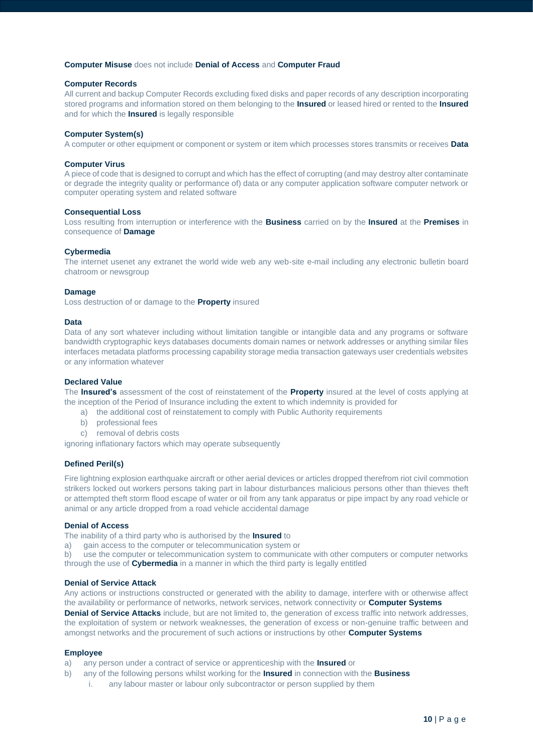**Computer Misuse** does not include **Denial of Access** and **Computer Fraud**

**Computer Records**

All current and backup Computer Records excluding fixed disks and paper records of any description incorporating stored programs and information stored on them belonging to the **Insured** or leased hired or rented to the **Insured** and for which the **Insured** is legally responsible

**Computer System(s)**

A computer or other equipment or component or system or item which processes stores transmits or receives **Data**

**Computer Virus**

A piece of code that is designed to corrupt and which has the effect of corrupting (and may destroy alter contaminate or degrade the integrity quality or performance of) data or any computer application software computer network or computer operating system and related software

**Consequential Loss**

Loss resulting from interruption or interference with the **Business** carried on by the **Insured** at the **Premises** in consequence of **Damage**

**Cybermedia**

The internet usenet any extranet the world wide web any web-site e-mail including any electronic bulletin board chatroom or newsgroup

**Damage**

Loss destruction of or damage to the **Property** insured

**Data**

Data of any sort whatever including without limitation tangible or intangible data and any programs or software bandwidth cryptographic keys databases documents domain names or network addresses or anything similar files interfaces metadata platforms processing capability storage media transaction gateways user credentials websites or any information whatever

**Declared Value**

The **Insured's** assessment of the cost of reinstatement of the **Property** insured at the level of costs applying at the inception of the Period of Insurance including the extent to which indemnity is provided for

a) the additional cost of reinstatement to comply with Public Authority requirements
b) professional fees
c) removal of debris costs

ignoring inflationary factors which may operate subsequently

**Defined Peril(s)**

Fire lightning explosion earthquake aircraft or other aerial devices or articles dropped therefrom riot civil commotion strikers locked out workers persons taking part in labour disturbances malicious persons other than thieves theft or attempted theft storm flood escape of water or oil from any tank apparatus or pipe impact by any road vehicle or animal or any article dropped from a road vehicle accidental damage

**Denial of Access**

The inability of a third party who is authorised by the **Insured** to

a) gain access to the computer or telecommunication system or
b) use the computer or telecommunication system to communicate with other computers or computer networks

through the use of **Cybermedia** in a manner in which the third party is legally entitled

**Denial of Service Attack**

Any actions or instructions constructed or generated with the ability to damage, interfere with or otherwise affect the availability or performance of networks, network services, network connectivity or **Computer Systems**

**Denial of Service Attacks** include, but are not limited to, the generation of excess traffic into network addresses, the exploitation of system or network weaknesses, the generation of excess or non-genuine traffic between and amongst networks and the procurement of such actions or instructions by other **Computer Systems**

**Employee**

a) any person under a contract of service or apprenticeship with the **Insured** or
b) any of the following persons whilst working for the **Insured** in connection with the **Business**
   i. any labour master or labour only subcontractor or person supplied by them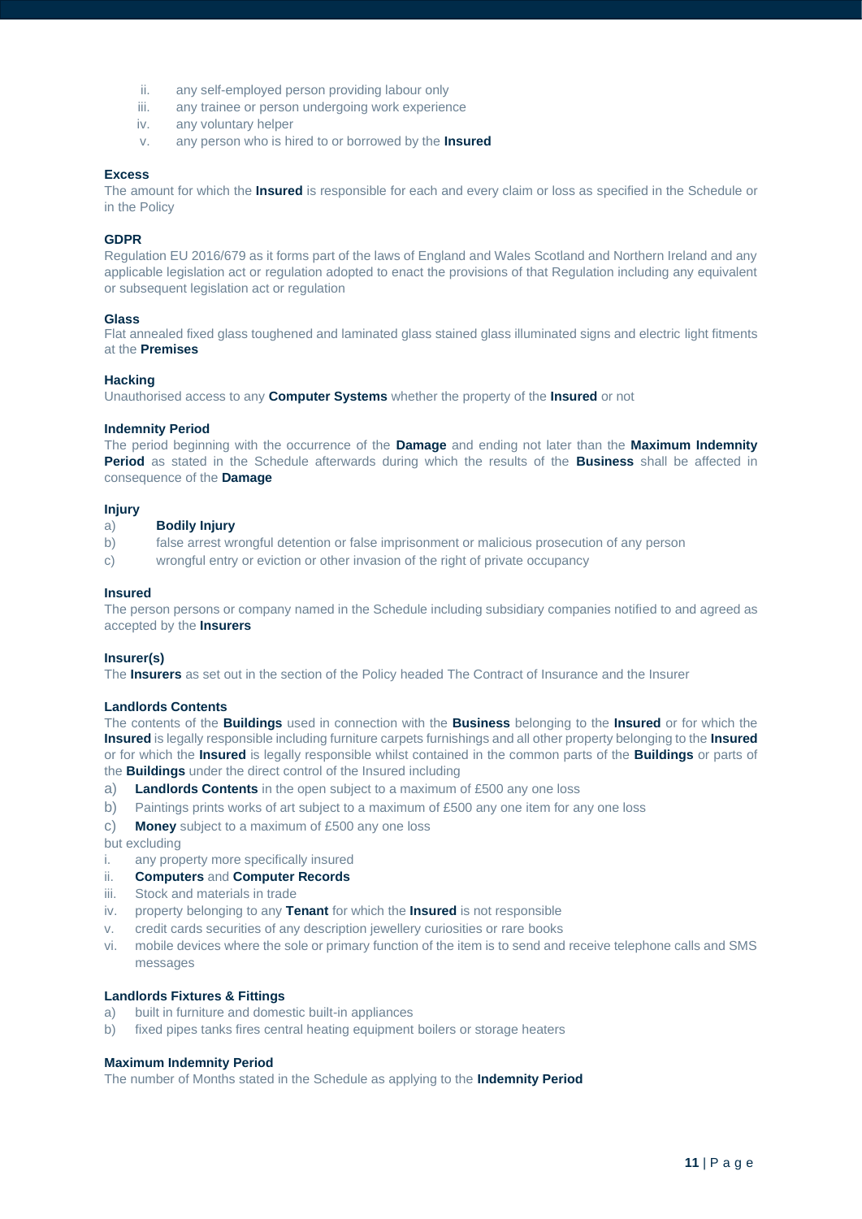ii. any self-employed person providing labour only
iii. any trainee or person undergoing work experience
iv. any voluntary helper
v. any person who is hired to or borrowed by the **Insured**

**Excess**

The amount for which the **Insured** is responsible for each and every claim or loss as specified in the Schedule or in the Policy

**GDPR**

Regulation EU 2016/679 as it forms part of the laws of England and Wales Scotland and Northern Ireland and any applicable legislation act or regulation adopted to enact the provisions of that Regulation including any equivalent or subsequent legislation act or regulation

**Glass**

Flat annealed fixed glass toughened and laminated glass stained glass illuminated signs and electric light fitments at the **Premises**

**Hacking**

Unauthorised access to any **Computer Systems** whether the property of the **Insured** or not

**Indemnity Period**

The period beginning with the occurrence of the **Damage** and ending not later than the **Maximum Indemnity Period** as stated in the Schedule afterwards during which the results of the **Business** shall be affected in consequence of the **Damage**

**Injury**

a) **Bodily Injury**
b) false arrest wrongful detention or false imprisonment or malicious prosecution of any person
c) wrongful entry or eviction or other invasion of the right of private occupancy

**Insured**

The person persons or company named in the Schedule including subsidiary companies notified to and agreed as accepted by the **Insurers**

**Insurer(s)**

The **Insurers** as set out in the section of the Policy headed The Contract of Insurance and the Insurer

**Landlords Contents**

The contents of the **Buildings** used in connection with the **Business** belonging to the **Insured** or for which the **Insured** is legally responsible including furniture carpets furnishings and all other property belonging to the **Insured** or for which the **Insured** is legally responsible whilst contained in the common parts of the **Buildings** or parts of the **Buildings** under the direct control of the Insured including

a) **Landlords Contents** in the open subject to a maximum of £500 any one loss
b) Paintings prints works of art subject to a maximum of £500 any one item for any one loss
c) **Money** subject to a maximum of £500 any one loss

but excluding

i. any property more specifically insured
ii. **Computers** and **Computer Records**
iii. Stock and materials in trade
iv. property belonging to any **Tenant** for which the **Insured** is not responsible
v. credit cards securities of any description jewellery curiosities or rare books
vi. mobile devices where the sole or primary function of the item is to send and receive telephone calls and SMS messages

**Landlords Fixtures & Fittings**

a) built in furniture and domestic built-in appliances
b) fixed pipes tanks fires central heating equipment boilers or storage heaters

**Maximum Indemnity Period**

The number of Months stated in the Schedule as applying to the **Indemnity Period**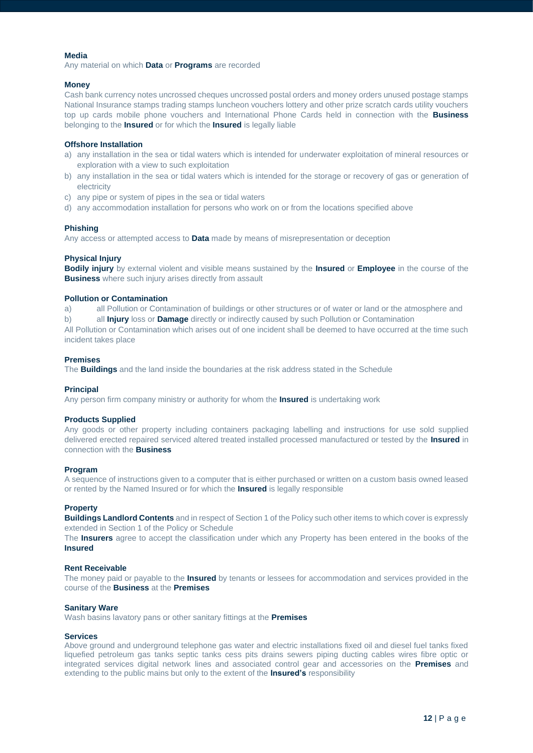**Media**

Any material on which **Data** or **Programs** are recorded

**Money**

Cash bank currency notes uncrossed cheques uncrossed postal orders and money orders unused postage stamps National Insurance stamps trading stamps luncheon vouchers lottery and other prize scratch cards utility vouchers top up cards mobile phone vouchers and International Phone Cards held in connection with the **Business** belonging to the **Insured** or for which the **Insured** is legally liable

**Offshore Installation**

a) any installation in the sea or tidal waters which is intended for underwater exploitation of mineral resources or exploration with a view to such exploitation
b) any installation in the sea or tidal waters which is intended for the storage or recovery of gas or generation of electricity
c) any pipe or system of pipes in the sea or tidal waters
d) any accommodation installation for persons who work on or from the locations specified above

**Phishing**

Any access or attempted access to **Data** made by means of misrepresentation or deception

**Physical Injury**

**Bodily injury** by external violent and visible means sustained by the **Insured** or **Employee** in the course of the **Business** where such injury arises directly from assault

**Pollution or Contamination**

a) all Pollution or Contamination of buildings or other structures or of water or land or the atmosphere and
b) all **Injury** loss or **Damage** directly or indirectly caused by such Pollution or Contamination

All Pollution or Contamination which arises out of one incident shall be deemed to have occurred at the time such incident takes place

**Premises**

The **Buildings** and the land inside the boundaries at the risk address stated in the Schedule

**Principal**

Any person firm company ministry or authority for whom the **Insured** is undertaking work

**Products Supplied**

Any goods or other property including containers packaging labelling and instructions for use sold supplied delivered erected repaired serviced altered treated installed processed manufactured or tested by the **Insured** in connection with the **Business**

**Program**

A sequence of instructions given to a computer that is either purchased or written on a custom basis owned leased or rented by the Named Insured or for which the **Insured** is legally responsible

**Property**

**Buildings Landlord Contents** and in respect of Section 1 of the Policy such other items to which cover is expressly extended in Section 1 of the Policy or Schedule

The **Insurers** agree to accept the classification under which any Property has been entered in the books of the **Insured**

**Rent Receivable**

The money paid or payable to the **Insured** by tenants or lessees for accommodation and services provided in the course of the **Business** at the **Premises**

**Sanitary Ware**

Wash basins lavatory pans or other sanitary fittings at the **Premises**

**Services**

Above ground and underground telephone gas water and electric installations fixed oil and diesel fuel tanks fixed liquefied petroleum gas tanks septic tanks cess pits drains sewers piping ducting cables wires fibre optic or integrated services digital network lines and associated control gear and accessories on the **Premises** and extending to the public mains but only to the extent of the **Insured's** responsibility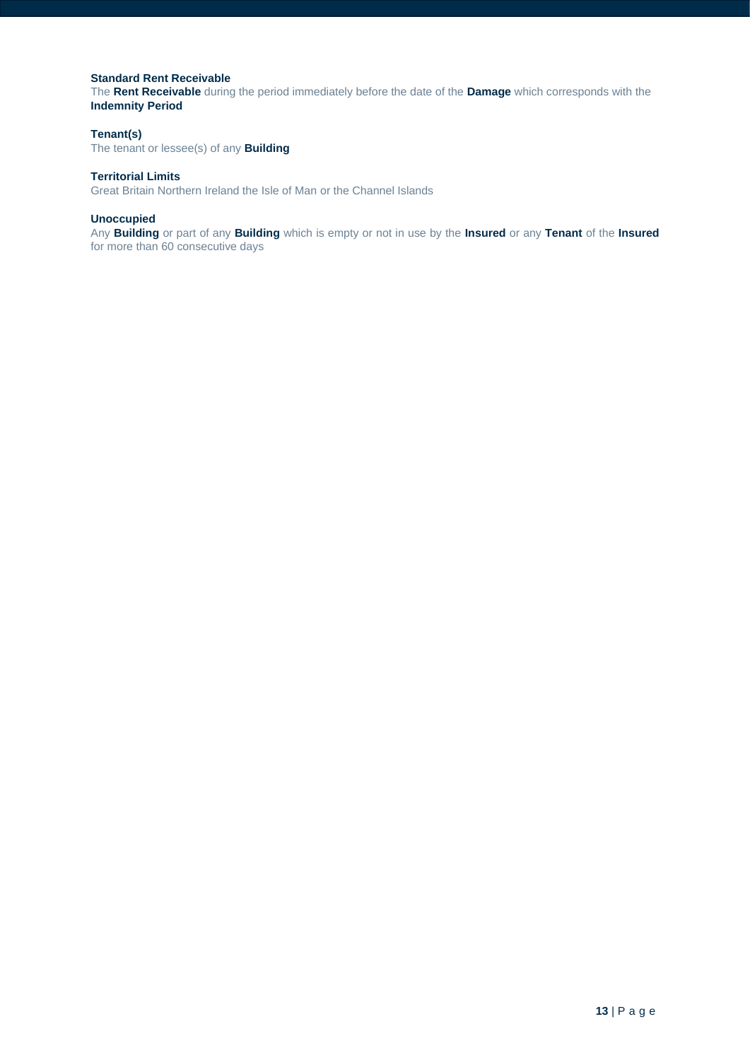**Standard Rent Receivable**
The **Rent Receivable** during the period immediately before the date of the **Damage** which corresponds with the **Indemnity Period**

**Tenant(s)**
The tenant or lessee(s) of any **Building**

**Territorial Limits**
Great Britain Northern Ireland the Isle of Man or the Channel Islands

**Unoccupied**
Any **Building** or part of any **Building** which is empty or not in use by the **Insured** or any **Tenant** of the **Insured** for more than 60 consecutive days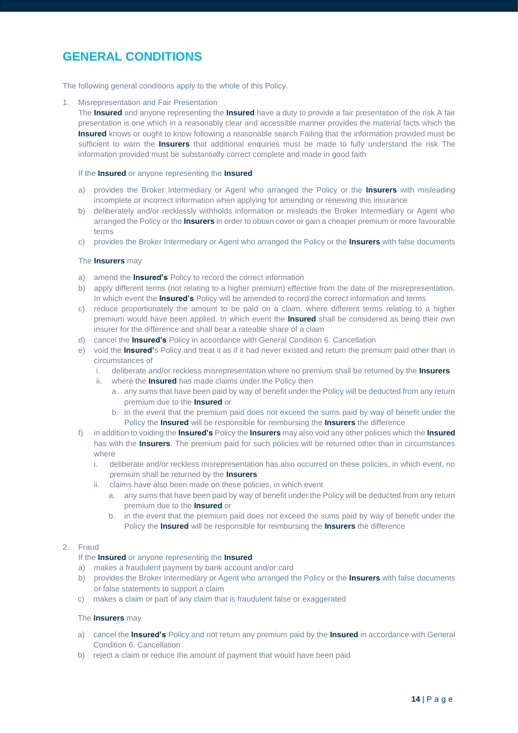# GENERAL CONDITIONS

The following general conditions apply to the whole of this Policy.

1. Misrepresentation and Fair Presentation

   The **Insured** and anyone representing the **Insured** have a duty to provide a fair presentation of the risk A fair presentation is one which in a reasonably clear and accessible manner provides the material facts which the **Insured** knows or ought to know following a reasonable search Failing that the information provided must be sufficient to warn the **Insurers** that additional enquiries must be made to fully understand the risk The information provided must be substantially correct complete and made in good faith

   If the **Insured** or anyone representing the **Insured**

   a) provides the Broker Intermediary or Agent who arranged the Policy or the **Insurers** with misleading incomplete or incorrect information when applying for amending or renewing this insurance
   b) deliberately and/or recklessly withholds information or misleads the Broker Intermediary or Agent who arranged the Policy or the **Insurers** in order to obtain cover or gain a cheaper premium or more favourable terms
   c) provides the Broker Intermediary or Agent who arranged the Policy or the **Insurers** with false documents

   The **Insurers** may

   a) amend the **Insured's** Policy to record the correct information
   b) apply different terms (not relating to a higher premium) effective from the date of the misrepresentation. In which event the **Insured's** Policy will be amended to record the correct information and terms
   c) reduce proportionately the amount to be paid on a claim, where different terms relating to a higher premium would have been applied. In which event the **Insured** shall be considered as being their own insurer for the difference and shall bear a rateable share of a claim
   d) cancel the **Insured's** Policy in accordance with General Condition 6. Cancellation
   e) void the **Insured'**s Policy and treat it as if it had never existed and return the premium paid other than in circumstances of
      i. deliberate and/or reckless misrepresentation where no premium shall be returned by the **Insurers**
      ii. where the **Insured** has made claims under the Policy then
         a. any sums that have been paid by way of benefit under the Policy will be deducted from any return premium due to the **Insured** or
         b. in the event that the premium paid does not exceed the sums paid by way of benefit under the Policy the **Insured** will be responsible for reimbursing the **Insurers** the difference
   f) in addition to voiding the **Insured's** Policy the **Insurers** may also void any other policies which the **Insured** has with the **Insurers**. The premium paid for such policies will be returned other than in circumstances where
      i. deliberate and/or reckless misrepresentation has also occurred on these policies, in which event, no premium shall be returned by the **Insurers**
      ii. claims have also been made on these policies, in which event
         a. any sums that have been paid by way of benefit under the Policy will be deducted from any return premium due to the **Insured** or
         b. in the event that the premium paid does not exceed the sums paid by way of benefit under the Policy the **Insured** will be responsible for reimbursing the **Insurers** the difference

2. Fraud

   If the **Insured** or anyone representing the **Insured**

   a) makes a fraudulent payment by bank account and/or card
   b) provides the Broker Intermediary or Agent who arranged the Policy or the **Insurers** with false documents or false statements to support a claim
   c) makes a claim or part of any claim that is fraudulent false or exaggerated

   The **Insurers** may

   a) cancel the **Insured's** Policy and not return any premium paid by the **Insured** in accordance with General Condition 6. Cancellation
   b) reject a claim or reduce the amount of payment that would have been paid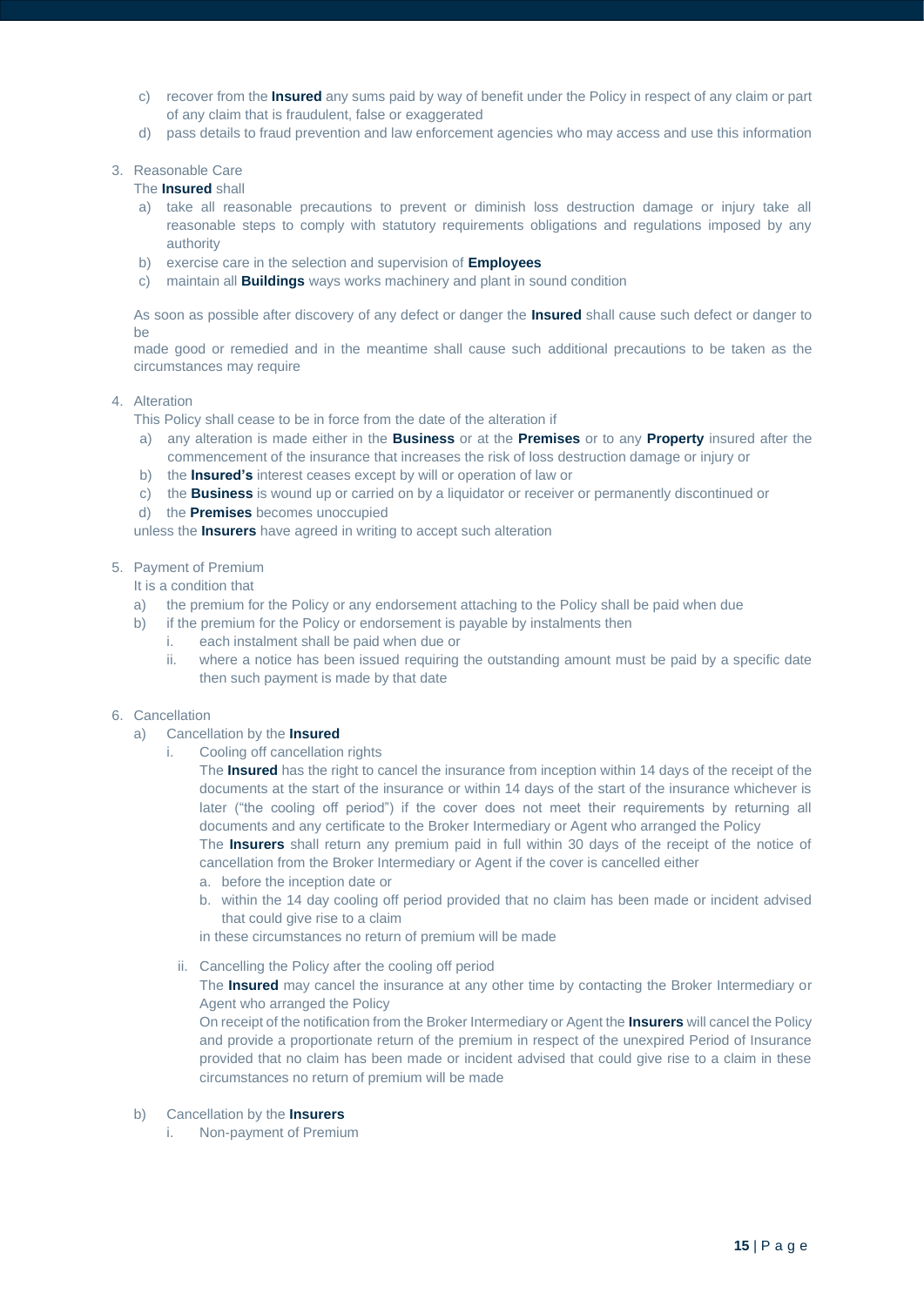c) recover from the **Insured** any sums paid by way of benefit under the Policy in respect of any claim or part of any claim that is fraudulent, false or exaggerated

d) pass details to fraud prevention and law enforcement agencies who may access and use this information

3. Reasonable Care

   The **Insured** shall

   a) take all reasonable precautions to prevent or diminish loss destruction damage or injury take all reasonable steps to comply with statutory requirements obligations and regulations imposed by any authority

   b) exercise care in the selection and supervision of **Employees**

   c) maintain all **Buildings** ways works machinery and plant in sound condition

   As soon as possible after discovery of any defect or danger the **Insured** shall cause such defect or danger to be

   made good or remedied and in the meantime shall cause such additional precautions to be taken as the circumstances may require

4. Alteration

   This Policy shall cease to be in force from the date of the alteration if

   a) any alteration is made either in the **Business** or at the **Premises** or to any **Property** insured after the commencement of the insurance that increases the risk of loss destruction damage or injury or

   b) the **Insured's** interest ceases except by will or operation of law or

   c) the **Business** is wound up or carried on by a liquidator or receiver or permanently discontinued or

   d) the **Premises** becomes unoccupied

   unless the **Insurers** have agreed in writing to accept such alteration

5. Payment of Premium

   It is a condition that

   a) the premium for the Policy or any endorsement attaching to the Policy shall be paid when due

   b) if the premium for the Policy or endorsement is payable by instalments then

      i. each instalment shall be paid when due or

      ii. where a notice has been issued requiring the outstanding amount must be paid by a specific date then such payment is made by that date

6. Cancellation

   a) Cancellation by the **Insured**

      i. Cooling off cancellation rights

         The **Insured** has the right to cancel the insurance from inception within 14 days of the receipt of the documents at the start of the insurance or within 14 days of the start of the insurance whichever is later ("the cooling off period") if the cover does not meet their requirements by returning all documents and any certificate to the Broker Intermediary or Agent who arranged the Policy

         The **Insurers** shall return any premium paid in full within 30 days of the receipt of the notice of cancellation from the Broker Intermediary or Agent if the cover is cancelled either

         a. before the inception date or

         b. within the 14 day cooling off period provided that no claim has been made or incident advised that could give rise to a claim

         in these circumstances no return of premium will be made

      ii. Cancelling the Policy after the cooling off period

         The **Insured** may cancel the insurance at any other time by contacting the Broker Intermediary or Agent who arranged the Policy

         On receipt of the notification from the Broker Intermediary or Agent the **Insurers** will cancel the Policy and provide a proportionate return of the premium in respect of the unexpired Period of Insurance provided that no claim has been made or incident advised that could give rise to a claim in these circumstances no return of premium will be made

   b) Cancellation by the **Insurers**

      i. Non-payment of Premium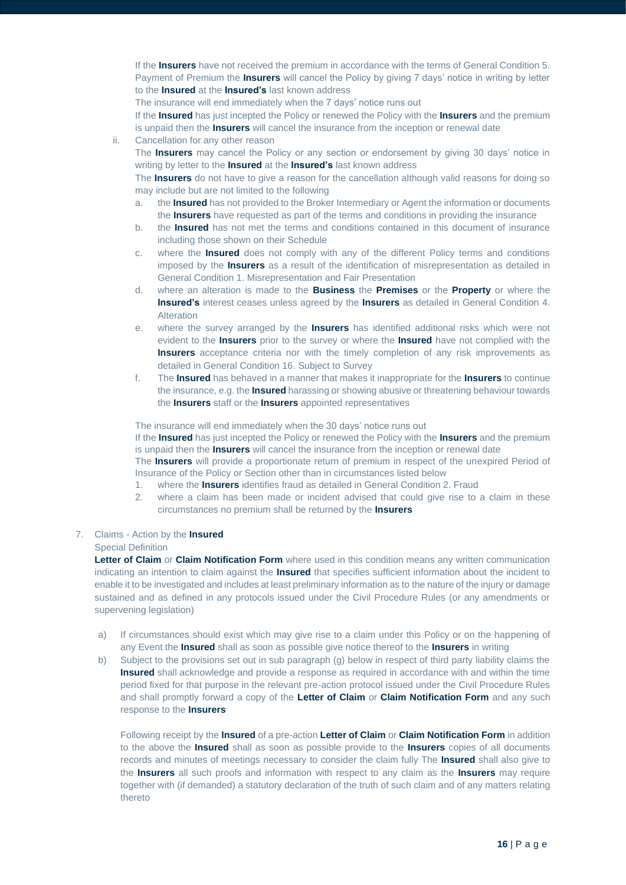If the **Insurers** have not received the premium in accordance with the terms of General Condition 5. Payment of Premium the **Insurers** will cancel the Policy by giving 7 days' notice in writing by letter to the **Insured** at the **Insured's** last known address

The insurance will end immediately when the 7 days' notice runs out

If the **Insured** has just incepted the Policy or renewed the Policy with the **Insurers** and the premium is unpaid then the **Insurers** will cancel the insurance from the inception or renewal date

ii. Cancellation for any other reason

The **Insurers** may cancel the Policy or any section or endorsement by giving 30 days' notice in writing by letter to the **Insured** at the **Insured's** last known address

The **Insurers** do not have to give a reason for the cancellation although valid reasons for doing so may include but are not limited to the following

a. the **Insured** has not provided to the Broker Intermediary or Agent the information or documents the **Insurers** have requested as part of the terms and conditions in providing the insurance
b. the **Insured** has not met the terms and conditions contained in this document of insurance including those shown on their Schedule
c. where the **Insured** does not comply with any of the different Policy terms and conditions imposed by the **Insurers** as a result of the identification of misrepresentation as detailed in General Condition 1. Misrepresentation and Fair Presentation
d. where an alteration is made to the **Business** the **Premises** or the **Property** or where the **Insured's** interest ceases unless agreed by the **Insurers** as detailed in General Condition 4. Alteration
e. where the survey arranged by the **Insurers** has identified additional risks which were not evident to the **Insurers** prior to the survey or where the **Insured** have not complied with the **Insurers** acceptance criteria nor with the timely completion of any risk improvements as detailed in General Condition 16. Subject to Survey
f. The **Insured** has behaved in a manner that makes it inappropriate for the **Insurers** to continue the insurance, e.g. the **Insured** harassing or showing abusive or threatening behaviour towards the **Insurers** staff or the **Insurers** appointed representatives

The insurance will end immediately when the 30 days' notice runs out

If the **Insured** has just incepted the Policy or renewed the Policy with the **Insurers** and the premium is unpaid then the **Insurers** will cancel the insurance from the inception or renewal date

The **Insurers** will provide a proportionate return of premium in respect of the unexpired Period of Insurance of the Policy or Section other than in circumstances listed below

1. where the **Insurers** identifies fraud as detailed in General Condition 2. Fraud
2. where a claim has been made or incident advised that could give rise to a claim in these circumstances no premium shall be returned by the **Insurers**

7. Claims - Action by the **Insured**

Special Definition

**Letter of Claim** or **Claim Notification Form** where used in this condition means any written communication indicating an intention to claim against the **Insured** that specifies sufficient information about the incident to enable it to be investigated and includes at least preliminary information as to the nature of the injury or damage sustained and as defined in any protocols issued under the Civil Procedure Rules (or any amendments or supervening legislation)

a) If circumstances should exist which may give rise to a claim under this Policy or on the happening of any Event the **Insured** shall as soon as possible give notice thereof to the **Insurers** in writing
b) Subject to the provisions set out in sub paragraph (g) below in respect of third party liability claims the **Insured** shall acknowledge and provide a response as required in accordance with and within the time period fixed for that purpose in the relevant pre-action protocol issued under the Civil Procedure Rules and shall promptly forward a copy of the **Letter of Claim** or **Claim Notification Form** and any such response to the **Insurers**

Following receipt by the **Insured** of a pre-action **Letter of Claim** or **Claim Notification Form** in addition to the above the **Insured** shall as soon as possible provide to the **Insurers** copies of all documents records and minutes of meetings necessary to consider the claim fully The **Insured** shall also give to the **Insurers** all such proofs and information with respect to any claim as the **Insurers** may require together with (if demanded) a statutory declaration of the truth of such claim and of any matters relating thereto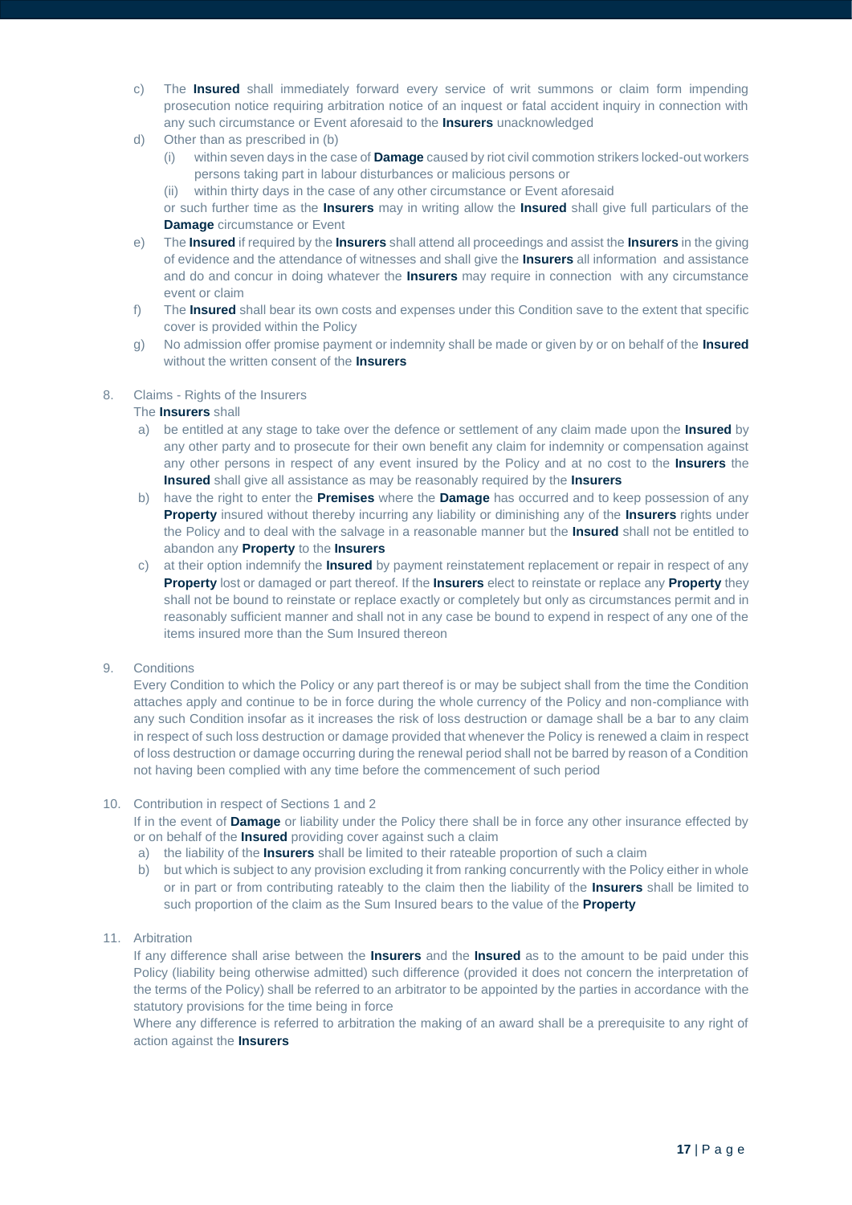c) The **Insured** shall immediately forward every service of writ summons or claim form impending prosecution notice requiring arbitration notice of an inquest or fatal accident inquiry in connection with any such circumstance or Event aforesaid to the **Insurers** unacknowledged

d) Other than as prescribed in (b)

   (i) within seven days in the case of **Damage** caused by riot civil commotion strikers locked-out workers persons taking part in labour disturbances or malicious persons or

   (ii) within thirty days in the case of any other circumstance or Event aforesaid

   or such further time as the **Insurers** may in writing allow the **Insured** shall give full particulars of the **Damage** circumstance or Event

e) The **Insured** if required by the **Insurers** shall attend all proceedings and assist the **Insurers** in the giving of evidence and the attendance of witnesses and shall give the **Insurers** all information and assistance and do and concur in doing whatever the **Insurers** may require in connection with any circumstance event or claim

f) The **Insured** shall bear its own costs and expenses under this Condition save to the extent that specific cover is provided within the Policy

g) No admission offer promise payment or indemnity shall be made or given by or on behalf of the **Insured** without the written consent of the **Insurers**

8. Claims - Rights of the Insurers

   The **Insurers** shall

   a) be entitled at any stage to take over the defence or settlement of any claim made upon the **Insured** by any other party and to prosecute for their own benefit any claim for indemnity or compensation against any other persons in respect of any event insured by the Policy and at no cost to the **Insurers** the **Insured** shall give all assistance as may be reasonably required by the **Insurers**

   b) have the right to enter the **Premises** where the **Damage** has occurred and to keep possession of any **Property** insured without thereby incurring any liability or diminishing any of the **Insurers** rights under the Policy and to deal with the salvage in a reasonable manner but the **Insured** shall not be entitled to abandon any **Property** to the **Insurers**

   c) at their option indemnify the **Insured** by payment reinstatement replacement or repair in respect of any **Property** lost or damaged or part thereof. If the **Insurers** elect to reinstate or replace any **Property** they shall not be bound to reinstate or replace exactly or completely but only as circumstances permit and in reasonably sufficient manner and shall not in any case be bound to expend in respect of any one of the items insured more than the Sum Insured thereon

9. Conditions

   Every Condition to which the Policy or any part thereof is or may be subject shall from the time the Condition attaches apply and continue to be in force during the whole currency of the Policy and non-compliance with any such Condition insofar as it increases the risk of loss destruction or damage shall be a bar to any claim in respect of such loss destruction or damage provided that whenever the Policy is renewed a claim in respect of loss destruction or damage occurring during the renewal period shall not be barred by reason of a Condition not having been complied with any time before the commencement of such period

10. Contribution in respect of Sections 1 and 2

    If in the event of **Damage** or liability under the Policy there shall be in force any other insurance effected by or on behalf of the **Insured** providing cover against such a claim

    a) the liability of the **Insurers** shall be limited to their rateable proportion of such a claim

    b) but which is subject to any provision excluding it from ranking concurrently with the Policy either in whole or in part or from contributing rateably to the claim then the liability of the **Insurers** shall be limited to such proportion of the claim as the Sum Insured bears to the value of the **Property**

11. Arbitration

    If any difference shall arise between the **Insurers** and the **Insured** as to the amount to be paid under this Policy (liability being otherwise admitted) such difference (provided it does not concern the interpretation of the terms of the Policy) shall be referred to an arbitrator to be appointed by the parties in accordance with the statutory provisions for the time being in force

    Where any difference is referred to arbitration the making of an award shall be a prerequisite to any right of action against the **Insurers**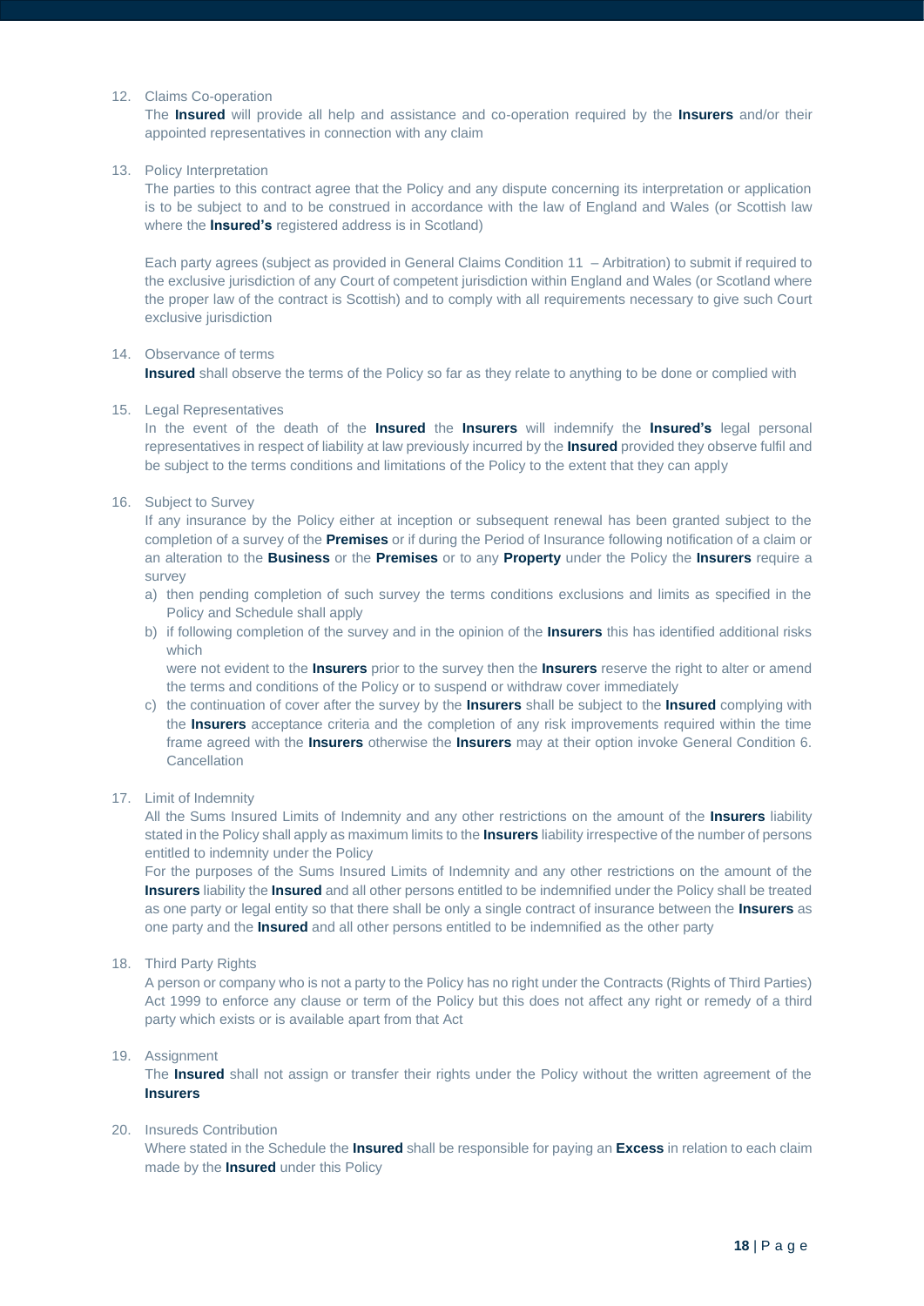12. Claims Co-operation

    The **Insured** will provide all help and assistance and co-operation required by the **Insurers** and/or their appointed representatives in connection with any claim

13. Policy Interpretation

    The parties to this contract agree that the Policy and any dispute concerning its interpretation or application is to be subject to and to be construed in accordance with the law of England and Wales (or Scottish law where the **Insured's** registered address is in Scotland)

    Each party agrees (subject as provided in General Claims Condition 11 – Arbitration) to submit if required to the exclusive jurisdiction of any Court of competent jurisdiction within England and Wales (or Scotland where the proper law of the contract is Scottish) and to comply with all requirements necessary to give such Court exclusive jurisdiction

14. Observance of terms

    **Insured** shall observe the terms of the Policy so far as they relate to anything to be done or complied with

15. Legal Representatives

    In the event of the death of the **Insured** the **Insurers** will indemnify the **Insured's** legal personal representatives in respect of liability at law previously incurred by the **Insured** provided they observe fulfil and be subject to the terms conditions and limitations of the Policy to the extent that they can apply

16. Subject to Survey

    If any insurance by the Policy either at inception or subsequent renewal has been granted subject to the completion of a survey of the **Premises** or if during the Period of Insurance following notification of a claim or an alteration to the **Business** or the **Premises** or to any **Property** under the Policy the **Insurers** require a survey

    a) then pending completion of such survey the terms conditions exclusions and limits as specified in the Policy and Schedule shall apply
    b) if following completion of the survey and in the opinion of the **Insurers** this has identified additional risks which

       were not evident to the **Insurers** prior to the survey then the **Insurers** reserve the right to alter or amend the terms and conditions of the Policy or to suspend or withdraw cover immediately
    c) the continuation of cover after the survey by the **Insurers** shall be subject to the **Insured** complying with the **Insurers** acceptance criteria and the completion of any risk improvements required within the time frame agreed with the **Insurers** otherwise the **Insurers** may at their option invoke General Condition 6. Cancellation

17. Limit of Indemnity

    All the Sums Insured Limits of Indemnity and any other restrictions on the amount of the **Insurers** liability stated in the Policy shall apply as maximum limits to the **Insurers** liability irrespective of the number of persons entitled to indemnity under the Policy

    For the purposes of the Sums Insured Limits of Indemnity and any other restrictions on the amount of the **Insurers** liability the **Insured** and all other persons entitled to be indemnified under the Policy shall be treated as one party or legal entity so that there shall be only a single contract of insurance between the **Insurers** as one party and the **Insured** and all other persons entitled to be indemnified as the other party

18. Third Party Rights

    A person or company who is not a party to the Policy has no right under the Contracts (Rights of Third Parties) Act 1999 to enforce any clause or term of the Policy but this does not affect any right or remedy of a third party which exists or is available apart from that Act

19. Assignment

    The **Insured** shall not assign or transfer their rights under the Policy without the written agreement of the **Insurers**

20. Insureds Contribution

    Where stated in the Schedule the **Insured** shall be responsible for paying an **Excess** in relation to each claim made by the **Insured** under this Policy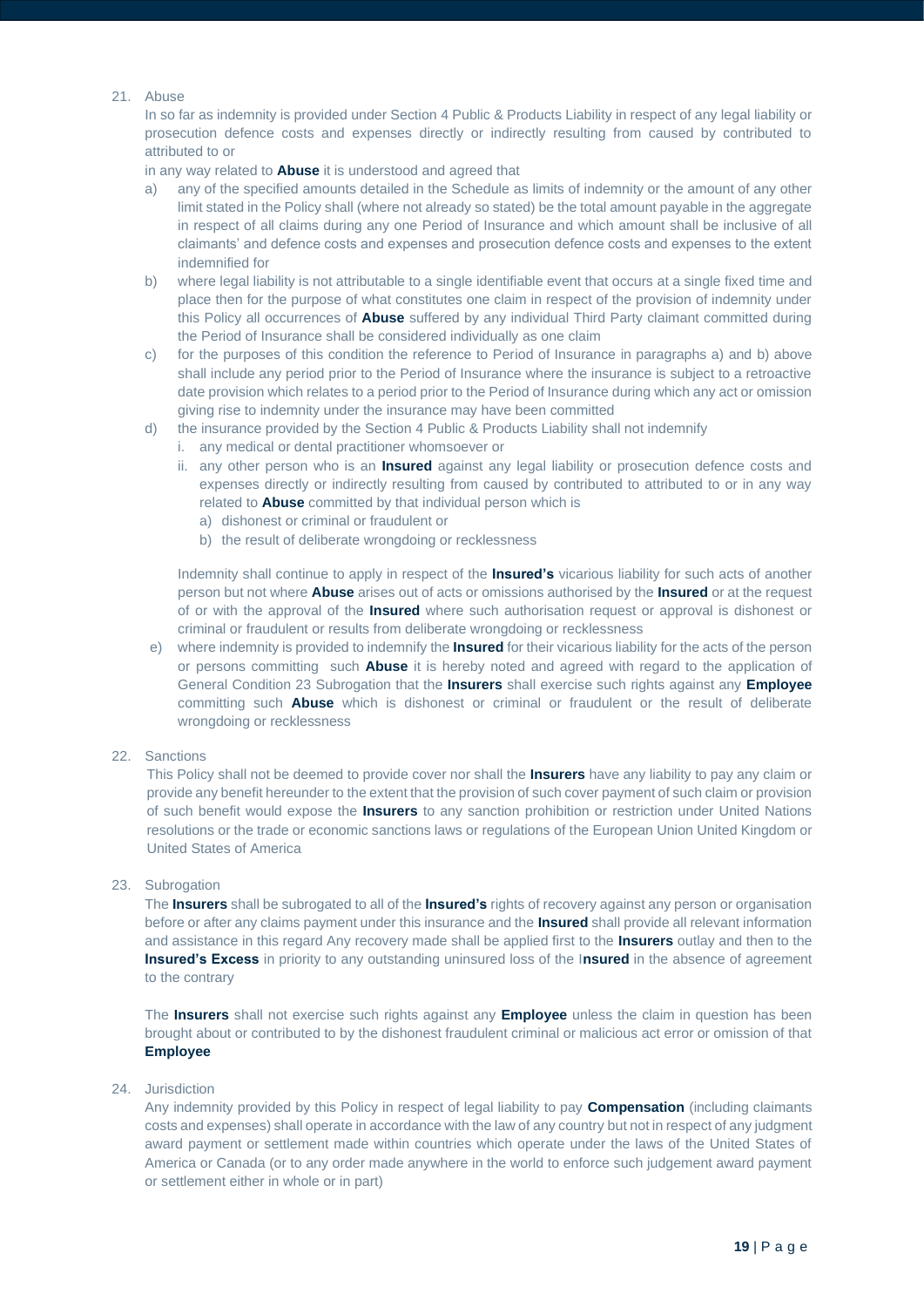21. Abuse

    In so far as indemnity is provided under Section 4 Public & Products Liability in respect of any legal liability or prosecution defence costs and expenses directly or indirectly resulting from caused by contributed to attributed to or

    in any way related to **Abuse** it is understood and agreed that

    a) any of the specified amounts detailed in the Schedule as limits of indemnity or the amount of any other limit stated in the Policy shall (where not already so stated) be the total amount payable in the aggregate in respect of all claims during any one Period of Insurance and which amount shall be inclusive of all claimants' and defence costs and expenses and prosecution defence costs and expenses to the extent indemnified for

    b) where legal liability is not attributable to a single identifiable event that occurs at a single fixed time and place then for the purpose of what constitutes one claim in respect of the provision of indemnity under this Policy all occurrences of **Abuse** suffered by any individual Third Party claimant committed during the Period of Insurance shall be considered individually as one claim

    c) for the purposes of this condition the reference to Period of Insurance in paragraphs a) and b) above shall include any period prior to the Period of Insurance where the insurance is subject to a retroactive date provision which relates to a period prior to the Period of Insurance during which any act or omission giving rise to indemnity under the insurance may have been committed

    d) the insurance provided by the Section 4 Public & Products Liability shall not indemnify

       i. any medical or dental practitioner whomsoever or

       ii. any other person who is an **Insured** against any legal liability or prosecution defence costs and expenses directly or indirectly resulting from caused by contributed to attributed to or in any way related to **Abuse** committed by that individual person which is

          a) dishonest or criminal or fraudulent or

          b) the result of deliberate wrongdoing or recklessness

       Indemnity shall continue to apply in respect of the **Insured's** vicarious liability for such acts of another person but not where **Abuse** arises out of acts or omissions authorised by the **Insured** or at the request of or with the approval of the **Insured** where such authorisation request or approval is dishonest or criminal or fraudulent or results from deliberate wrongdoing or recklessness

    e) where indemnity is provided to indemnify the **Insured** for their vicarious liability for the acts of the person or persons committing such **Abuse** it is hereby noted and agreed with regard to the application of General Condition 23 Subrogation that the **Insurers** shall exercise such rights against any **Employee** committing such **Abuse** which is dishonest or criminal or fraudulent or the result of deliberate wrongdoing or recklessness

22. Sanctions

    This Policy shall not be deemed to provide cover nor shall the **Insurers** have any liability to pay any claim or provide any benefit hereunder to the extent that the provision of such cover payment of such claim or provision of such benefit would expose the **Insurers** to any sanction prohibition or restriction under United Nations resolutions or the trade or economic sanctions laws or regulations of the European Union United Kingdom or United States of America

23. Subrogation

    The **Insurers** shall be subrogated to all of the **Insured's** rights of recovery against any person or organisation before or after any claims payment under this insurance and the **Insured** shall provide all relevant information and assistance in this regard Any recovery made shall be applied first to the **Insurers** outlay and then to the **Insured's Excess** in priority to any outstanding uninsured loss of the **Insured** in the absence of agreement to the contrary

    The **Insurers** shall not exercise such rights against any **Employee** unless the claim in question has been brought about or contributed to by the dishonest fraudulent criminal or malicious act error or omission of that **Employee**

24. Jurisdiction

    Any indemnity provided by this Policy in respect of legal liability to pay **Compensation** (including claimants costs and expenses) shall operate in accordance with the law of any country but not in respect of any judgment award payment or settlement made within countries which operate under the laws of the United States of America or Canada (or to any order made anywhere in the world to enforce such judgement award payment or settlement either in whole or in part)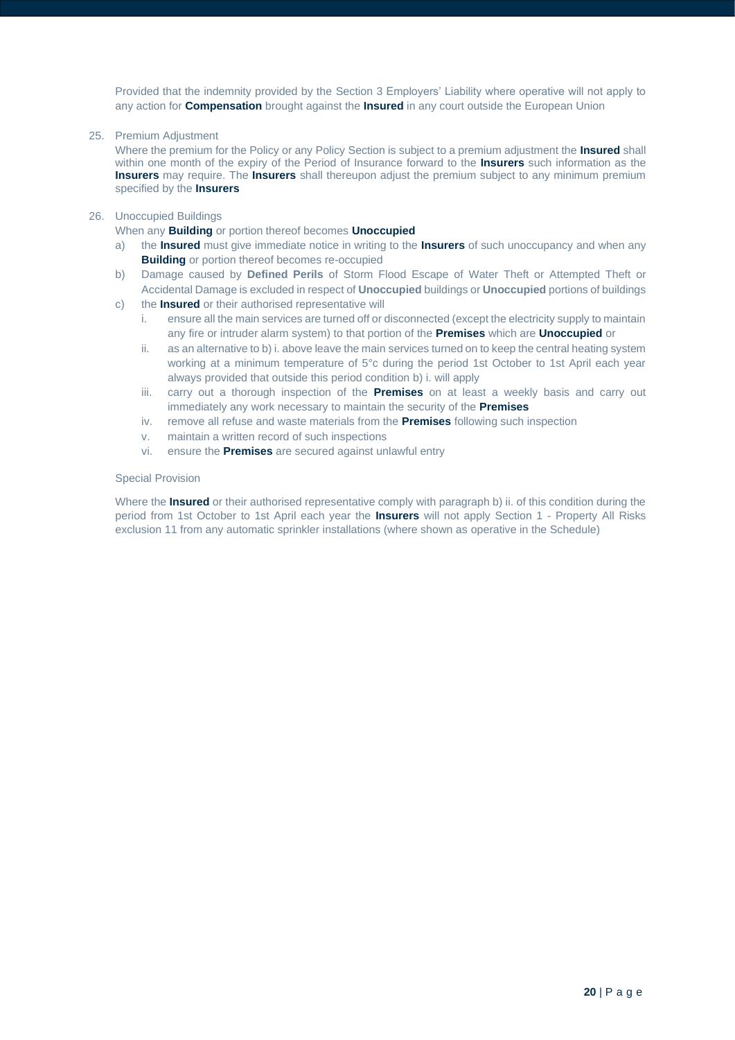Provided that the indemnity provided by the Section 3 Employers' Liability where operative will not apply to any action for **Compensation** brought against the **Insured** in any court outside the European Union

25. Premium Adjustment

    Where the premium for the Policy or any Policy Section is subject to a premium adjustment the **Insured** shall within one month of the expiry of the Period of Insurance forward to the **Insurers** such information as the **Insurers** may require. The **Insurers** shall thereupon adjust the premium subject to any minimum premium specified by the **Insurers**

26. Unoccupied Buildings

    When any **Building** or portion thereof becomes **Unoccupied**

    a) the **Insured** must give immediate notice in writing to the **Insurers** of such unoccupancy and when any **Building** or portion thereof becomes re-occupied
    b) Damage caused by **Defined Perils** of Storm Flood Escape of Water Theft or Attempted Theft or Accidental Damage is excluded in respect of **Unoccupied** buildings or **Unoccupied** portions of buildings
    c) the **Insured** or their authorised representative will
        i. ensure all the main services are turned off or disconnected (except the electricity supply to maintain any fire or intruder alarm system) to that portion of the **Premises** which are **Unoccupied** or
        ii. as an alternative to b) i. above leave the main services turned on to keep the central heating system working at a minimum temperature of 5°c during the period 1st October to 1st April each year always provided that outside this period condition b) i. will apply
        iii. carry out a thorough inspection of the **Premises** on at least a weekly basis and carry out immediately any work necessary to maintain the security of the **Premises**
        iv. remove all refuse and waste materials from the **Premises** following such inspection
        v. maintain a written record of such inspections
        vi. ensure the **Premises** are secured against unlawful entry

    Special Provision

    Where the **Insured** or their authorised representative comply with paragraph b) ii. of this condition during the period from 1st October to 1st April each year the **Insurers** will not apply Section 1 - Property All Risks exclusion 11 from any automatic sprinkler installations (where shown as operative in the Schedule)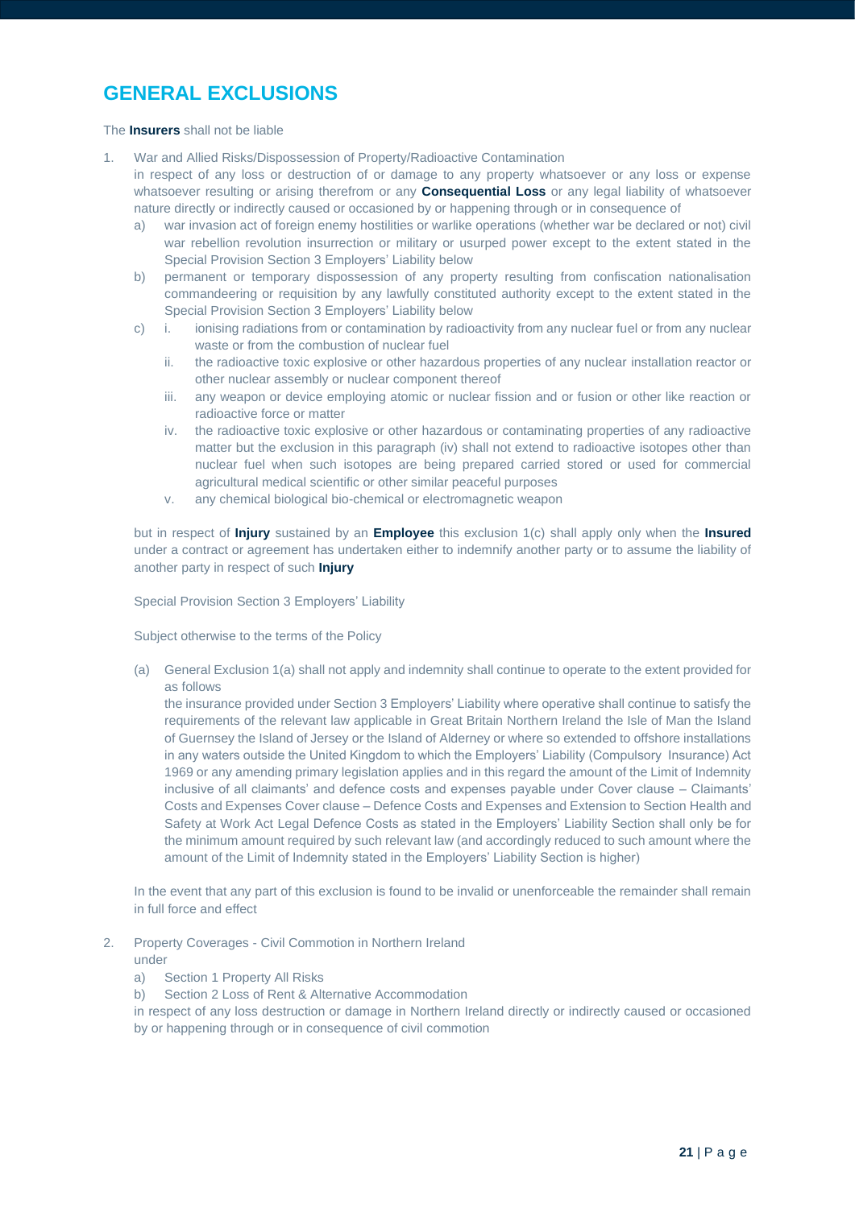## GENERAL EXCLUSIONS

The **Insurers** shall not be liable

1. War and Allied Risks/Dispossession of Property/Radioactive Contamination
   in respect of any loss or destruction of or damage to any property whatsoever or any loss or expense whatsoever resulting or arising therefrom or any **Consequential Loss** or any legal liability of whatsoever nature directly or indirectly caused or occasioned by or happening through or in consequence of
   a) war invasion act of foreign enemy hostilities or warlike operations (whether war be declared or not) civil war rebellion revolution insurrection or military or usurped power except to the extent stated in the Special Provision Section 3 Employers' Liability below
   b) permanent or temporary dispossession of any property resulting from confiscation nationalisation commandeering or requisition by any lawfully constituted authority except to the extent stated in the Special Provision Section 3 Employers' Liability below
   c) i. ionising radiations from or contamination by radioactivity from any nuclear fuel or from any nuclear waste or from the combustion of nuclear fuel
      ii. the radioactive toxic explosive or other hazardous properties of any nuclear installation reactor or other nuclear assembly or nuclear component thereof
      iii. any weapon or device employing atomic or nuclear fission and or fusion or other like reaction or radioactive force or matter
      iv. the radioactive toxic explosive or other hazardous or contaminating properties of any radioactive matter but the exclusion in this paragraph (iv) shall not extend to radioactive isotopes other than nuclear fuel when such isotopes are being prepared carried stored or used for commercial agricultural medical scientific or other similar peaceful purposes
      v. any chemical biological bio-chemical or electromagnetic weapon

   but in respect of **Injury** sustained by an **Employee** this exclusion 1(c) shall apply only when the **Insured** under a contract or agreement has undertaken either to indemnify another party or to assume the liability of another party in respect of such **Injury**

   Special Provision Section 3 Employers' Liability

   Subject otherwise to the terms of the Policy

   (a) General Exclusion 1(a) shall not apply and indemnity shall continue to operate to the extent provided for as follows
   the insurance provided under Section 3 Employers' Liability where operative shall continue to satisfy the requirements of the relevant law applicable in Great Britain Northern Ireland the Isle of Man the Island of Guernsey the Island of Jersey or the Island of Alderney or where so extended to offshore installations in any waters outside the United Kingdom to which the Employers' Liability (Compulsory Insurance) Act 1969 or any amending primary legislation applies and in this regard the amount of the Limit of Indemnity inclusive of all claimants' and defence costs and expenses payable under Cover clause – Claimants' Costs and Expenses Cover clause – Defence Costs and Expenses and Extension to Section Health and Safety at Work Act Legal Defence Costs as stated in the Employers' Liability Section shall only be for the minimum amount required by such relevant law (and accordingly reduced to such amount where the amount of the Limit of Indemnity stated in the Employers' Liability Section is higher)

   In the event that any part of this exclusion is found to be invalid or unenforceable the remainder shall remain in full force and effect

2. Property Coverages - Civil Commotion in Northern Ireland
   under
   a) Section 1 Property All Risks
   b) Section 2 Loss of Rent & Alternative Accommodation
   in respect of any loss destruction or damage in Northern Ireland directly or indirectly caused or occasioned by or happening through or in consequence of civil commotion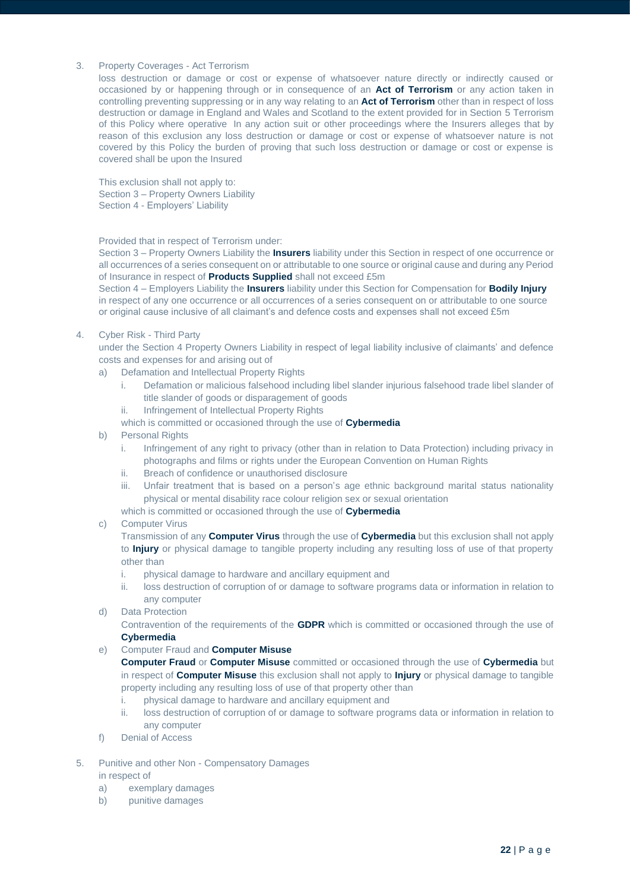3. Property Coverages - Act Terrorism

   loss destruction or damage or cost or expense of whatsoever nature directly or indirectly caused or occasioned by or happening through or in consequence of an **Act of Terrorism** or any action taken in controlling preventing suppressing or in any way relating to an **Act of Terrorism** other than in respect of loss destruction or damage in England and Wales and Scotland to the extent provided for in Section 5 Terrorism of this Policy where operative In any action suit or other proceedings where the Insurers alleges that by reason of this exclusion any loss destruction or damage or cost or expense of whatsoever nature is not covered by this Policy the burden of proving that such loss destruction or damage or cost or expense is covered shall be upon the Insured

   This exclusion shall not apply to:
   Section 3 – Property Owners Liability
   Section 4 - Employers' Liability

   Provided that in respect of Terrorism under:
   Section 3 – Property Owners Liability the **Insurers** liability under this Section in respect of one occurrence or all occurrences of a series consequent on or attributable to one source or original cause and during any Period of Insurance in respect of **Products Supplied** shall not exceed £5m
   Section 4 – Employers Liability the **Insurers** liability under this Section for Compensation for **Bodily Injury** in respect of any one occurrence or all occurrences of a series consequent on or attributable to one source or original cause inclusive of all claimant's and defence costs and expenses shall not exceed £5m

4. Cyber Risk - Third Party

   under the Section 4 Property Owners Liability in respect of legal liability inclusive of claimants' and defence costs and expenses for and arising out of

   a) Defamation and Intellectual Property Rights
      i. Defamation or malicious falsehood including libel slander injurious falsehood trade libel slander of title slander of goods or disparagement of goods
      ii. Infringement of Intellectual Property Rights

      which is committed or occasioned through the use of **Cybermedia**

   b) Personal Rights
      i. Infringement of any right to privacy (other than in relation to Data Protection) including privacy in photographs and films or rights under the European Convention on Human Rights
      ii. Breach of confidence or unauthorised disclosure
      iii. Unfair treatment that is based on a person's age ethnic background marital status nationality physical or mental disability race colour religion sex or sexual orientation

      which is committed or occasioned through the use of **Cybermedia**

   c) Computer Virus

      Transmission of any **Computer Virus** through the use of **Cybermedia** but this exclusion shall not apply to **Injury** or physical damage to tangible property including any resulting loss of use of that property other than
      i. physical damage to hardware and ancillary equipment and
      ii. loss destruction of corruption of or damage to software programs data or information in relation to any computer

   d) Data Protection

      Contravention of the requirements of the **GDPR** which is committed or occasioned through the use of **Cybermedia**

   e) Computer Fraud and **Computer Misuse**

      **Computer Fraud** or **Computer Misuse** committed or occasioned through the use of **Cybermedia** but in respect of **Computer Misuse** this exclusion shall not apply to **Injury** or physical damage to tangible property including any resulting loss of use of that property other than
      i. physical damage to hardware and ancillary equipment and
      ii. loss destruction of corruption of or damage to software programs data or information in relation to any computer

   f) Denial of Access

5. Punitive and other Non - Compensatory Damages

   in respect of

   a) exemplary damages
   b) punitive damages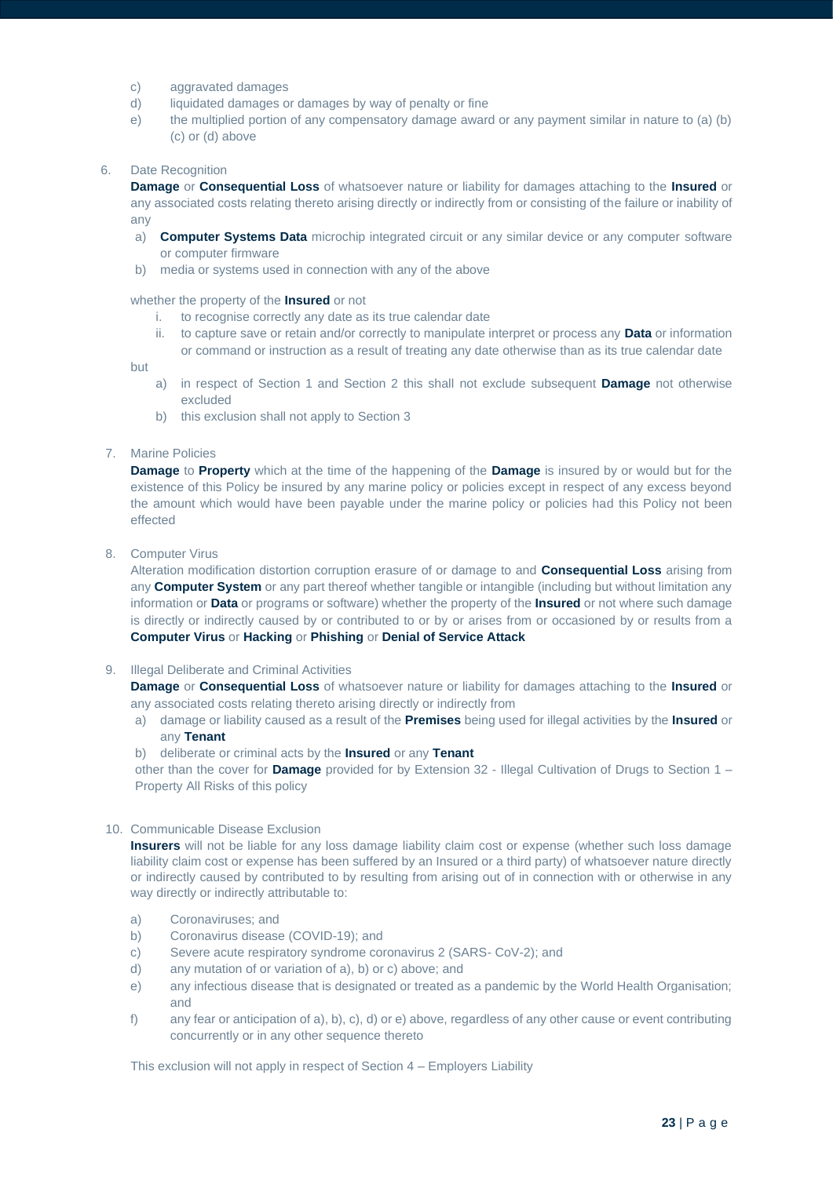c) aggravated damages
d) liquidated damages or damages by way of penalty or fine
e) the multiplied portion of any compensatory damage award or any payment similar in nature to (a) (b) (c) or (d) above

6. Date Recognition

**Damage** or **Consequential Loss** of whatsoever nature or liability for damages attaching to the **Insured** or any associated costs relating thereto arising directly or indirectly from or consisting of the failure or inability of any

a) **Computer Systems Data** microchip integrated circuit or any similar device or any computer software or computer firmware
b) media or systems used in connection with any of the above

whether the property of the **Insured** or not

i. to recognise correctly any date as its true calendar date
ii. to capture save or retain and/or correctly to manipulate interpret or process any **Data** or information or command or instruction as a result of treating any date otherwise than as its true calendar date

but

a) in respect of Section 1 and Section 2 this shall not exclude subsequent **Damage** not otherwise excluded
b) this exclusion shall not apply to Section 3

7. Marine Policies

**Damage** to **Property** which at the time of the happening of the **Damage** is insured by or would but for the existence of this Policy be insured by any marine policy or policies except in respect of any excess beyond the amount which would have been payable under the marine policy or policies had this Policy not been effected

8. Computer Virus

Alteration modification distortion corruption erasure of or damage to and **Consequential Loss** arising from any **Computer System** or any part thereof whether tangible or intangible (including but without limitation any information or **Data** or programs or software) whether the property of the **Insured** or not where such damage is directly or indirectly caused by or contributed to or by or arises from or occasioned by or results from a **Computer Virus** or **Hacking** or **Phishing** or **Denial of Service Attack**

9. Illegal Deliberate and Criminal Activities

**Damage** or **Consequential Loss** of whatsoever nature or liability for damages attaching to the **Insured** or any associated costs relating thereto arising directly or indirectly from

a) damage or liability caused as a result of the **Premises** being used for illegal activities by the **Insured** or any **Tenant**
b) deliberate or criminal acts by the **Insured** or any **Tenant**

other than the cover for **Damage** provided for by Extension 32 - Illegal Cultivation of Drugs to Section 1 – Property All Risks of this policy

10. Communicable Disease Exclusion

**Insurers** will not be liable for any loss damage liability claim cost or expense (whether such loss damage liability claim cost or expense has been suffered by an Insured or a third party) of whatsoever nature directly or indirectly caused by contributed to by resulting from arising out of in connection with or otherwise in any way directly or indirectly attributable to:

a) Coronaviruses; and
b) Coronavirus disease (COVID-19); and
c) Severe acute respiratory syndrome coronavirus 2 (SARS- CoV-2); and
d) any mutation of or variation of a), b) or c) above; and
e) any infectious disease that is designated or treated as a pandemic by the World Health Organisation; and
f) any fear or anticipation of a), b), c), d) or e) above, regardless of any other cause or event contributing concurrently or in any other sequence thereto

This exclusion will not apply in respect of Section 4 – Employers Liability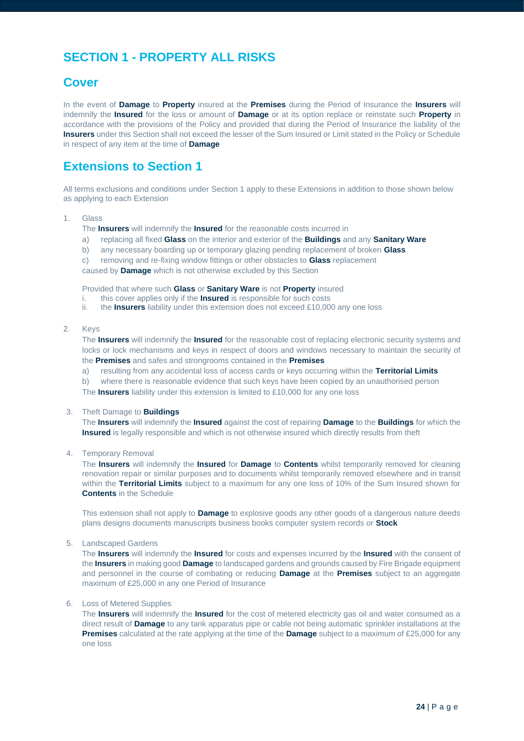# SECTION 1 - PROPERTY ALL RISKS

## Cover

In the event of **Damage** to **Property** insured at the **Premises** during the Period of Insurance the **Insurers** will indemnify the **Insured** for the loss or amount of **Damage** or at its option replace or reinstate such **Property** in accordance with the provisions of the Policy and provided that during the Period of Insurance the liability of the **Insurers** under this Section shall not exceed the lesser of the Sum Insured or Limit stated in the Policy or Schedule in respect of any item at the time of **Damage**

## Extensions to Section 1

All terms exclusions and conditions under Section 1 apply to these Extensions in addition to those shown below as applying to each Extension

1. Glass

   The **Insurers** will indemnify the **Insured** for the reasonable costs incurred in

   a) replacing all fixed **Glass** on the interior and exterior of the **Buildings** and any **Sanitary Ware**

   b) any necessary boarding up or temporary glazing pending replacement of broken **Glass**

   c) removing and re-fixing window fittings or other obstacles to **Glass** replacement

   caused by **Damage** which is not otherwise excluded by this Section

   Provided that where such **Glass** or **Sanitary Ware** is not **Property** insured

   i. this cover applies only if the **Insured** is responsible for such costs

   ii. the **Insurers** liability under this extension does not exceed £10,000 any one loss

2. Keys

   The **Insurers** will indemnify the **Insured** for the reasonable cost of replacing electronic security systems and locks or lock mechanisms and keys in respect of doors and windows necessary to maintain the security of the **Premises** and safes and strongrooms contained in the **Premises**

   a) resulting from any accidental loss of access cards or keys occurring within the **Territorial Limits**

   b) where there is reasonable evidence that such keys have been copied by an unauthorised person

   The **Insurers** liability under this extension is limited to £10,000 for any one loss

3. Theft Damage to **Buildings**

   The **Insurers** will indemnify the **Insured** against the cost of repairing **Damage** to the **Buildings** for which the **Insured** is legally responsible and which is not otherwise insured which directly results from theft

4. Temporary Removal

   The **Insurers** will indemnify the **Insured** for **Damage** to **Contents** whilst temporarily removed for cleaning renovation repair or similar purposes and to documents whilst temporarily removed elsewhere and in transit within the **Territorial Limits** subject to a maximum for any one loss of 10% of the Sum Insured shown for **Contents** in the Schedule

   This extension shall not apply to **Damage** to explosive goods any other goods of a dangerous nature deeds plans designs documents manuscripts business books computer system records or **Stock**

5. Landscaped Gardens

   The **Insurers** will indemnify the **Insured** for costs and expenses incurred by the **Insured** with the consent of the **Insurers** in making good **Damage** to landscaped gardens and grounds caused by Fire Brigade equipment and personnel in the course of combating or reducing **Damage** at the **Premises** subject to an aggregate maximum of £25,000 in any one Period of Insurance

6. Loss of Metered Supplies

   The **Insurers** will indemnify the **Insured** for the cost of metered electricity gas oil and water consumed as a direct result of **Damage** to any tank apparatus pipe or cable not being automatic sprinkler installations at the **Premises** calculated at the rate applying at the time of the **Damage** subject to a maximum of £25,000 for any one loss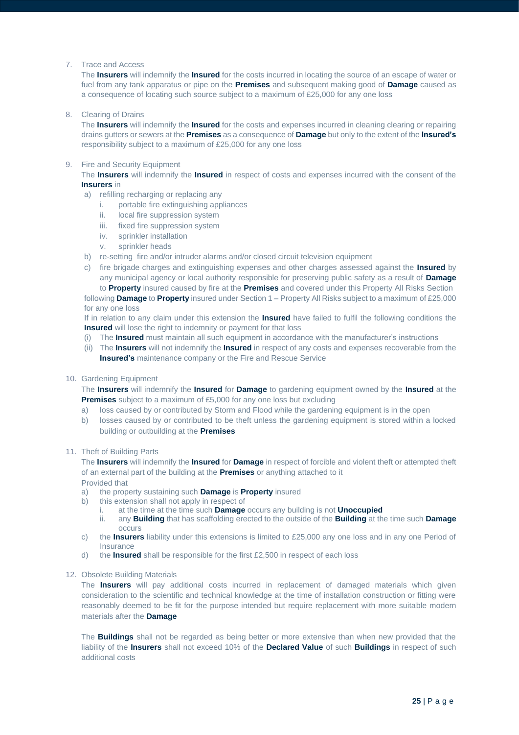7. Trace and Access

   The **Insurers** will indemnify the **Insured** for the costs incurred in locating the source of an escape of water or fuel from any tank apparatus or pipe on the **Premises** and subsequent making good of **Damage** caused as a consequence of locating such source subject to a maximum of £25,000 for any one loss

8. Clearing of Drains

   The **Insurers** will indemnify the **Insured** for the costs and expenses incurred in cleaning clearing or repairing drains gutters or sewers at the **Premises** as a consequence of **Damage** but only to the extent of the **Insured's** responsibility subject to a maximum of £25,000 for any one loss

9. Fire and Security Equipment

   The **Insurers** will indemnify the **Insured** in respect of costs and expenses incurred with the consent of the **Insurers** in

   a) refilling recharging or replacing any
      i. portable fire extinguishing appliances
      ii. local fire suppression system
      iii. fixed fire suppression system
      iv. sprinkler installation
      v. sprinkler heads
   b) re-setting fire and/or intruder alarms and/or closed circuit television equipment
   c) fire brigade charges and extinguishing expenses and other charges assessed against the **Insured** by any municipal agency or local authority responsible for preserving public safety as a result of **Damage** to **Property** insured caused by fire at the **Premises** and covered under this Property All Risks Section

   following **Damage** to **Property** insured under Section 1 – Property All Risks subject to a maximum of £25,000 for any one loss

   If in relation to any claim under this extension the **Insured** have failed to fulfil the following conditions the **Insured** will lose the right to indemnity or payment for that loss

   (i) The **Insured** must maintain all such equipment in accordance with the manufacturer's instructions
   (ii) The **Insurers** will not indemnify the **Insured** in respect of any costs and expenses recoverable from the **Insured's** maintenance company or the Fire and Rescue Service

10. Gardening Equipment

    The **Insurers** will indemnify the **Insured** for **Damage** to gardening equipment owned by the **Insured** at the **Premises** subject to a maximum of £5,000 for any one loss but excluding

    a) loss caused by or contributed by Storm and Flood while the gardening equipment is in the open
    b) losses caused by or contributed to be theft unless the gardening equipment is stored within a locked building or outbuilding at the **Premises**

11. Theft of Building Parts

    The **Insurers** will indemnify the **Insured** for **Damage** in respect of forcible and violent theft or attempted theft of an external part of the building at the **Premises** or anything attached to it

    Provided that

    a) the property sustaining such **Damage** is **Property** insured
    b) this extension shall not apply in respect of
       i. at the time at the time such **Damage** occurs any building is not **Unoccupied**
       ii. any **Building** that has scaffolding erected to the outside of the **Building** at the time such **Damage** occurs
    c) the **Insurers** liability under this extensions is limited to £25,000 any one loss and in any one Period of Insurance
    d) the **Insured** shall be responsible for the first £2,500 in respect of each loss

12. Obsolete Building Materials

    The **Insurers** will pay additional costs incurred in replacement of damaged materials which given consideration to the scientific and technical knowledge at the time of installation construction or fitting were reasonably deemed to be fit for the purpose intended but require replacement with more suitable modern materials after the **Damage**

    The **Buildings** shall not be regarded as being better or more extensive than when new provided that the liability of the **Insurers** shall not exceed 10% of the **Declared Value** of such **Buildings** in respect of such additional costs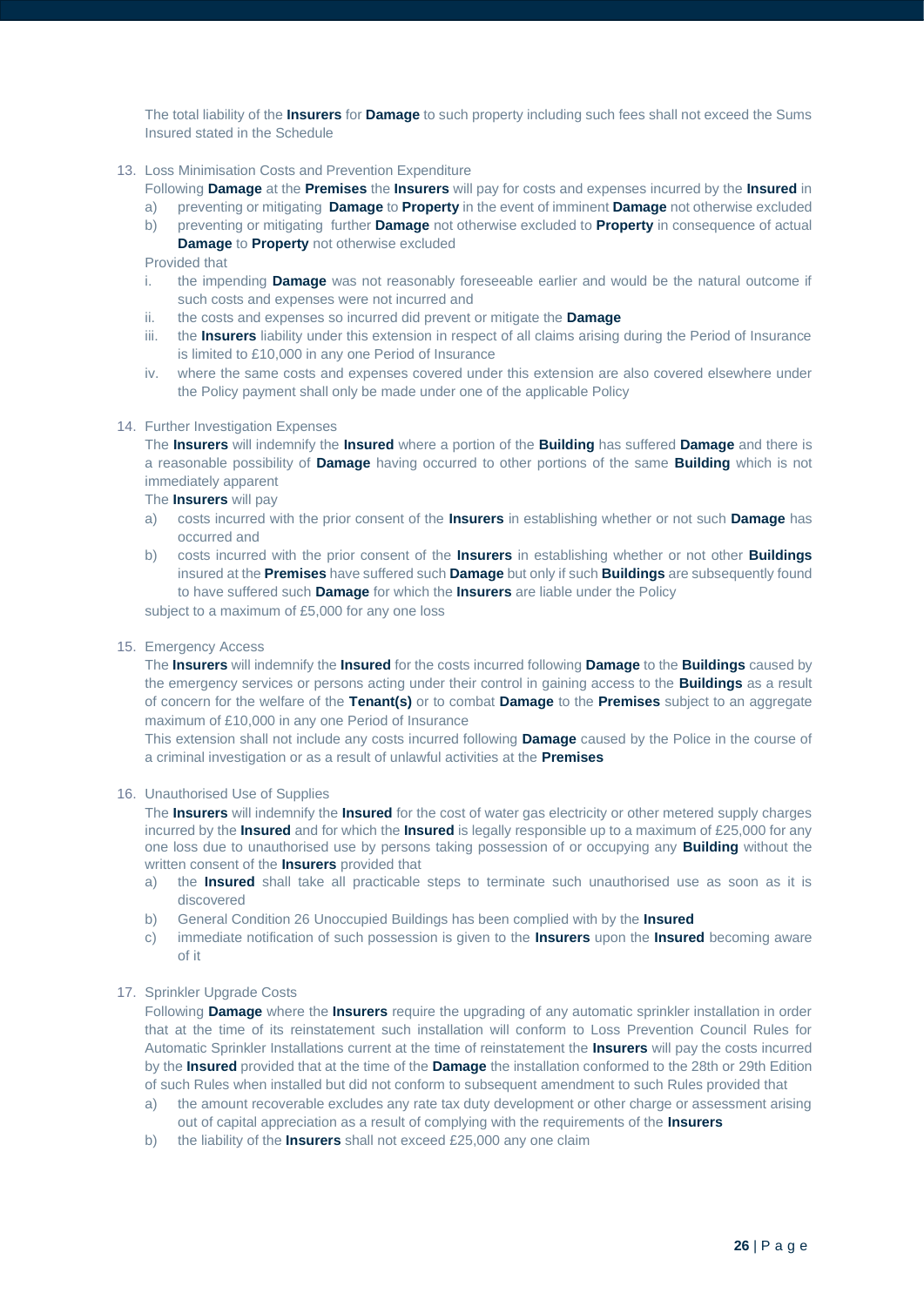The total liability of the **Insurers** for **Damage** to such property including such fees shall not exceed the Sums Insured stated in the Schedule

13. Loss Minimisation Costs and Prevention Expenditure

    Following **Damage** at the **Premises** the **Insurers** will pay for costs and expenses incurred by the **Insured** in

    a) preventing or mitigating **Damage** to **Property** in the event of imminent **Damage** not otherwise excluded
    b) preventing or mitigating further **Damage** not otherwise excluded to **Property** in consequence of actual **Damage** to **Property** not otherwise excluded

    Provided that

    i. the impending **Damage** was not reasonably foreseeable earlier and would be the natural outcome if such costs and expenses were not incurred and
    ii. the costs and expenses so incurred did prevent or mitigate the **Damage**
    iii. the **Insurers** liability under this extension in respect of all claims arising during the Period of Insurance is limited to £10,000 in any one Period of Insurance
    iv. where the same costs and expenses covered under this extension are also covered elsewhere under the Policy payment shall only be made under one of the applicable Policy

14. Further Investigation Expenses

    The **Insurers** will indemnify the **Insured** where a portion of the **Building** has suffered **Damage** and there is a reasonable possibility of **Damage** having occurred to other portions of the same **Building** which is not immediately apparent

    The **Insurers** will pay

    a) costs incurred with the prior consent of the **Insurers** in establishing whether or not such **Damage** has occurred and
    b) costs incurred with the prior consent of the **Insurers** in establishing whether or not other **Buildings** insured at the **Premises** have suffered such **Damage** but only if such **Buildings** are subsequently found to have suffered such **Damage** for which the **Insurers** are liable under the Policy

    subject to a maximum of £5,000 for any one loss

15. Emergency Access

    The **Insurers** will indemnify the **Insured** for the costs incurred following **Damage** to the **Buildings** caused by the emergency services or persons acting under their control in gaining access to the **Buildings** as a result of concern for the welfare of the **Tenant(s)** or to combat **Damage** to the **Premises** subject to an aggregate maximum of £10,000 in any one Period of Insurance

    This extension shall not include any costs incurred following **Damage** caused by the Police in the course of a criminal investigation or as a result of unlawful activities at the **Premises**

16. Unauthorised Use of Supplies

    The **Insurers** will indemnify the **Insured** for the cost of water gas electricity or other metered supply charges incurred by the **Insured** and for which the **Insured** is legally responsible up to a maximum of £25,000 for any one loss due to unauthorised use by persons taking possession of or occupying any **Building** without the written consent of the **Insurers** provided that

    a) the **Insured** shall take all practicable steps to terminate such unauthorised use as soon as it is discovered
    b) General Condition 26 Unoccupied Buildings has been complied with by the **Insured**
    c) immediate notification of such possession is given to the **Insurers** upon the **Insured** becoming aware of it

17. Sprinkler Upgrade Costs

    Following **Damage** where the **Insurers** require the upgrading of any automatic sprinkler installation in order that at the time of its reinstatement such installation will conform to Loss Prevention Council Rules for Automatic Sprinkler Installations current at the time of reinstatement the **Insurers** will pay the costs incurred by the **Insured** provided that at the time of the **Damage** the installation conformed to the 28th or 29th Edition of such Rules when installed but did not conform to subsequent amendment to such Rules provided that

    a) the amount recoverable excludes any rate tax duty development or other charge or assessment arising out of capital appreciation as a result of complying with the requirements of the **Insurers**
    b) the liability of the **Insurers** shall not exceed £25,000 any one claim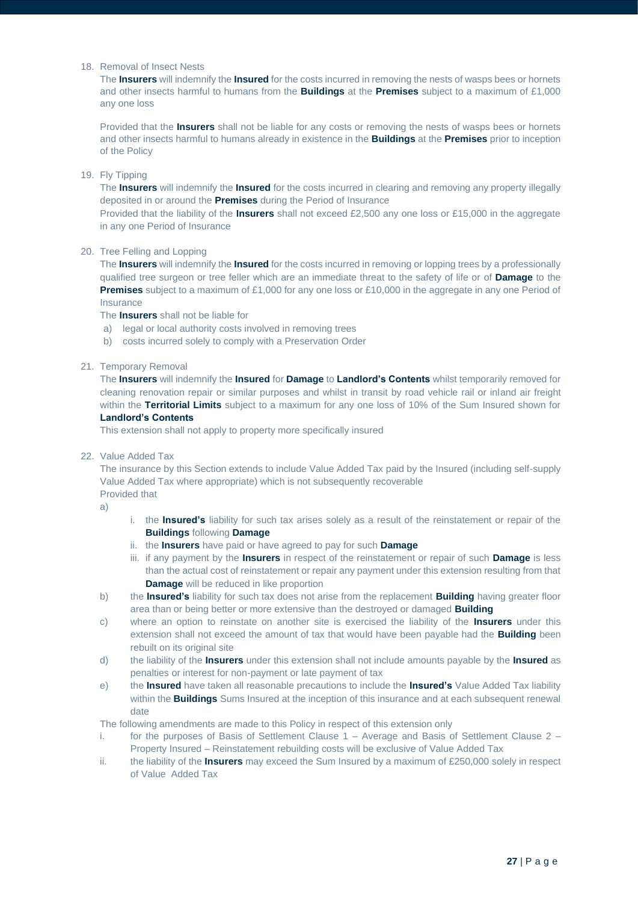18. Removal of Insect Nests

    The **Insurers** will indemnify the **Insured** for the costs incurred in removing the nests of wasps bees or hornets and other insects harmful to humans from the **Buildings** at the **Premises** subject to a maximum of £1,000 any one loss

    Provided that the **Insurers** shall not be liable for any costs or removing the nests of wasps bees or hornets and other insects harmful to humans already in existence in the **Buildings** at the **Premises** prior to inception of the Policy

19. Fly Tipping

    The **Insurers** will indemnify the **Insured** for the costs incurred in clearing and removing any property illegally deposited in or around the **Premises** during the Period of Insurance

    Provided that the liability of the **Insurers** shall not exceed £2,500 any one loss or £15,000 in the aggregate in any one Period of Insurance

20. Tree Felling and Lopping

    The **Insurers** will indemnify the **Insured** for the costs incurred in removing or lopping trees by a professionally qualified tree surgeon or tree feller which are an immediate threat to the safety of life or of **Damage** to the **Premises** subject to a maximum of £1,000 for any one loss or £10,000 in the aggregate in any one Period of Insurance

    The **Insurers** shall not be liable for

    a) legal or local authority costs involved in removing trees
    b) costs incurred solely to comply with a Preservation Order

21. Temporary Removal

    The **Insurers** will indemnify the **Insured** for **Damage** to **Landlord's Contents** whilst temporarily removed for cleaning renovation repair or similar purposes and whilst in transit by road vehicle rail or inland air freight within the **Territorial Limits** subject to a maximum for any one loss of 10% of the Sum Insured shown for **Landlord's Contents**

    This extension shall not apply to property more specifically insured

22. Value Added Tax

    The insurance by this Section extends to include Value Added Tax paid by the Insured (including self-supply Value Added Tax where appropriate) which is not subsequently recoverable

    Provided that

    a)
       i. the **Insured's** liability for such tax arises solely as a result of the reinstatement or repair of the **Buildings** following **Damage**
       ii. the **Insurers** have paid or have agreed to pay for such **Damage**
       iii. if any payment by the **Insurers** in respect of the reinstatement or repair of such **Damage** is less than the actual cost of reinstatement or repair any payment under this extension resulting from that **Damage** will be reduced in like proportion

    b) the **Insured's** liability for such tax does not arise from the replacement **Building** having greater floor area than or being better or more extensive than the destroyed or damaged **Building**

    c) where an option to reinstate on another site is exercised the liability of the **Insurers** under this extension shall not exceed the amount of tax that would have been payable had the **Building** been rebuilt on its original site

    d) the liability of the **Insurers** under this extension shall not include amounts payable by the **Insured** as penalties or interest for non-payment or late payment of tax

    e) the **Insured** have taken all reasonable precautions to include the **Insured's** Value Added Tax liability within the **Buildings** Sums Insured at the inception of this insurance and at each subsequent renewal date

    The following amendments are made to this Policy in respect of this extension only

    i. for the purposes of Basis of Settlement Clause 1 – Average and Basis of Settlement Clause 2 – Property Insured – Reinstatement rebuilding costs will be exclusive of Value Added Tax
    ii. the liability of the **Insurers** may exceed the Sum Insured by a maximum of £250,000 solely in respect of Value Added Tax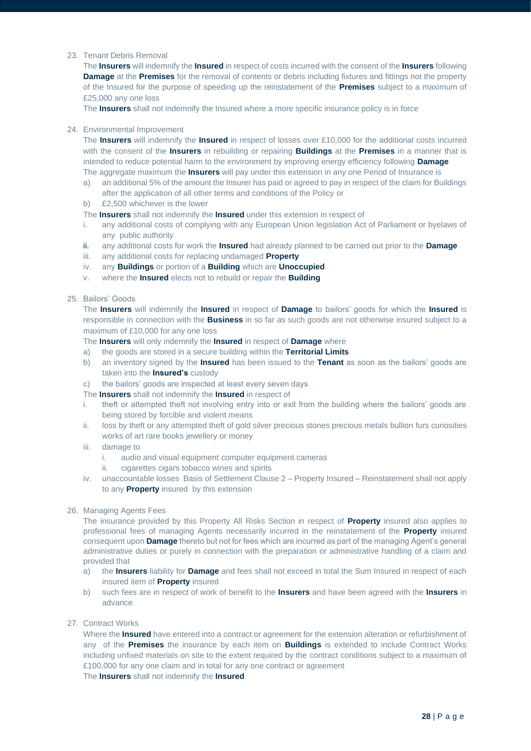23. Tenant Debris Removal

    The **Insurers** will indemnify the **Insured** in respect of costs incurred with the consent of the **Insurers** following **Damage** at the **Premises** for the removal of contents or debris including fixtures and fittings not the property of the Insured for the purpose of speeding up the reinstatement of the **Premises** subject to a maximum of £25,000 any one loss

    The **Insurers** shall not indemnify the Insured where a more specific insurance policy is in force

24. Environmental Improvement

    The **Insurers** will indemnify the **Insured** in respect of losses over £10,000 for the additional costs incurred with the consent of the **Insurers** in rebuilding or repairing **Buildings** at the **Premises** in a manner that is intended to reduce potential harm to the environment by improving energy efficiency following **Damage**

    The aggregate maximum the **Insurers** will pay under this extension in any one Period of Insurance is

    a) an additional 5% of the amount the Insurer has paid or agreed to pay in respect of the claim for Buildings after the application of all other terms and conditions of the Policy or
    b) £2,500 whichever is the lower

    The **Insurers** shall not indemnify the **Insured** under this extension in respect of

    i. any additional costs of complying with any European Union legislation Act of Parliament or byelaws of any public authority
    ii. any additional costs for work the **Insured** had already planned to be carried out prior to the **Damage**
    iii. any additional costs for replacing undamaged **Property**
    iv. any **Buildings** or portion of a **Building** which are **Unoccupied**
    v. where the **Insured** elects not to rebuild or repair the **Building**

25. Bailors' Goods

    The **Insurers** will indemnify the **Insured** in respect of **Damage** to bailors' goods for which the **Insured** is responsible in connection with the **Business** in so far as such goods are not otherwise insured subject to a maximum of £10,000 for any one loss

    The **Insurers** will only indemnify the **Insured** in respect of **Damage** where

    a) the goods are stored in a secure building within the **Territorial Limits**
    b) an inventory signed by the **Insured** has been issued to the **Tenant** as soon as the bailors' goods are taken into the **Insured's** custody
    c) the bailors' goods are inspected at least every seven days

    The **Insurers** shall not indemnify the **Insured** in respect of

    i. theft or attempted theft not involving entry into or exit from the building where the bailors' goods are being stored by forcible and violent means
    ii. loss by theft or any attempted theft of gold silver precious stones precious metals bullion furs curiosities works of art rare books jewellery or money
    iii. damage to
        i. audio and visual equipment computer equipment cameras
        ii. cigarettes cigars tobacco wines and spirits
    iv. unaccountable losses Basis of Settlement Clause 2 – Property Insured – Reinstatement shall not apply to any **Property** insured by this extension

26. Managing Agents Fees

    The insurance provided by this Property All Risks Section in respect of **Property** insured also applies to professional fees of managing Agents necessarily incurred in the reinstatement of the **Property** insured consequent upon **Damage** thereto but not for fees which are incurred as part of the managing Agent's general administrative duties or purely in connection with the preparation or administrative handling of a claim and provided that

    a) the **Insurers** liability for **Damage** and fees shall not exceed in total the Sum Insured in respect of each insured item of **Property** insured
    b) such fees are in respect of work of benefit to the **Insurers** and have been agreed with the **Insurers** in advance

27. Contract Works

    Where the **Insured** have entered into a contract or agreement for the extension alteration or refurbishment of any of the **Premises** the insurance by each item on **Buildings** is extended to include Contract Works including unfixed materials on site to the extent required by the contract conditions subject to a maximum of £100,000 for any one claim and in total for any one contract or agreement

    The **Insurers** shall not indemnify the **Insured**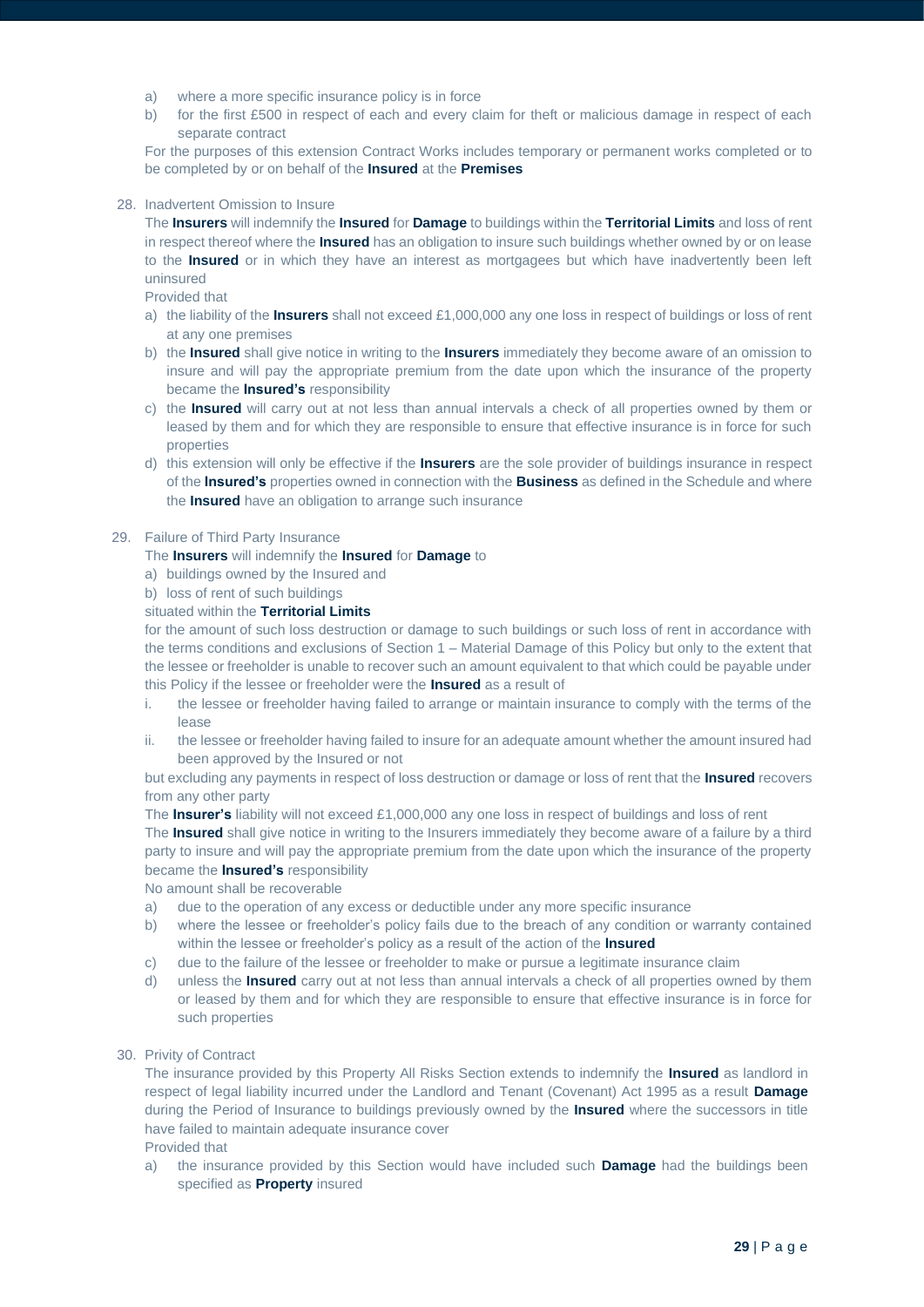a) where a more specific insurance policy is in force
b) for the first £500 in respect of each and every claim for theft or malicious damage in respect of each separate contract

For the purposes of this extension Contract Works includes temporary or permanent works completed or to be completed by or on behalf of the **Insured** at the **Premises**

28. Inadvertent Omission to Insure

The **Insurers** will indemnify the **Insured** for **Damage** to buildings within the **Territorial Limits** and loss of rent in respect thereof where the **Insured** has an obligation to insure such buildings whether owned by or on lease to the **Insured** or in which they have an interest as mortgagees but which have inadvertently been left uninsured

Provided that

a) the liability of the **Insurers** shall not exceed £1,000,000 any one loss in respect of buildings or loss of rent at any one premises
b) the **Insured** shall give notice in writing to the **Insurers** immediately they become aware of an omission to insure and will pay the appropriate premium from the date upon which the insurance of the property became the **Insured's** responsibility
c) the **Insured** will carry out at not less than annual intervals a check of all properties owned by them or leased by them and for which they are responsible to ensure that effective insurance is in force for such properties
d) this extension will only be effective if the **Insurers** are the sole provider of buildings insurance in respect of the **Insured's** properties owned in connection with the **Business** as defined in the Schedule and where the **Insured** have an obligation to arrange such insurance

29. Failure of Third Party Insurance

The **Insurers** will indemnify the **Insured** for **Damage** to

a) buildings owned by the Insured and
b) loss of rent of such buildings

situated within the **Territorial Limits**

for the amount of such loss destruction or damage to such buildings or such loss of rent in accordance with the terms conditions and exclusions of Section 1 – Material Damage of this Policy but only to the extent that the lessee or freeholder is unable to recover such an amount equivalent to that which could be payable under this Policy if the lessee or freeholder were the **Insured** as a result of

i. the lessee or freeholder having failed to arrange or maintain insurance to comply with the terms of the lease
ii. the lessee or freeholder having failed to insure for an adequate amount whether the amount insured had been approved by the Insured or not

but excluding any payments in respect of loss destruction or damage or loss of rent that the **Insured** recovers from any other party

The **Insurer's** liability will not exceed £1,000,000 any one loss in respect of buildings and loss of rent

The **Insured** shall give notice in writing to the Insurers immediately they become aware of a failure by a third party to insure and will pay the appropriate premium from the date upon which the insurance of the property became the **Insured's** responsibility

No amount shall be recoverable

a) due to the operation of any excess or deductible under any more specific insurance
b) where the lessee or freeholder's policy fails due to the breach of any condition or warranty contained within the lessee or freeholder's policy as a result of the action of the **Insured**
c) due to the failure of the lessee or freeholder to make or pursue a legitimate insurance claim
d) unless the **Insured** carry out at not less than annual intervals a check of all properties owned by them or leased by them and for which they are responsible to ensure that effective insurance is in force for such properties

30. Privity of Contract

The insurance provided by this Property All Risks Section extends to indemnify the **Insured** as landlord in respect of legal liability incurred under the Landlord and Tenant (Covenant) Act 1995 as a result **Damage** during the Period of Insurance to buildings previously owned by the **Insured** where the successors in title have failed to maintain adequate insurance cover

Provided that

a) the insurance provided by this Section would have included such **Damage** had the buildings been specified as **Property** insured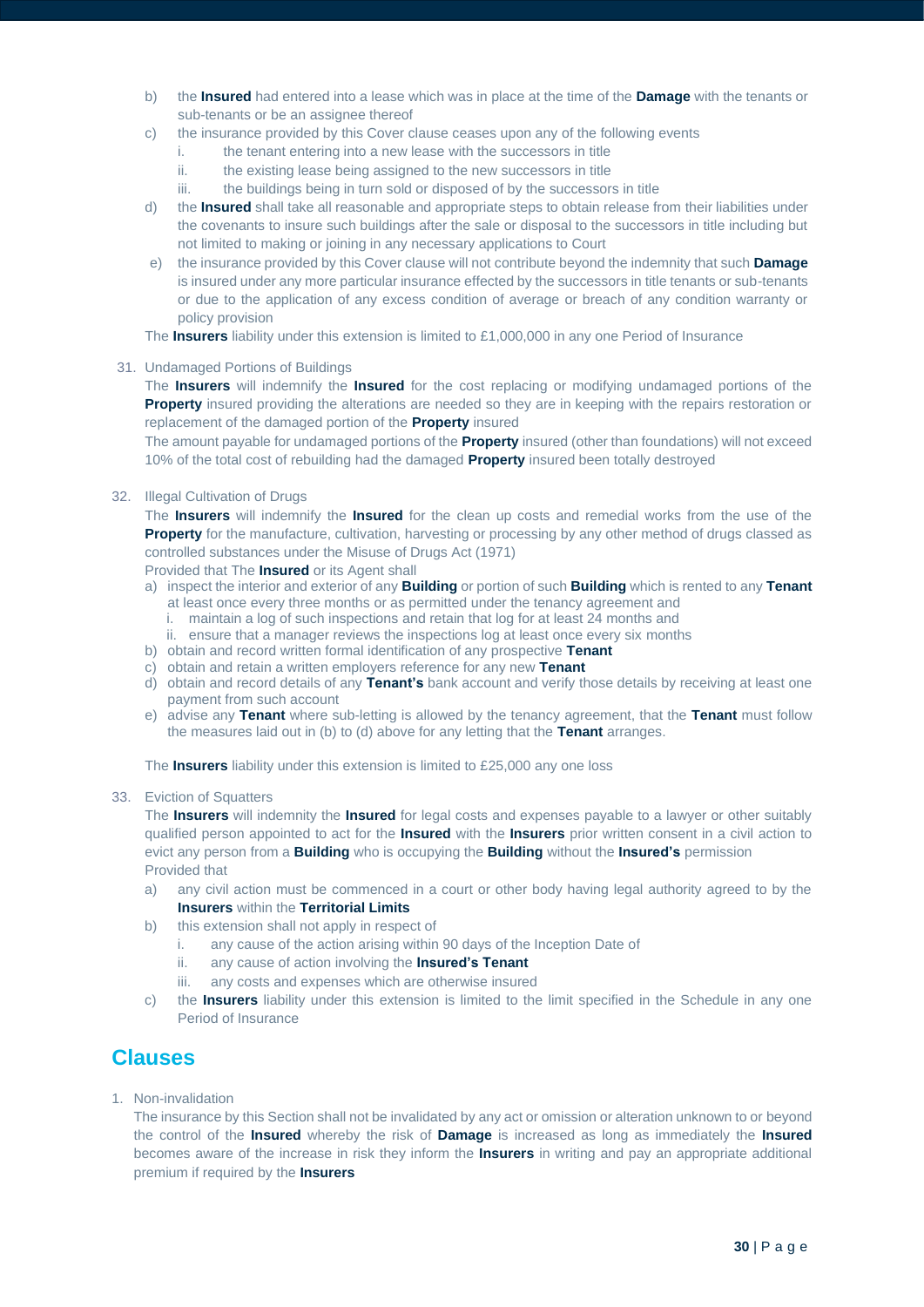b) the **Insured** had entered into a lease which was in place at the time of the **Damage** with the tenants or sub-tenants or be an assignee thereof

c) the insurance provided by this Cover clause ceases upon any of the following events
   i. the tenant entering into a new lease with the successors in title
   ii. the existing lease being assigned to the new successors in title
   iii. the buildings being in turn sold or disposed of by the successors in title

d) the **Insured** shall take all reasonable and appropriate steps to obtain release from their liabilities under the covenants to insure such buildings after the sale or disposal to the successors in title including but not limited to making or joining in any necessary applications to Court

e) the insurance provided by this Cover clause will not contribute beyond the indemnity that such **Damage** is insured under any more particular insurance effected by the successors in title tenants or sub-tenants or due to the application of any excess condition of average or breach of any condition warranty or policy provision

The **Insurers** liability under this extension is limited to £1,000,000 in any one Period of Insurance

31. Undamaged Portions of Buildings

The **Insurers** will indemnify the **Insured** for the cost replacing or modifying undamaged portions of the **Property** insured providing the alterations are needed so they are in keeping with the repairs restoration or replacement of the damaged portion of the **Property** insured

The amount payable for undamaged portions of the **Property** insured (other than foundations) will not exceed 10% of the total cost of rebuilding had the damaged **Property** insured been totally destroyed

32. Illegal Cultivation of Drugs

The **Insurers** will indemnify the **Insured** for the clean up costs and remedial works from the use of the **Property** for the manufacture, cultivation, harvesting or processing by any other method of drugs classed as controlled substances under the Misuse of Drugs Act (1971)

Provided that The **Insured** or its Agent shall

a) inspect the interior and exterior of any **Building** or portion of such **Building** which is rented to any **Tenant** at least once every three months or as permitted under the tenancy agreement and
   i. maintain a log of such inspections and retain that log for at least 24 months and
   ii. ensure that a manager reviews the inspections log at least once every six months

b) obtain and record written formal identification of any prospective **Tenant**

c) obtain and retain a written employers reference for any new **Tenant**

d) obtain and record details of any **Tenant's** bank account and verify those details by receiving at least one payment from such account

e) advise any **Tenant** where sub-letting is allowed by the tenancy agreement, that the **Tenant** must follow the measures laid out in (b) to (d) above for any letting that the **Tenant** arranges.

The **Insurers** liability under this extension is limited to £25,000 any one loss

33. Eviction of Squatters

The **Insurers** will indemnity the **Insured** for legal costs and expenses payable to a lawyer or other suitably qualified person appointed to act for the **Insured** with the **Insurers** prior written consent in a civil action to evict any person from a **Building** who is occupying the **Building** without the **Insured's** permission

Provided that

a) any civil action must be commenced in a court or other body having legal authority agreed to by the **Insurers** within the **Territorial Limits**

b) this extension shall not apply in respect of
   i. any cause of the action arising within 90 days of the Inception Date of
   ii. any cause of action involving the **Insured's Tenant**
   iii. any costs and expenses which are otherwise insured

c) the **Insurers** liability under this extension is limited to the limit specified in the Schedule in any one Period of Insurance

## Clauses

1. Non-invalidation

The insurance by this Section shall not be invalidated by any act or omission or alteration unknown to or beyond the control of the **Insured** whereby the risk of **Damage** is increased as long as immediately the **Insured** becomes aware of the increase in risk they inform the **Insurers** in writing and pay an appropriate additional premium if required by the **Insurers**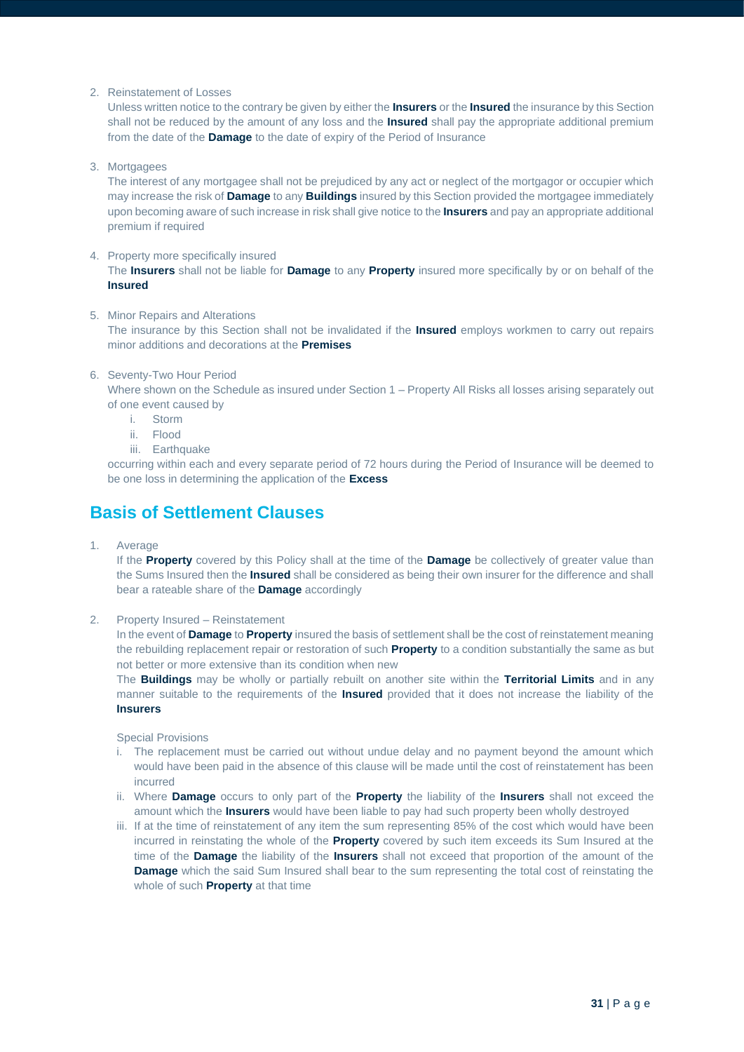2. Reinstatement of Losses

   Unless written notice to the contrary be given by either the **Insurers** or the **Insured** the insurance by this Section shall not be reduced by the amount of any loss and the **Insured** shall pay the appropriate additional premium from the date of the **Damage** to the date of expiry of the Period of Insurance

3. Mortgagees

   The interest of any mortgagee shall not be prejudiced by any act or neglect of the mortgagor or occupier which may increase the risk of **Damage** to any **Buildings** insured by this Section provided the mortgagee immediately upon becoming aware of such increase in risk shall give notice to the **Insurers** and pay an appropriate additional premium if required

4. Property more specifically insured

   The **Insurers** shall not be liable for **Damage** to any **Property** insured more specifically by or on behalf of the **Insured**

5. Minor Repairs and Alterations

   The insurance by this Section shall not be invalidated if the **Insured** employs workmen to carry out repairs minor additions and decorations at the **Premises**

6. Seventy-Two Hour Period

   Where shown on the Schedule as insured under Section 1 – Property All Risks all losses arising separately out of one event caused by

   i. Storm
   ii. Flood
   iii. Earthquake

   occurring within each and every separate period of 72 hours during the Period of Insurance will be deemed to be one loss in determining the application of the **Excess**

## Basis of Settlement Clauses

1. Average

   If the **Property** covered by this Policy shall at the time of the **Damage** be collectively of greater value than the Sums Insured then the **Insured** shall be considered as being their own insurer for the difference and shall bear a rateable share of the **Damage** accordingly

2. Property Insured – Reinstatement

   In the event of **Damage** to **Property** insured the basis of settlement shall be the cost of reinstatement meaning the rebuilding replacement repair or restoration of such **Property** to a condition substantially the same as but not better or more extensive than its condition when new

   The **Buildings** may be wholly or partially rebuilt on another site within the **Territorial Limits** and in any manner suitable to the requirements of the **Insured** provided that it does not increase the liability of the **Insurers**

   Special Provisions

   i. The replacement must be carried out without undue delay and no payment beyond the amount which would have been paid in the absence of this clause will be made until the cost of reinstatement has been incurred
   ii. Where **Damage** occurs to only part of the **Property** the liability of the **Insurers** shall not exceed the amount which the **Insurers** would have been liable to pay had such property been wholly destroyed
   iii. If at the time of reinstatement of any item the sum representing 85% of the cost which would have been incurred in reinstating the whole of the **Property** covered by such item exceeds its Sum Insured at the time of the **Damage** the liability of the **Insurers** shall not exceed that proportion of the amount of the **Damage** which the said Sum Insured shall bear to the sum representing the total cost of reinstating the whole of such **Property** at that time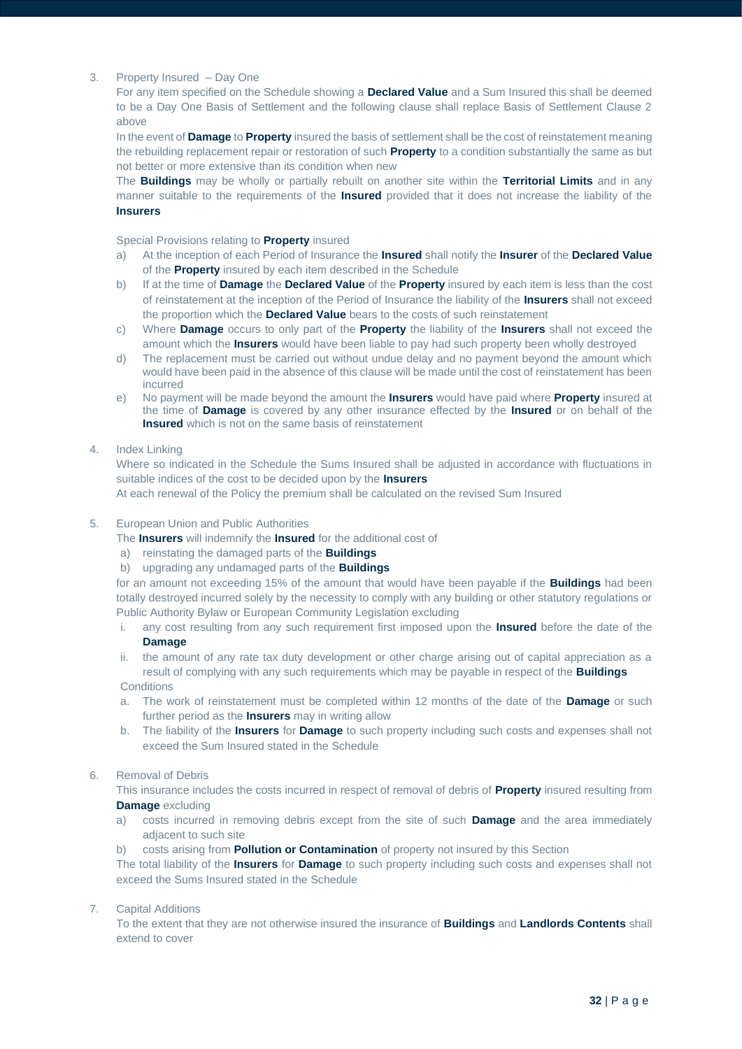3. Property Insured – Day One

   For any item specified on the Schedule showing a **Declared Value** and a Sum Insured this shall be deemed to be a Day One Basis of Settlement and the following clause shall replace Basis of Settlement Clause 2 above

   In the event of **Damage** to **Property** insured the basis of settlement shall be the cost of reinstatement meaning the rebuilding replacement repair or restoration of such **Property** to a condition substantially the same as but not better or more extensive than its condition when new

   The **Buildings** may be wholly or partially rebuilt on another site within the **Territorial Limits** and in any manner suitable to the requirements of the **Insured** provided that it does not increase the liability of the **Insurers**

   Special Provisions relating to **Property** insured

   a) At the inception of each Period of Insurance the **Insured** shall notify the **Insurer** of the **Declared Value** of the **Property** insured by each item described in the Schedule
   b) If at the time of **Damage** the **Declared Value** of the **Property** insured by each item is less than the cost of reinstatement at the inception of the Period of Insurance the liability of the **Insurers** shall not exceed the proportion which the **Declared Value** bears to the costs of such reinstatement
   c) Where **Damage** occurs to only part of the **Property** the liability of the **Insurers** shall not exceed the amount which the **Insurers** would have been liable to pay had such property been wholly destroyed
   d) The replacement must be carried out without undue delay and no payment beyond the amount which would have been paid in the absence of this clause will be made until the cost of reinstatement has been incurred
   e) No payment will be made beyond the amount the **Insurers** would have paid where **Property** insured at the time of **Damage** is covered by any other insurance effected by the **Insured** or on behalf of the **Insured** which is not on the same basis of reinstatement

4. Index Linking

   Where so indicated in the Schedule the Sums Insured shall be adjusted in accordance with fluctuations in suitable indices of the cost to be decided upon by the **Insurers**

   At each renewal of the Policy the premium shall be calculated on the revised Sum Insured

5. European Union and Public Authorities

   The **Insurers** will indemnify the **Insured** for the additional cost of

   a) reinstating the damaged parts of the **Buildings**
   b) upgrading any undamaged parts of the **Buildings**

   for an amount not exceeding 15% of the amount that would have been payable if the **Buildings** had been totally destroyed incurred solely by the necessity to comply with any building or other statutory regulations or Public Authority Bylaw or European Community Legislation excluding

   i. any cost resulting from any such requirement first imposed upon the **Insured** before the date of the **Damage**
   ii. the amount of any rate tax duty development or other charge arising out of capital appreciation as a result of complying with any such requirements which may be payable in respect of the **Buildings**

   Conditions

   a. The work of reinstatement must be completed within 12 months of the date of the **Damage** or such further period as the **Insurers** may in writing allow
   b. The liability of the **Insurers** for **Damage** to such property including such costs and expenses shall not exceed the Sum Insured stated in the Schedule

6. Removal of Debris

   This insurance includes the costs incurred in respect of removal of debris of **Property** insured resulting from **Damage** excluding

   a) costs incurred in removing debris except from the site of such **Damage** and the area immediately adjacent to such site
   b) costs arising from **Pollution or Contamination** of property not insured by this Section

   The total liability of the **Insurers** for **Damage** to such property including such costs and expenses shall not exceed the Sums Insured stated in the Schedule

7. Capital Additions

   To the extent that they are not otherwise insured the insurance of **Buildings** and **Landlords Contents** shall extend to cover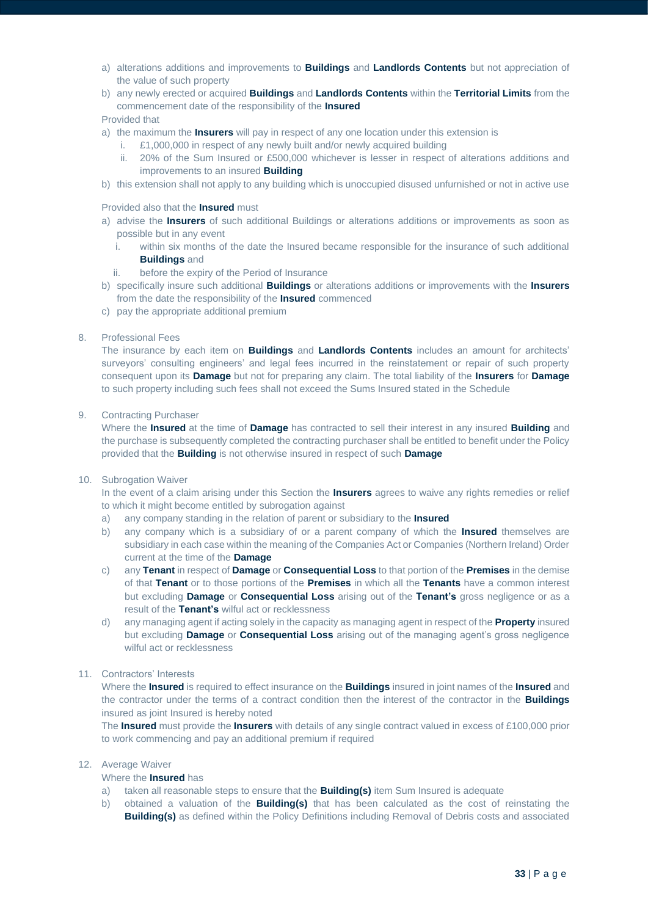a) alterations additions and improvements to **Buildings** and **Landlords Contents** but not appreciation of the value of such property
b) any newly erected or acquired **Buildings** and **Landlords Contents** within the **Territorial Limits** from the commencement date of the responsibility of the **Insured**

Provided that

a) the maximum the **Insurers** will pay in respect of any one location under this extension is
   i. £1,000,000 in respect of any newly built and/or newly acquired building
   ii. 20% of the Sum Insured or £500,000 whichever is lesser in respect of alterations additions and improvements to an insured **Building**
b) this extension shall not apply to any building which is unoccupied disused unfurnished or not in active use

Provided also that the **Insured** must

a) advise the **Insurers** of such additional Buildings or alterations additions or improvements as soon as possible but in any event
   i. within six months of the date the Insured became responsible for the insurance of such additional **Buildings** and
   ii. before the expiry of the Period of Insurance
b) specifically insure such additional **Buildings** or alterations additions or improvements with the **Insurers** from the date the responsibility of the **Insured** commenced
c) pay the appropriate additional premium

8. Professional Fees

The insurance by each item on **Buildings** and **Landlords Contents** includes an amount for architects' surveyors' consulting engineers' and legal fees incurred in the reinstatement or repair of such property consequent upon its **Damage** but not for preparing any claim. The total liability of the **Insurers** for **Damage** to such property including such fees shall not exceed the Sums Insured stated in the Schedule

9. Contracting Purchaser

Where the **Insured** at the time of **Damage** has contracted to sell their interest in any insured **Building** and the purchase is subsequently completed the contracting purchaser shall be entitled to benefit under the Policy provided that the **Building** is not otherwise insured in respect of such **Damage**

10. Subrogation Waiver

In the event of a claim arising under this Section the **Insurers** agrees to waive any rights remedies or relief to which it might become entitled by subrogation against

a) any company standing in the relation of parent or subsidiary to the **Insured**
b) any company which is a subsidiary of or a parent company of which the **Insured** themselves are subsidiary in each case within the meaning of the Companies Act or Companies (Northern Ireland) Order current at the time of the **Damage**
c) any **Tenant** in respect of **Damage** or **Consequential Loss** to that portion of the **Premises** in the demise of that **Tenant** or to those portions of the **Premises** in which all the **Tenants** have a common interest but excluding **Damage** or **Consequential Loss** arising out of the **Tenant's** gross negligence or as a result of the **Tenant's** wilful act or recklessness
d) any managing agent if acting solely in the capacity as managing agent in respect of the **Property** insured but excluding **Damage** or **Consequential Loss** arising out of the managing agent's gross negligence wilful act or recklessness

11. Contractors' Interests

Where the **Insured** is required to effect insurance on the **Buildings** insured in joint names of the **Insured** and the contractor under the terms of a contract condition then the interest of the contractor in the **Buildings** insured as joint Insured is hereby noted

The **Insured** must provide the **Insurers** with details of any single contract valued in excess of £100,000 prior to work commencing and pay an additional premium if required

12. Average Waiver

Where the **Insured** has

a) taken all reasonable steps to ensure that the **Building(s)** item Sum Insured is adequate
b) obtained a valuation of the **Building(s)** that has been calculated as the cost of reinstating the **Building(s)** as defined within the Policy Definitions including Removal of Debris costs and associated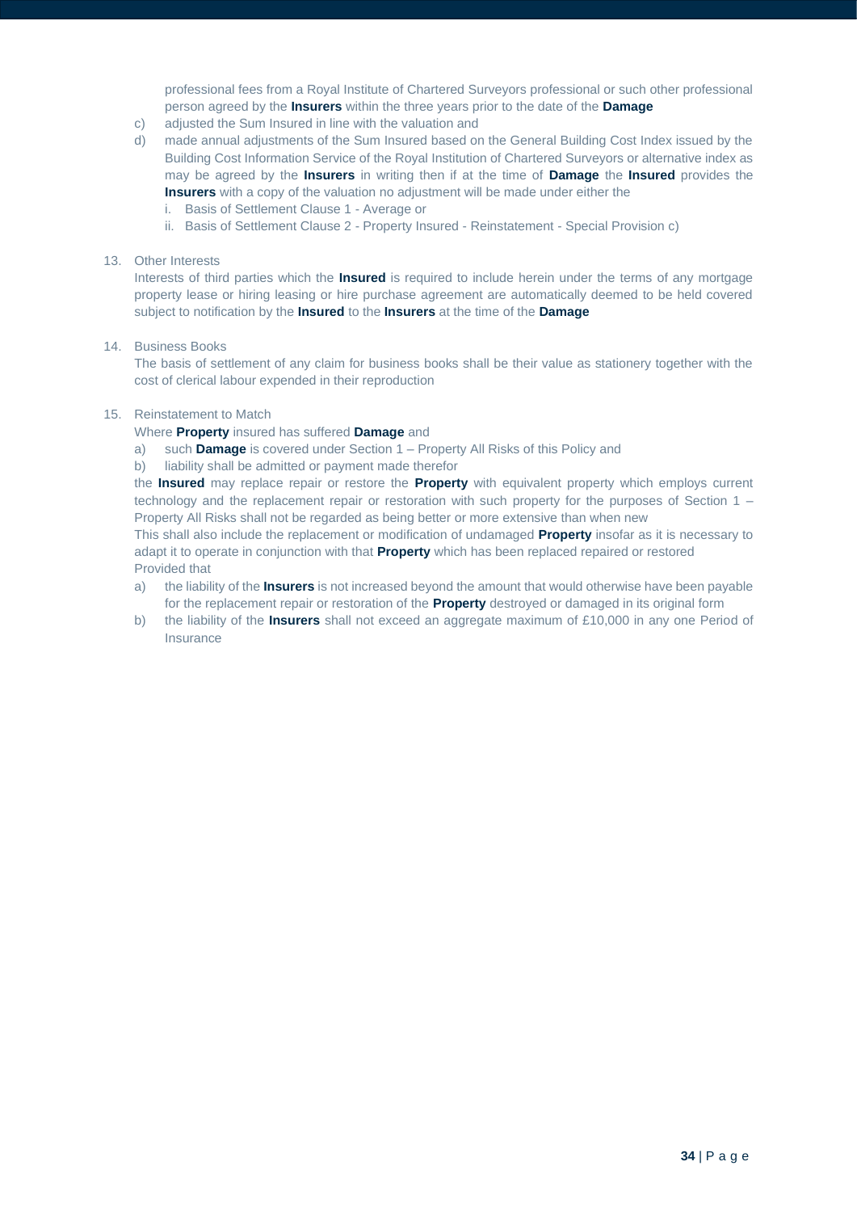professional fees from a Royal Institute of Chartered Surveyors professional or such other professional person agreed by the **Insurers** within the three years prior to the date of the **Damage**

c) adjusted the Sum Insured in line with the valuation and

d) made annual adjustments of the Sum Insured based on the General Building Cost Index issued by the Building Cost Information Service of the Royal Institution of Chartered Surveyors or alternative index as may be agreed by the **Insurers** in writing then if at the time of **Damage** the **Insured** provides the **Insurers** with a copy of the valuation no adjustment will be made under either the

   i. Basis of Settlement Clause 1 - Average or
   ii. Basis of Settlement Clause 2 - Property Insured - Reinstatement - Special Provision c)

13. Other Interests

    Interests of third parties which the **Insured** is required to include herein under the terms of any mortgage property lease or hiring leasing or hire purchase agreement are automatically deemed to be held covered subject to notification by the **Insured** to the **Insurers** at the time of the **Damage**

14. Business Books

    The basis of settlement of any claim for business books shall be their value as stationery together with the cost of clerical labour expended in their reproduction

15. Reinstatement to Match

    Where **Property** insured has suffered **Damage** and

    a) such **Damage** is covered under Section 1 – Property All Risks of this Policy and
    b) liability shall be admitted or payment made therefor

    the **Insured** may replace repair or restore the **Property** with equivalent property which employs current technology and the replacement repair or restoration with such property for the purposes of Section 1 – Property All Risks shall not be regarded as being better or more extensive than when new

    This shall also include the replacement or modification of undamaged **Property** insofar as it is necessary to adapt it to operate in conjunction with that **Property** which has been replaced repaired or restored

    Provided that

    a) the liability of the **Insurers** is not increased beyond the amount that would otherwise have been payable for the replacement repair or restoration of the **Property** destroyed or damaged in its original form
    b) the liability of the **Insurers** shall not exceed an aggregate maximum of £10,000 in any one Period of Insurance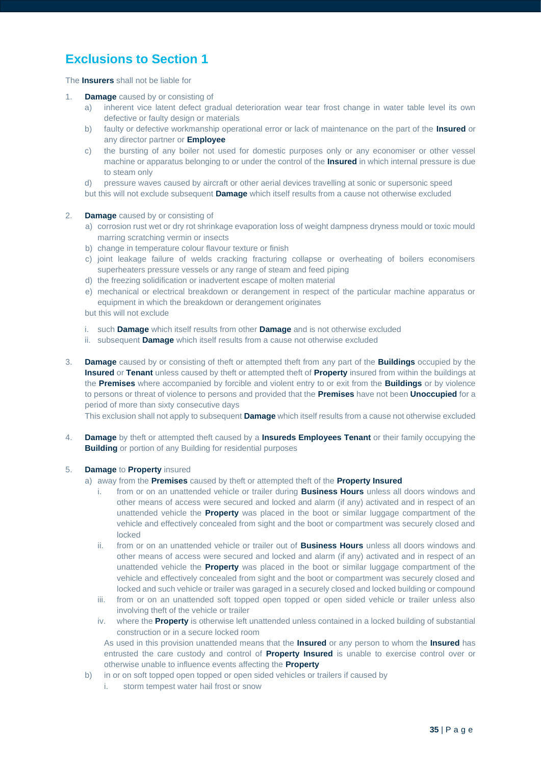## Exclusions to Section 1

The **Insurers** shall not be liable for

1. **Damage** caused by or consisting of
   a) inherent vice latent defect gradual deterioration wear tear frost change in water table level its own defective or faulty design or materials
   b) faulty or defective workmanship operational error or lack of maintenance on the part of the **Insured** or any director partner or **Employee**
   c) the bursting of any boiler not used for domestic purposes only or any economiser or other vessel machine or apparatus belonging to or under the control of the **Insured** in which internal pressure is due to steam only
   d) pressure waves caused by aircraft or other aerial devices travelling at sonic or supersonic speed

   but this will not exclude subsequent **Damage** which itself results from a cause not otherwise excluded

2. **Damage** caused by or consisting of
   a) corrosion rust wet or dry rot shrinkage evaporation loss of weight dampness dryness mould or toxic mould marring scratching vermin or insects
   b) change in temperature colour flavour texture or finish
   c) joint leakage failure of welds cracking fracturing collapse or overheating of boilers economisers superheaters pressure vessels or any range of steam and feed piping
   d) the freezing solidification or inadvertent escape of molten material
   e) mechanical or electrical breakdown or derangement in respect of the particular machine apparatus or equipment in which the breakdown or derangement originates

   but this will not exclude

   i. such **Damage** which itself results from other **Damage** and is not otherwise excluded
   ii. subsequent **Damage** which itself results from a cause not otherwise excluded

3. **Damage** caused by or consisting of theft or attempted theft from any part of the **Buildings** occupied by the **Insured** or **Tenant** unless caused by theft or attempted theft of **Property** insured from within the buildings at the **Premises** where accompanied by forcible and violent entry to or exit from the **Buildings** or by violence to persons or threat of violence to persons and provided that the **Premises** have not been **Unoccupied** for a period of more than sixty consecutive days

   This exclusion shall not apply to subsequent **Damage** which itself results from a cause not otherwise excluded

4. **Damage** by theft or attempted theft caused by a **Insureds Employees Tenant** or their family occupying the **Building** or portion of any Building for residential purposes

5. **Damage** to **Property** insured
   a) away from the **Premises** caused by theft or attempted theft of the **Property Insured**
      i. from or on an unattended vehicle or trailer during **Business Hours** unless all doors windows and other means of access were secured and locked and alarm (if any) activated and in respect of an unattended vehicle the **Property** was placed in the boot or similar luggage compartment of the vehicle and effectively concealed from sight and the boot or compartment was securely closed and locked
      ii. from or on an unattended vehicle or trailer out of **Business Hours** unless all doors windows and other means of access were secured and locked and alarm (if any) activated and in respect of an unattended vehicle the **Property** was placed in the boot or similar luggage compartment of the vehicle and effectively concealed from sight and the boot or compartment was securely closed and locked and such vehicle or trailer was garaged in a securely closed and locked building or compound
      iii. from or on an unattended soft topped open topped or open sided vehicle or trailer unless also involving theft of the vehicle or trailer
      iv. where the **Property** is otherwise left unattended unless contained in a locked building of substantial construction or in a secure locked room

      As used in this provision unattended means that the **Insured** or any person to whom the **Insured** has entrusted the care custody and control of **Property Insured** is unable to exercise control over or otherwise unable to influence events affecting the **Property**
   b) in or on soft topped open topped or open sided vehicles or trailers if caused by
      i. storm tempest water hail frost or snow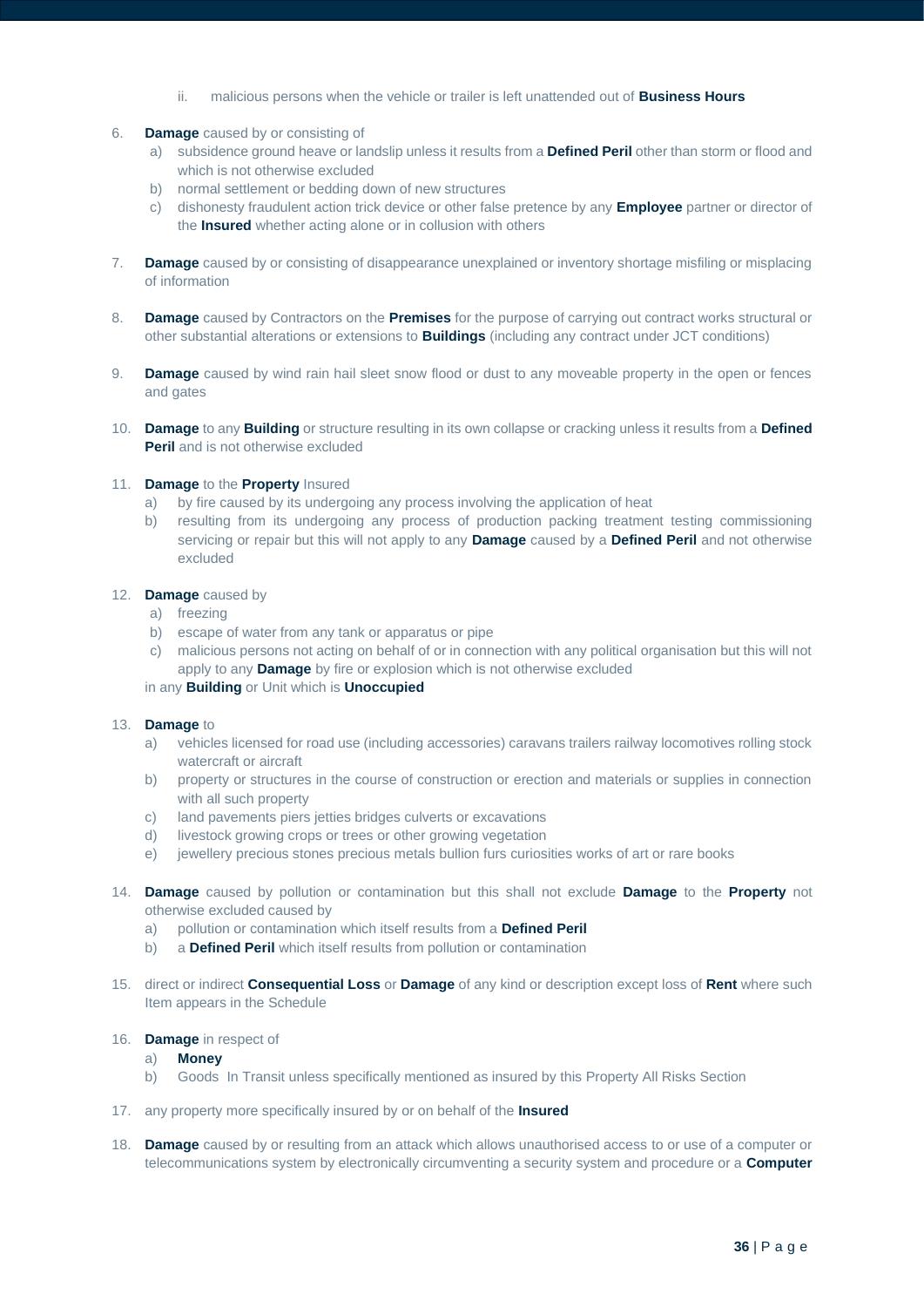ii. malicious persons when the vehicle or trailer is left unattended out of **Business Hours**

6. **Damage** caused by or consisting of
   a) subsidence ground heave or landslip unless it results from a **Defined Peril** other than storm or flood and which is not otherwise excluded
   b) normal settlement or bedding down of new structures
   c) dishonesty fraudulent action trick device or other false pretence by any **Employee** partner or director of the **Insured** whether acting alone or in collusion with others

7. **Damage** caused by or consisting of disappearance unexplained or inventory shortage misfiling or misplacing of information

8. **Damage** caused by Contractors on the **Premises** for the purpose of carrying out contract works structural or other substantial alterations or extensions to **Buildings** (including any contract under JCT conditions)

9. **Damage** caused by wind rain hail sleet snow flood or dust to any moveable property in the open or fences and gates

10. **Damage** to any **Building** or structure resulting in its own collapse or cracking unless it results from a **Defined Peril** and is not otherwise excluded

11. **Damage** to the **Property** Insured
    a) by fire caused by its undergoing any process involving the application of heat
    b) resulting from its undergoing any process of production packing treatment testing commissioning servicing or repair but this will not apply to any **Damage** caused by a **Defined Peril** and not otherwise excluded

12. **Damage** caused by
    a) freezing
    b) escape of water from any tank or apparatus or pipe
    c) malicious persons not acting on behalf of or in connection with any political organisation but this will not apply to any **Damage** by fire or explosion which is not otherwise excluded

    in any **Building** or Unit which is **Unoccupied**

13. **Damage** to
    a) vehicles licensed for road use (including accessories) caravans trailers railway locomotives rolling stock watercraft or aircraft
    b) property or structures in the course of construction or erection and materials or supplies in connection with all such property
    c) land pavements piers jetties bridges culverts or excavations
    d) livestock growing crops or trees or other growing vegetation
    e) jewellery precious stones precious metals bullion furs curiosities works of art or rare books

14. **Damage** caused by pollution or contamination but this shall not exclude **Damage** to the **Property** not otherwise excluded caused by
    a) pollution or contamination which itself results from a **Defined Peril**
    b) a **Defined Peril** which itself results from pollution or contamination

15. direct or indirect **Consequential Loss** or **Damage** of any kind or description except loss of **Rent** where such Item appears in the Schedule

16. **Damage** in respect of
    a) **Money**
    b) Goods In Transit unless specifically mentioned as insured by this Property All Risks Section

17. any property more specifically insured by or on behalf of the **Insured**

18. **Damage** caused by or resulting from an attack which allows unauthorised access to or use of a computer or telecommunications system by electronically circumventing a security system and procedure or a **Computer**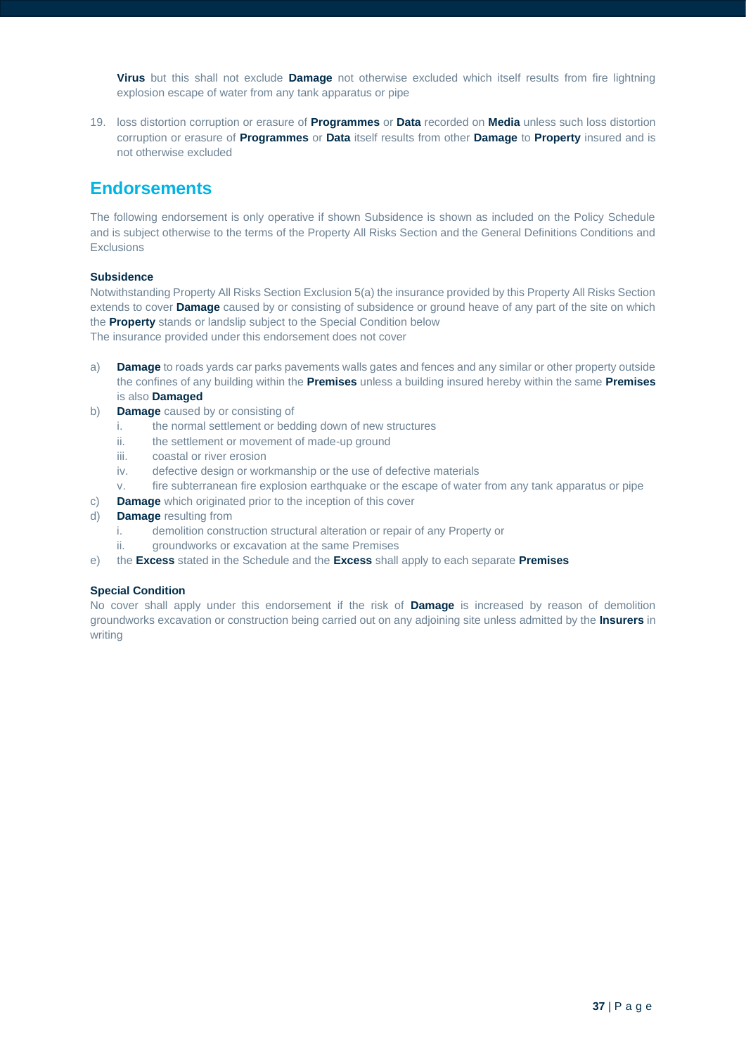**Virus** but this shall not exclude **Damage** not otherwise excluded which itself results from fire lightning explosion escape of water from any tank apparatus or pipe

19. loss distortion corruption or erasure of **Programmes** or **Data** recorded on **Media** unless such loss distortion corruption or erasure of **Programmes** or **Data** itself results from other **Damage** to **Property** insured and is not otherwise excluded

## Endorsements

The following endorsement is only operative if shown Subsidence is shown as included on the Policy Schedule and is subject otherwise to the terms of the Property All Risks Section and the General Definitions Conditions and Exclusions

### Subsidence

Notwithstanding Property All Risks Section Exclusion 5(a) the insurance provided by this Property All Risks Section extends to cover **Damage** caused by or consisting of subsidence or ground heave of any part of the site on which the **Property** stands or landslip subject to the Special Condition below

The insurance provided under this endorsement does not cover

a) **Damage** to roads yards car parks pavements walls gates and fences and any similar or other property outside the confines of any building within the **Premises** unless a building insured hereby within the same **Premises** is also **Damaged**

b) **Damage** caused by or consisting of
   i. the normal settlement or bedding down of new structures
   ii. the settlement or movement of made-up ground
   iii. coastal or river erosion
   iv. defective design or workmanship or the use of defective materials
   v. fire subterranean fire explosion earthquake or the escape of water from any tank apparatus or pipe

c) **Damage** which originated prior to the inception of this cover

d) **Damage** resulting from
   i. demolition construction structural alteration or repair of any Property or
   ii. groundworks or excavation at the same Premises

e) the **Excess** stated in the Schedule and the **Excess** shall apply to each separate **Premises**

### Special Condition

No cover shall apply under this endorsement if the risk of **Damage** is increased by reason of demolition groundworks excavation or construction being carried out on any adjoining site unless admitted by the **Insurers** in writing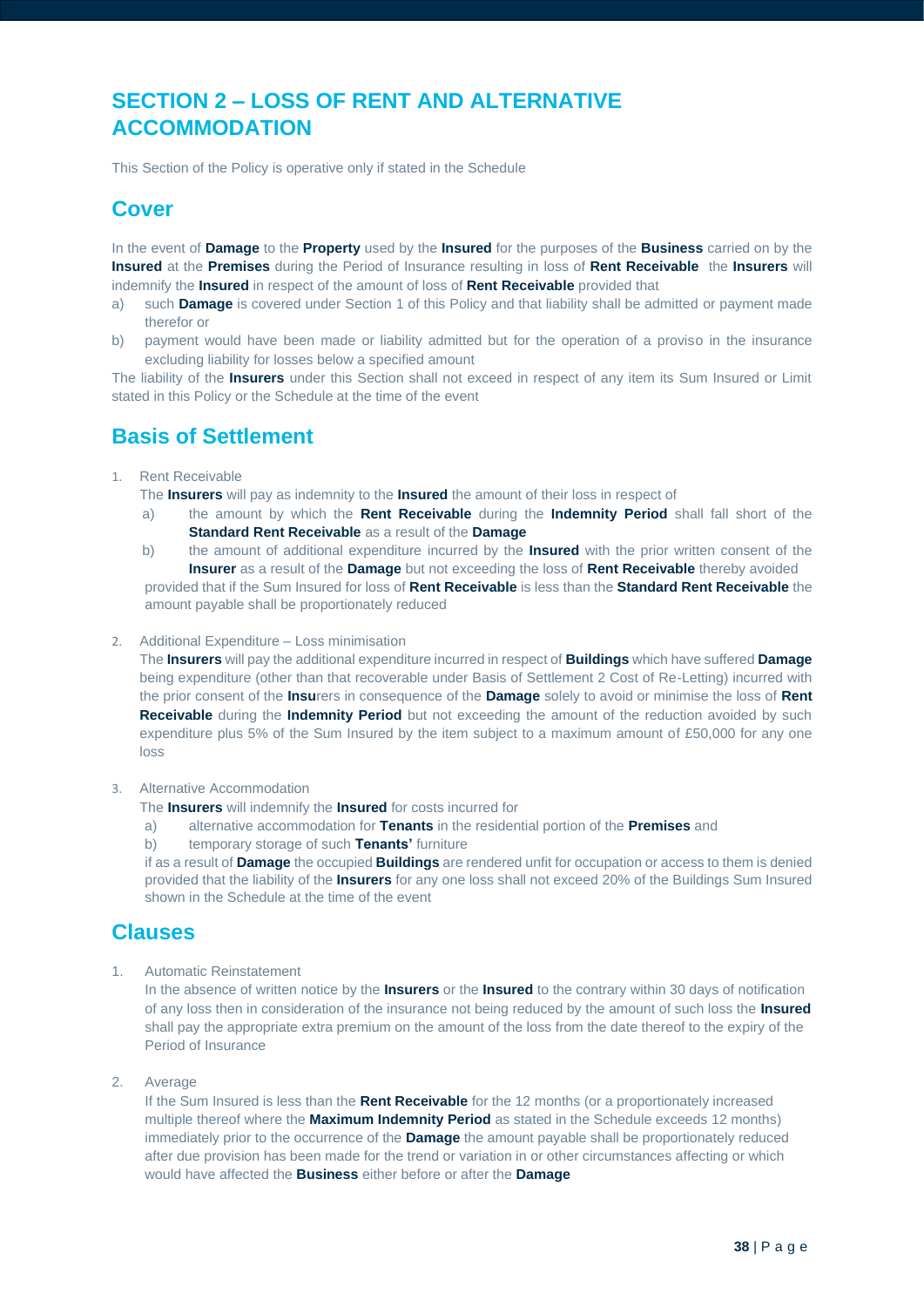## SECTION 2 – LOSS OF RENT AND ALTERNATIVE ACCOMMODATION

This Section of the Policy is operative only if stated in the Schedule

### Cover

In the event of **Damage** to the **Property** used by the **Insured** for the purposes of the **Business** carried on by the **Insured** at the **Premises** during the Period of Insurance resulting in loss of **Rent Receivable** the **Insurers** will indemnify the **Insured** in respect of the amount of loss of **Rent Receivable** provided that

a) such **Damage** is covered under Section 1 of this Policy and that liability shall be admitted or payment made therefor or
b) payment would have been made or liability admitted but for the operation of a proviso in the insurance excluding liability for losses below a specified amount

The liability of the **Insurers** under this Section shall not exceed in respect of any item its Sum Insured or Limit stated in this Policy or the Schedule at the time of the event

### Basis of Settlement

1. Rent Receivable

   The **Insurers** will pay as indemnity to the **Insured** the amount of their loss in respect of

   a) the amount by which the **Rent Receivable** during the **Indemnity Period** shall fall short of the **Standard Rent Receivable** as a result of the **Damage**
   b) the amount of additional expenditure incurred by the **Insured** with the prior written consent of the **Insurer** as a result of the **Damage** but not exceeding the loss of **Rent Receivable** thereby avoided

   provided that if the Sum Insured for loss of **Rent Receivable** is less than the **Standard Rent Receivable** the amount payable shall be proportionately reduced

2. Additional Expenditure – Loss minimisation

   The **Insurers** will pay the additional expenditure incurred in respect of **Buildings** which have suffered **Damage** being expenditure (other than that recoverable under Basis of Settlement 2 Cost of Re-Letting) incurred with the prior consent of the **Insu**rers in consequence of the **Damage** solely to avoid or minimise the loss of **Rent Receivable** during the **Indemnity Period** but not exceeding the amount of the reduction avoided by such expenditure plus 5% of the Sum Insured by the item subject to a maximum amount of £50,000 for any one loss

3. Alternative Accommodation

   The **Insurers** will indemnify the **Insured** for costs incurred for

   a) alternative accommodation for **Tenants** in the residential portion of the **Premises** and
   b) temporary storage of such **Tenants'** furniture

   if as a result of **Damage** the occupied **Buildings** are rendered unfit for occupation or access to them is denied provided that the liability of the **Insurers** for any one loss shall not exceed 20% of the Buildings Sum Insured shown in the Schedule at the time of the event

### Clauses

1. Automatic Reinstatement

   In the absence of written notice by the **Insurers** or the **Insured** to the contrary within 30 days of notification of any loss then in consideration of the insurance not being reduced by the amount of such loss the **Insured** shall pay the appropriate extra premium on the amount of the loss from the date thereof to the expiry of the Period of Insurance

2. Average

   If the Sum Insured is less than the **Rent Receivable** for the 12 months (or a proportionately increased multiple thereof where the **Maximum Indemnity Period** as stated in the Schedule exceeds 12 months) immediately prior to the occurrence of the **Damage** the amount payable shall be proportionately reduced after due provision has been made for the trend or variation in or other circumstances affecting or which would have affected the **Business** either before or after the **Damage**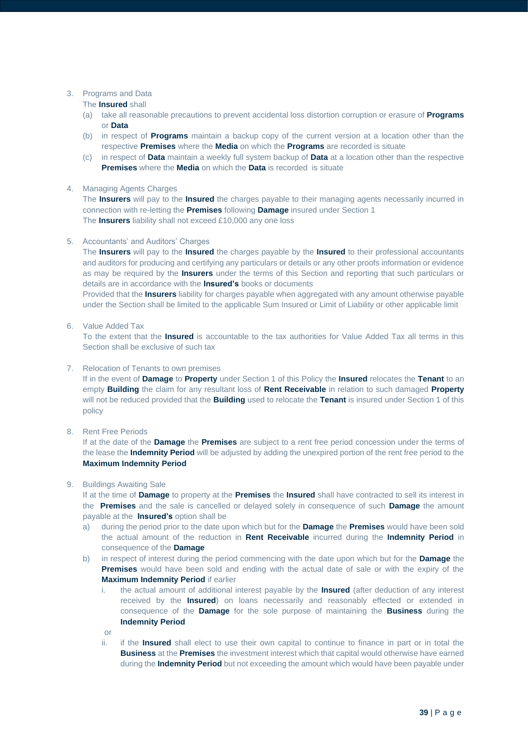3. Programs and Data

   The **Insured** shall

   (a) take all reasonable precautions to prevent accidental loss distortion corruption or erasure of **Programs** or **Data**

   (b) in respect of **Programs** maintain a backup copy of the current version at a location other than the respective **Premises** where the **Media** on which the **Programs** are recorded is situate

   (c) in respect of **Data** maintain a weekly full system backup of **Data** at a location other than the respective **Premises** where the **Media** on which the **Data** is recorded is situate

4. Managing Agents Charges

   The **Insurers** will pay to the **Insured** the charges payable to their managing agents necessarily incurred in connection with re-letting the **Premises** following **Damage** insured under Section 1

   The **Insurers** liability shall not exceed £10,000 any one loss

5. Accountants' and Auditors' Charges

   The **Insurers** will pay to the **Insured** the charges payable by the **Insured** to their professional accountants and auditors for producing and certifying any particulars or details or any other proofs information or evidence as may be required by the **Insurers** under the terms of this Section and reporting that such particulars or details are in accordance with the **Insured's** books or documents

   Provided that the **Insurers** liability for charges payable when aggregated with any amount otherwise payable under the Section shall be limited to the applicable Sum Insured or Limit of Liability or other applicable limit

6. Value Added Tax

   To the extent that the **Insured** is accountable to the tax authorities for Value Added Tax all terms in this Section shall be exclusive of such tax

7. Relocation of Tenants to own premises

   If in the event of **Damage** to **Property** under Section 1 of this Policy the **Insured** relocates the **Tenant** to an empty **Building** the claim for any resultant loss of **Rent Receivable** in relation to such damaged **Property** will not be reduced provided that the **Building** used to relocate the **Tenant** is insured under Section 1 of this policy

8. Rent Free Periods

   If at the date of the **Damage** the **Premises** are subject to a rent free period concession under the terms of the lease the **Indemnity Period** will be adjusted by adding the unexpired portion of the rent free period to the **Maximum Indemnity Period**

9. Buildings Awaiting Sale

   If at the time of **Damage** to property at the **Premises** the **Insured** shall have contracted to sell its interest in the **Premises** and the sale is cancelled or delayed solely in consequence of such **Damage** the amount payable at the **Insured's** option shall be

   a) during the period prior to the date upon which but for the **Damage** the **Premises** would have been sold the actual amount of the reduction in **Rent Receivable** incurred during the **Indemnity Period** in consequence of the **Damage**

   b) in respect of interest during the period commencing with the date upon which but for the **Damage** the **Premises** would have been sold and ending with the actual date of sale or with the expiry of the **Maximum Indemnity Period** if earlier

      i. the actual amount of additional interest payable by the **Insured** (after deduction of any interest received by the **Insured**) on loans necessarily and reasonably effected or extended in consequence of the **Damage** for the sole purpose of maintaining the **Business** during the **Indemnity Period**

      or

      ii. if the **Insured** shall elect to use their own capital to continue to finance in part or in total the **Business** at the **Premises** the investment interest which that capital would otherwise have earned during the **Indemnity Period** but not exceeding the amount which would have been payable under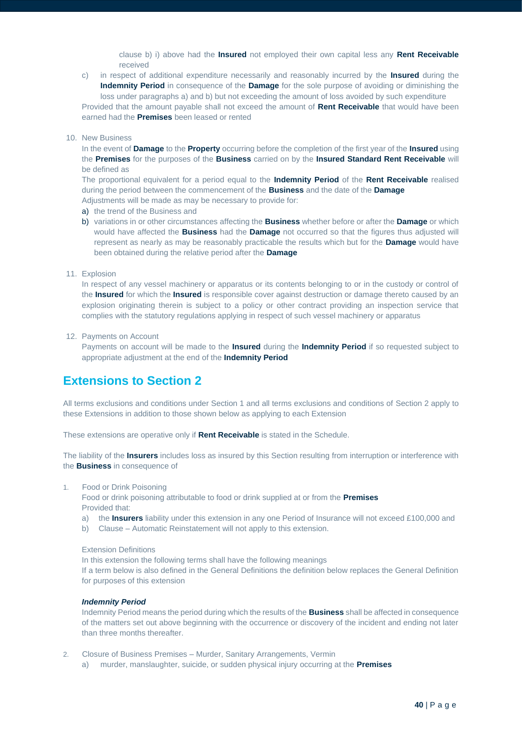clause b) i) above had the **Insured** not employed their own capital less any **Rent Receivable** received

c) in respect of additional expenditure necessarily and reasonably incurred by the **Insured** during the **Indemnity Period** in consequence of the **Damage** for the sole purpose of avoiding or diminishing the loss under paragraphs a) and b) but not exceeding the amount of loss avoided by such expenditure

Provided that the amount payable shall not exceed the amount of **Rent Receivable** that would have been earned had the **Premises** been leased or rented

10. New Business

In the event of **Damage** to the **Property** occurring before the completion of the first year of the **Insured** using the **Premises** for the purposes of the **Business** carried on by the **Insured Standard Rent Receivable** will be defined as

The proportional equivalent for a period equal to the **Indemnity Period** of the **Rent Receivable** realised during the period between the commencement of the **Business** and the date of the **Damage**

Adjustments will be made as may be necessary to provide for:

a) the trend of the Business and
b) variations in or other circumstances affecting the **Business** whether before or after the **Damage** or which would have affected the **Business** had the **Damage** not occurred so that the figures thus adjusted will represent as nearly as may be reasonably practicable the results which but for the **Damage** would have been obtained during the relative period after the **Damage**

11. Explosion

In respect of any vessel machinery or apparatus or its contents belonging to or in the custody or control of the **Insured** for which the **Insured** is responsible cover against destruction or damage thereto caused by an explosion originating therein is subject to a policy or other contract providing an inspection service that complies with the statutory regulations applying in respect of such vessel machinery or apparatus

12. Payments on Account

Payments on account will be made to the **Insured** during the **Indemnity Period** if so requested subject to appropriate adjustment at the end of the **Indemnity Period**

## Extensions to Section 2

All terms exclusions and conditions under Section 1 and all terms exclusions and conditions of Section 2 apply to these Extensions in addition to those shown below as applying to each Extension

These extensions are operative only if **Rent Receivable** is stated in the Schedule.

The liability of the **Insurers** includes loss as insured by this Section resulting from interruption or interference with the **Business** in consequence of

1. Food or Drink Poisoning

Food or drink poisoning attributable to food or drink supplied at or from the **Premises**

Provided that:

a) the **Insurers** liability under this extension in any one Period of Insurance will not exceed £100,000 and
b) Clause – Automatic Reinstatement will not apply to this extension.

Extension Definitions

In this extension the following terms shall have the following meanings

If a term below is also defined in the General Definitions the definition below replaces the General Definition for purposes of this extension

***Indemnity Period***

Indemnity Period means the period during which the results of the **Business** shall be affected in consequence of the matters set out above beginning with the occurrence or discovery of the incident and ending not later than three months thereafter.

2. Closure of Business Premises – Murder, Sanitary Arrangements, Vermin

a) murder, manslaughter, suicide, or sudden physical injury occurring at the **Premises**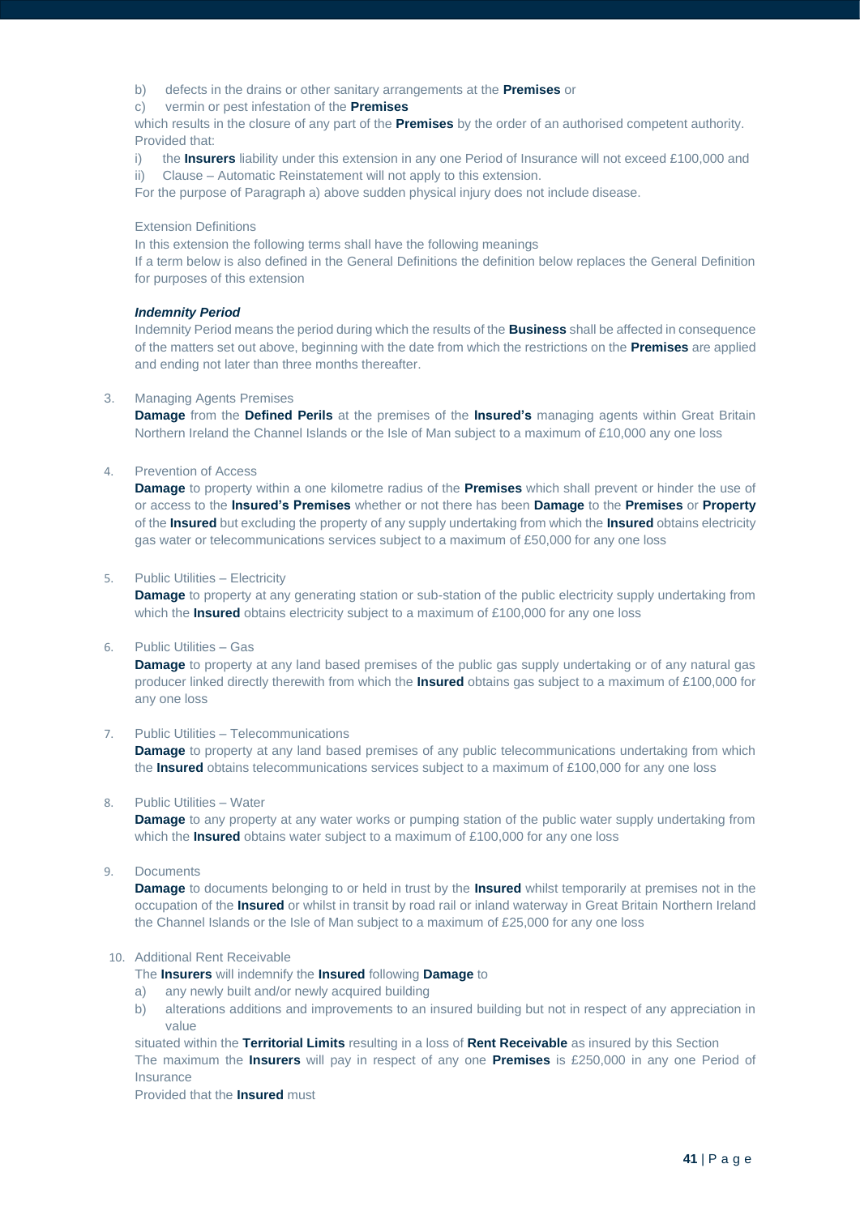b) defects in the drains or other sanitary arrangements at the **Premises** or

c) vermin or pest infestation of the **Premises**

which results in the closure of any part of the **Premises** by the order of an authorised competent authority. Provided that:

i) the **Insurers** liability under this extension in any one Period of Insurance will not exceed £100,000 and

ii) Clause – Automatic Reinstatement will not apply to this extension.

For the purpose of Paragraph a) above sudden physical injury does not include disease.

Extension Definitions

In this extension the following terms shall have the following meanings

If a term below is also defined in the General Definitions the definition below replaces the General Definition for purposes of this extension

***Indemnity Period***

Indemnity Period means the period during which the results of the **Business** shall be affected in consequence of the matters set out above, beginning with the date from which the restrictions on the **Premises** are applied and ending not later than three months thereafter.

3. Managing Agents Premises

   **Damage** from the **Defined Perils** at the premises of the **Insured's** managing agents within Great Britain Northern Ireland the Channel Islands or the Isle of Man subject to a maximum of £10,000 any one loss

4. Prevention of Access

   **Damage** to property within a one kilometre radius of the **Premises** which shall prevent or hinder the use of or access to the **Insured's Premises** whether or not there has been **Damage** to the **Premises** or **Property** of the **Insured** but excluding the property of any supply undertaking from which the **Insured** obtains electricity gas water or telecommunications services subject to a maximum of £50,000 for any one loss

5. Public Utilities – Electricity

   **Damage** to property at any generating station or sub-station of the public electricity supply undertaking from which the **Insured** obtains electricity subject to a maximum of £100,000 for any one loss

6. Public Utilities – Gas

   **Damage** to property at any land based premises of the public gas supply undertaking or of any natural gas producer linked directly therewith from which the **Insured** obtains gas subject to a maximum of £100,000 for any one loss

7. Public Utilities – Telecommunications

   **Damage** to property at any land based premises of any public telecommunications undertaking from which the **Insured** obtains telecommunications services subject to a maximum of £100,000 for any one loss

8. Public Utilities – Water

   **Damage** to any property at any water works or pumping station of the public water supply undertaking from which the **Insured** obtains water subject to a maximum of £100,000 for any one loss

9. Documents

   **Damage** to documents belonging to or held in trust by the **Insured** whilst temporarily at premises not in the occupation of the **Insured** or whilst in transit by road rail or inland waterway in Great Britain Northern Ireland the Channel Islands or the Isle of Man subject to a maximum of £25,000 for any one loss

10. Additional Rent Receivable

    The **Insurers** will indemnify the **Insured** following **Damage** to

    a) any newly built and/or newly acquired building

    b) alterations additions and improvements to an insured building but not in respect of any appreciation in value

    situated within the **Territorial Limits** resulting in a loss of **Rent Receivable** as insured by this Section

    The maximum the **Insurers** will pay in respect of any one **Premises** is £250,000 in any one Period of Insurance

    Provided that the **Insured** must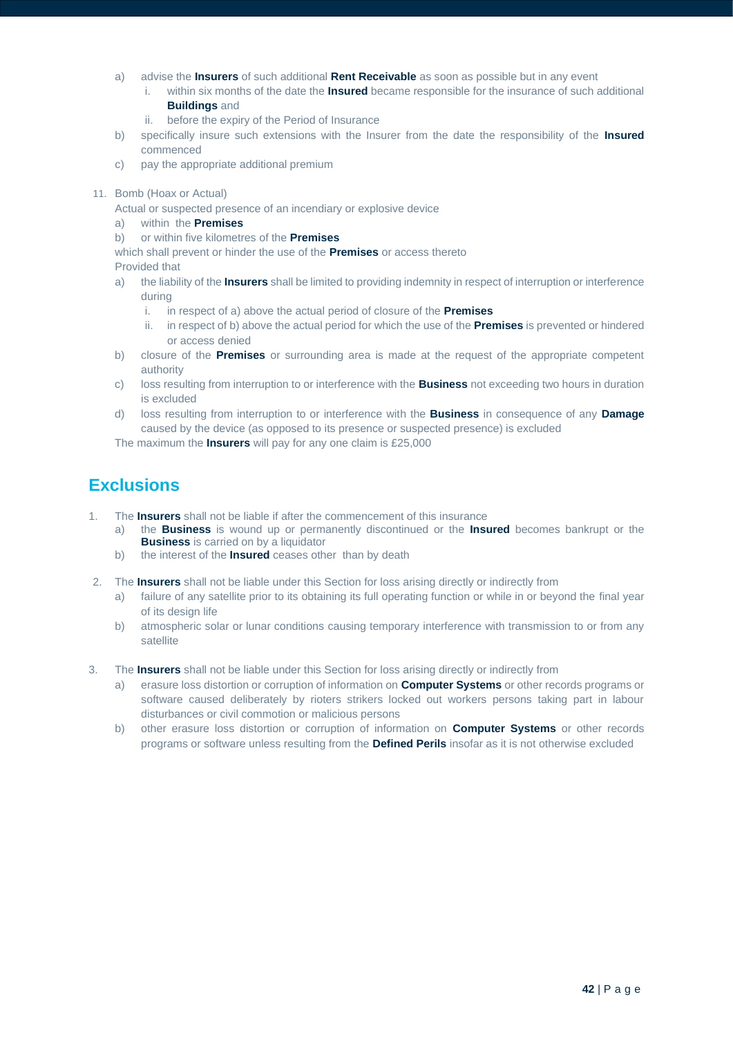a) advise the **Insurers** of such additional **Rent Receivable** as soon as possible but in any event
   i. within six months of the date the **Insured** became responsible for the insurance of such additional **Buildings** and
   ii. before the expiry of the Period of Insurance

b) specifically insure such extensions with the Insurer from the date the responsibility of the **Insured** commenced

c) pay the appropriate additional premium

11. Bomb (Hoax or Actual)

Actual or suspected presence of an incendiary or explosive device

a) within the **Premises**

b) or within five kilometres of the **Premises**

which shall prevent or hinder the use of the **Premises** or access thereto

Provided that

a) the liability of the **Insurers** shall be limited to providing indemnity in respect of interruption or interference during
   i. in respect of a) above the actual period of closure of the **Premises**
   ii. in respect of b) above the actual period for which the use of the **Premises** is prevented or hindered or access denied

b) closure of the **Premises** or surrounding area is made at the request of the appropriate competent authority

c) loss resulting from interruption to or interference with the **Business** not exceeding two hours in duration is excluded

d) loss resulting from interruption to or interference with the **Business** in consequence of any **Damage** caused by the device (as opposed to its presence or suspected presence) is excluded

The maximum the **Insurers** will pay for any one claim is £25,000

## Exclusions

1. The **Insurers** shall not be liable if after the commencement of this insurance
   a) the **Business** is wound up or permanently discontinued or the **Insured** becomes bankrupt or the **Business** is carried on by a liquidator
   b) the interest of the **Insured** ceases other than by death

2. The **Insurers** shall not be liable under this Section for loss arising directly or indirectly from
   a) failure of any satellite prior to its obtaining its full operating function or while in or beyond the final year of its design life
   b) atmospheric solar or lunar conditions causing temporary interference with transmission to or from any satellite

3. The **Insurers** shall not be liable under this Section for loss arising directly or indirectly from
   a) erasure loss distortion or corruption of information on **Computer Systems** or other records programs or software caused deliberately by rioters strikers locked out workers persons taking part in labour disturbances or civil commotion or malicious persons
   b) other erasure loss distortion or corruption of information on **Computer Systems** or other records programs or software unless resulting from the **Defined Perils** insofar as it is not otherwise excluded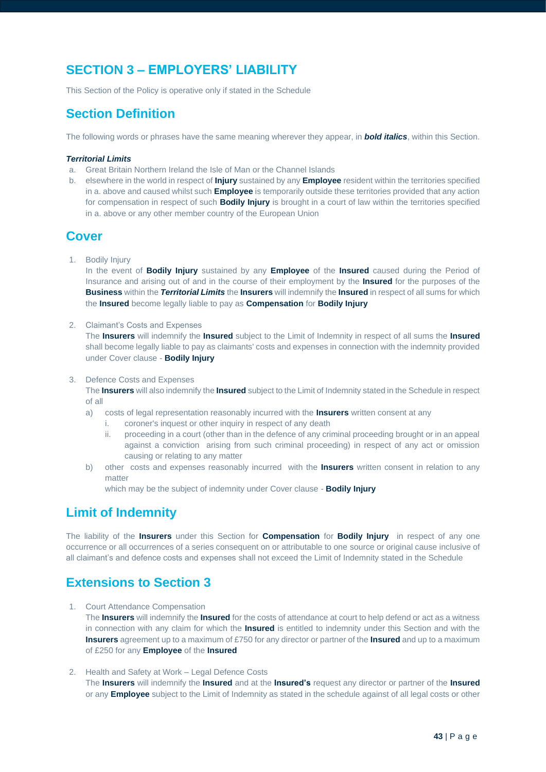# SECTION 3 – EMPLOYERS' LIABILITY

This Section of the Policy is operative only if stated in the Schedule

## Section Definition

The following words or phrases have the same meaning wherever they appear, in ***bold italics***, within this Section.

***Territorial Limits***

a. Great Britain Northern Ireland the Isle of Man or the Channel Islands
b. elsewhere in the world in respect of **Injury** sustained by any **Employee** resident within the territories specified in a. above and caused whilst such **Employee** is temporarily outside these territories provided that any action for compensation in respect of such **Bodily Injury** is brought in a court of law within the territories specified in a. above or any other member country of the European Union

## Cover

1. Bodily Injury
   In the event of **Bodily Injury** sustained by any **Employee** of the **Insured** caused during the Period of Insurance and arising out of and in the course of their employment by the **Insured** for the purposes of the **Business** within the ***Territorial Limits*** the **Insurers** will indemnify the **Insured** in respect of all sums for which the **Insured** become legally liable to pay as **Compensation** for **Bodily Injury**

2. Claimant's Costs and Expenses
   The **Insurers** will indemnify the **Insured** subject to the Limit of Indemnity in respect of all sums the **Insured** shall become legally liable to pay as claimants' costs and expenses in connection with the indemnity provided under Cover clause - **Bodily Injury**

3. Defence Costs and Expenses
   The **Insurers** will also indemnify the **Insured** subject to the Limit of Indemnity stated in the Schedule in respect of all
   a) costs of legal representation reasonably incurred with the **Insurers** written consent at any
      i. coroner's inquest or other inquiry in respect of any death
      ii. proceeding in a court (other than in the defence of any criminal proceeding brought or in an appeal against a conviction arising from such criminal proceeding) in respect of any act or omission causing or relating to any matter
   b) other costs and expenses reasonably incurred with the **Insurers** written consent in relation to any matter

   which may be the subject of indemnity under Cover clause - **Bodily Injury**

## Limit of Indemnity

The liability of the **Insurers** under this Section for **Compensation** for **Bodily Injury** in respect of any one occurrence or all occurrences of a series consequent on or attributable to one source or original cause inclusive of all claimant's and defence costs and expenses shall not exceed the Limit of Indemnity stated in the Schedule

## Extensions to Section 3

1. Court Attendance Compensation
   The **Insurers** will indemnify the **Insured** for the costs of attendance at court to help defend or act as a witness in connection with any claim for which the **Insured** is entitled to indemnity under this Section and with the **Insurers** agreement up to a maximum of £750 for any director or partner of the **Insured** and up to a maximum of £250 for any **Employee** of the **Insured**

2. Health and Safety at Work – Legal Defence Costs
   The **Insurers** will indemnify the **Insured** and at the **Insured's** request any director or partner of the **Insured** or any **Employee** subject to the Limit of Indemnity as stated in the schedule against of all legal costs or other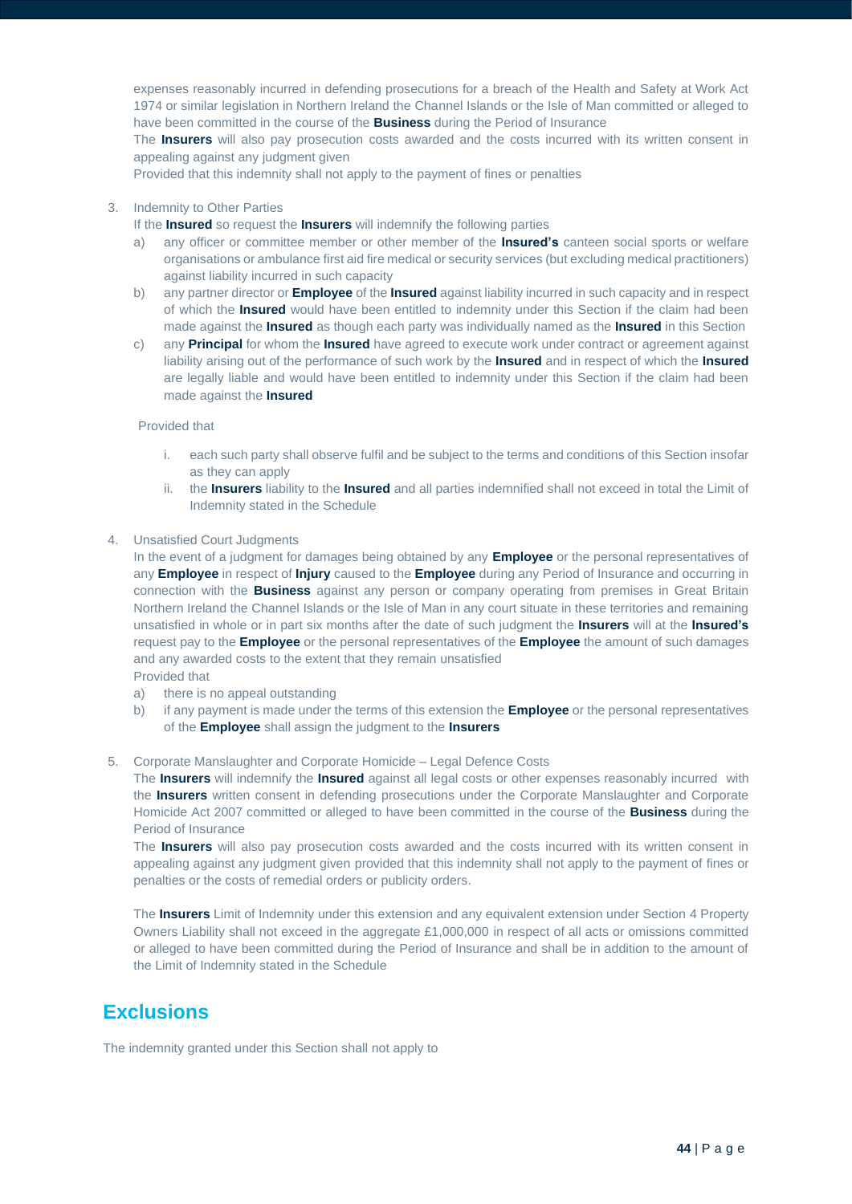expenses reasonably incurred in defending prosecutions for a breach of the Health and Safety at Work Act 1974 or similar legislation in Northern Ireland the Channel Islands or the Isle of Man committed or alleged to have been committed in the course of the **Business** during the Period of Insurance

The **Insurers** will also pay prosecution costs awarded and the costs incurred with its written consent in appealing against any judgment given

Provided that this indemnity shall not apply to the payment of fines or penalties

3. Indemnity to Other Parties

   If the **Insured** so request the **Insurers** will indemnify the following parties

   a) any officer or committee member or other member of the **Insured's** canteen social sports or welfare organisations or ambulance first aid fire medical or security services (but excluding medical practitioners) against liability incurred in such capacity
   b) any partner director or **Employee** of the **Insured** against liability incurred in such capacity and in respect of which the **Insured** would have been entitled to indemnity under this Section if the claim had been made against the **Insured** as though each party was individually named as the **Insured** in this Section
   c) any **Principal** for whom the **Insured** have agreed to execute work under contract or agreement against liability arising out of the performance of such work by the **Insured** and in respect of which the **Insured** are legally liable and would have been entitled to indemnity under this Section if the claim had been made against the **Insured**

   Provided that

   i. each such party shall observe fulfil and be subject to the terms and conditions of this Section insofar as they can apply
   ii. the **Insurers** liability to the **Insured** and all parties indemnified shall not exceed in total the Limit of Indemnity stated in the Schedule

4. Unsatisfied Court Judgments

   In the event of a judgment for damages being obtained by any **Employee** or the personal representatives of any **Employee** in respect of **Injury** caused to the **Employee** during any Period of Insurance and occurring in connection with the **Business** against any person or company operating from premises in Great Britain Northern Ireland the Channel Islands or the Isle of Man in any court situate in these territories and remaining unsatisfied in whole or in part six months after the date of such judgment the **Insurers** will at the **Insured's** request pay to the **Employee** or the personal representatives of the **Employee** the amount of such damages and any awarded costs to the extent that they remain unsatisfied

   Provided that

   a) there is no appeal outstanding
   b) if any payment is made under the terms of this extension the **Employee** or the personal representatives of the **Employee** shall assign the judgment to the **Insurers**

5. Corporate Manslaughter and Corporate Homicide – Legal Defence Costs

   The **Insurers** will indemnify the **Insured** against all legal costs or other expenses reasonably incurred with the **Insurers** written consent in defending prosecutions under the Corporate Manslaughter and Corporate Homicide Act 2007 committed or alleged to have been committed in the course of the **Business** during the Period of Insurance

   The **Insurers** will also pay prosecution costs awarded and the costs incurred with its written consent in appealing against any judgment given provided that this indemnity shall not apply to the payment of fines or penalties or the costs of remedial orders or publicity orders.

   The **Insurers** Limit of Indemnity under this extension and any equivalent extension under Section 4 Property Owners Liability shall not exceed in the aggregate £1,000,000 in respect of all acts or omissions committed or alleged to have been committed during the Period of Insurance and shall be in addition to the amount of the Limit of Indemnity stated in the Schedule

## Exclusions

The indemnity granted under this Section shall not apply to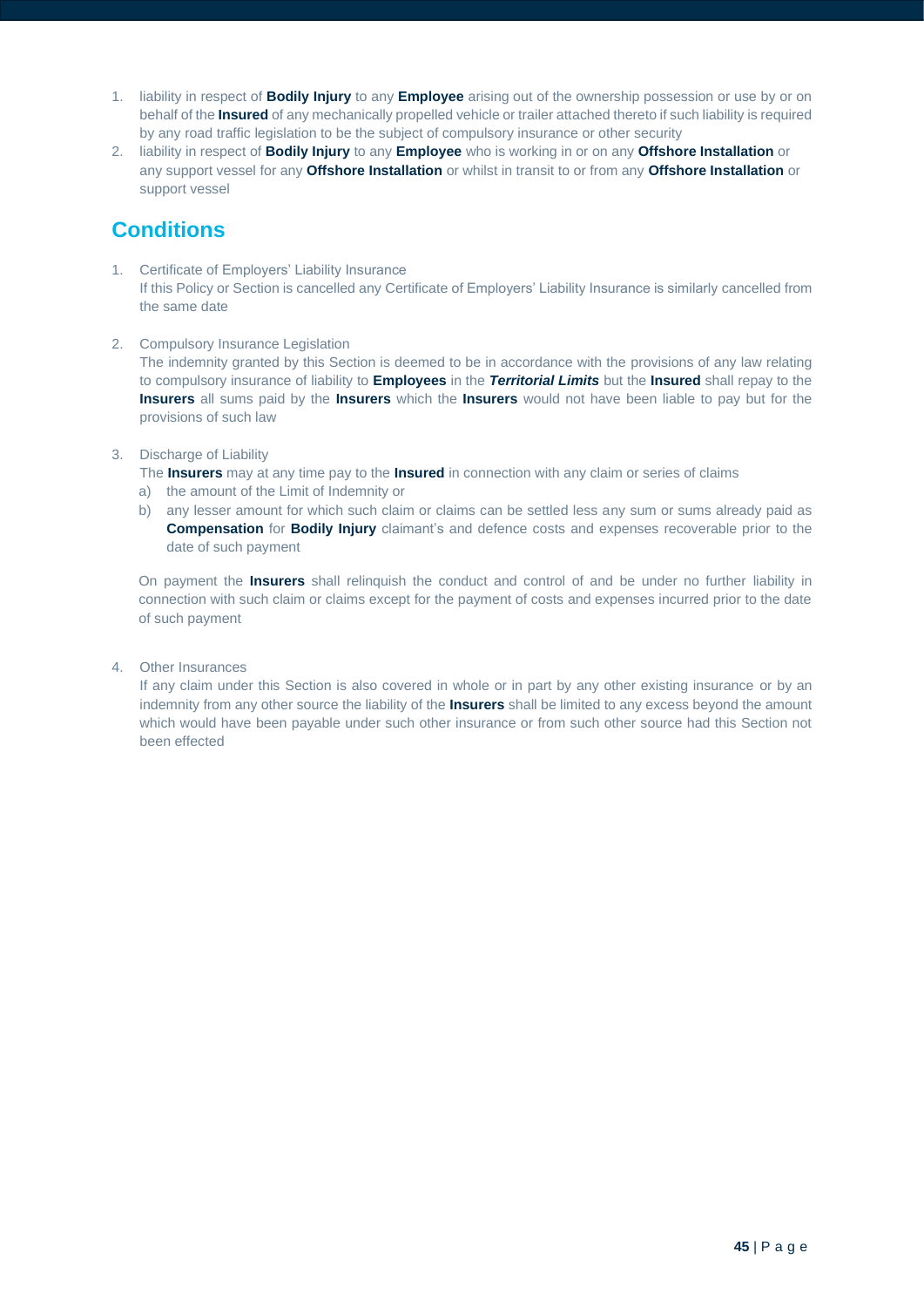1. liability in respect of **Bodily Injury** to any **Employee** arising out of the ownership possession or use by or on behalf of the **Insured** of any mechanically propelled vehicle or trailer attached thereto if such liability is required by any road traffic legislation to be the subject of compulsory insurance or other security
2. liability in respect of **Bodily Injury** to any **Employee** who is working in or on any **Offshore Installation** or any support vessel for any **Offshore Installation** or whilst in transit to or from any **Offshore Installation** or support vessel

## Conditions

1. Certificate of Employers' Liability Insurance
   If this Policy or Section is cancelled any Certificate of Employers' Liability Insurance is similarly cancelled from the same date

2. Compulsory Insurance Legislation
   The indemnity granted by this Section is deemed to be in accordance with the provisions of any law relating to compulsory insurance of liability to **Employees** in the ***Territorial Limits*** but the **Insured** shall repay to the **Insurers** all sums paid by the **Insurers** which the **Insurers** would not have been liable to pay but for the provisions of such law

3. Discharge of Liability
   The **Insurers** may at any time pay to the **Insured** in connection with any claim or series of claims
   a) the amount of the Limit of Indemnity or
   b) any lesser amount for which such claim or claims can be settled less any sum or sums already paid as **Compensation** for **Bodily Injury** claimant's and defence costs and expenses recoverable prior to the date of such payment

   On payment the **Insurers** shall relinquish the conduct and control of and be under no further liability in connection with such claim or claims except for the payment of costs and expenses incurred prior to the date of such payment

4. Other Insurances
   If any claim under this Section is also covered in whole or in part by any other existing insurance or by an indemnity from any other source the liability of the **Insurers** shall be limited to any excess beyond the amount which would have been payable under such other insurance or from such other source had this Section not been effected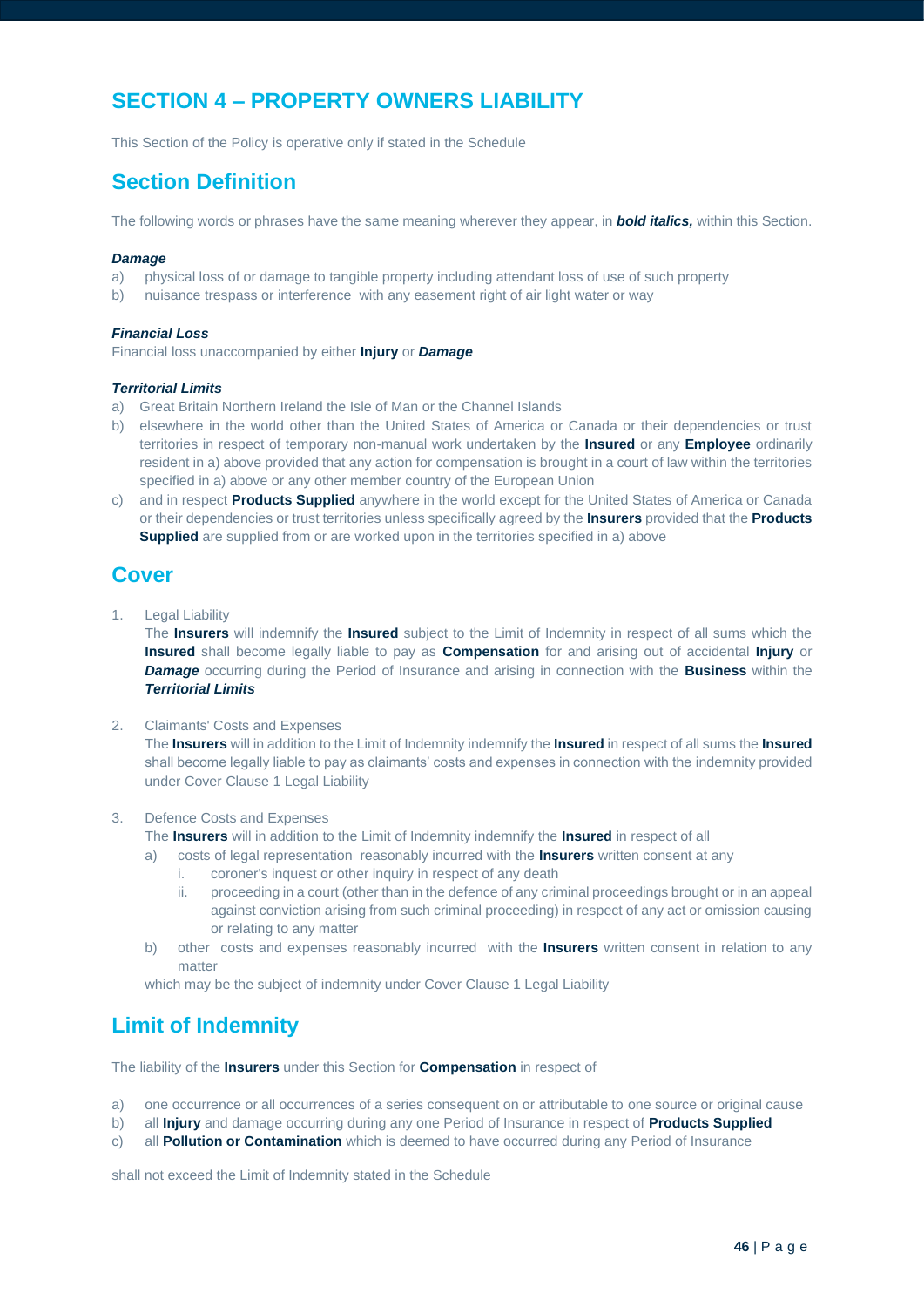# SECTION 4 – PROPERTY OWNERS LIABILITY

This Section of the Policy is operative only if stated in the Schedule

## Section Definition

The following words or phrases have the same meaning wherever they appear, in ***bold italics,*** within this Section.

***Damage***

a) physical loss of or damage to tangible property including attendant loss of use of such property
b) nuisance trespass or interference with any easement right of air light water or way

***Financial Loss***

Financial loss unaccompanied by either **Injury** or ***Damage***

***Territorial Limits***

a) Great Britain Northern Ireland the Isle of Man or the Channel Islands
b) elsewhere in the world other than the United States of America or Canada or their dependencies or trust territories in respect of temporary non-manual work undertaken by the **Insured** or any **Employee** ordinarily resident in a) above provided that any action for compensation is brought in a court of law within the territories specified in a) above or any other member country of the European Union
c) and in respect **Products Supplied** anywhere in the world except for the United States of America or Canada or their dependencies or trust territories unless specifically agreed by the **Insurers** provided that the **Products Supplied** are supplied from or are worked upon in the territories specified in a) above

## Cover

1. Legal Liability

   The **Insurers** will indemnify the **Insured** subject to the Limit of Indemnity in respect of all sums which the **Insured** shall become legally liable to pay as **Compensation** for and arising out of accidental **Injury** or ***Damage*** occurring during the Period of Insurance and arising in connection with the **Business** within the ***Territorial Limits***

2. Claimants' Costs and Expenses

   The **Insurers** will in addition to the Limit of Indemnity indemnify the **Insured** in respect of all sums the **Insured** shall become legally liable to pay as claimants' costs and expenses in connection with the indemnity provided under Cover Clause 1 Legal Liability

3. Defence Costs and Expenses

   The **Insurers** will in addition to the Limit of Indemnity indemnify the **Insured** in respect of all

   a) costs of legal representation reasonably incurred with the **Insurers** written consent at any
      i. coroner's inquest or other inquiry in respect of any death
      ii. proceeding in a court (other than in the defence of any criminal proceedings brought or in an appeal against conviction arising from such criminal proceeding) in respect of any act or omission causing or relating to any matter
   b) other costs and expenses reasonably incurred with the **Insurers** written consent in relation to any matter

   which may be the subject of indemnity under Cover Clause 1 Legal Liability

## Limit of Indemnity

The liability of the **Insurers** under this Section for **Compensation** in respect of

a) one occurrence or all occurrences of a series consequent on or attributable to one source or original cause
b) all **Injury** and damage occurring during any one Period of Insurance in respect of **Products Supplied**
c) all **Pollution or Contamination** which is deemed to have occurred during any Period of Insurance

shall not exceed the Limit of Indemnity stated in the Schedule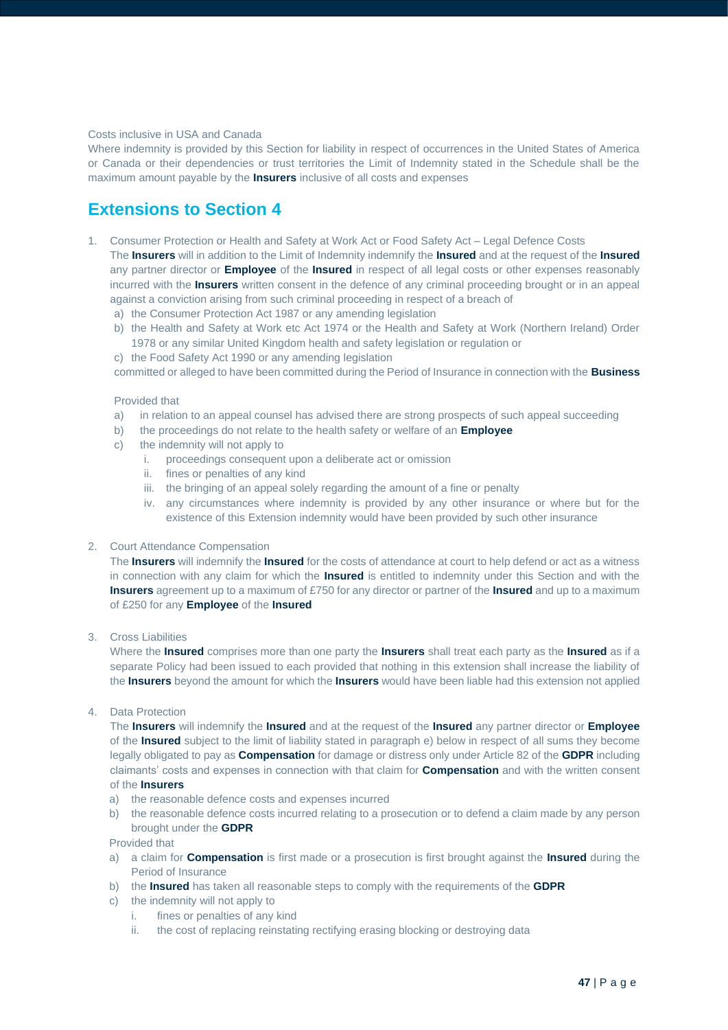Costs inclusive in USA and Canada

Where indemnity is provided by this Section for liability in respect of occurrences in the United States of America or Canada or their dependencies or trust territories the Limit of Indemnity stated in the Schedule shall be the maximum amount payable by the **Insurers** inclusive of all costs and expenses

## Extensions to Section 4

1. Consumer Protection or Health and Safety at Work Act or Food Safety Act – Legal Defence Costs

   The **Insurers** will in addition to the Limit of Indemnity indemnify the **Insured** and at the request of the **Insured** any partner director or **Employee** of the **Insured** in respect of all legal costs or other expenses reasonably incurred with the **Insurers** written consent in the defence of any criminal proceeding brought or in an appeal against a conviction arising from such criminal proceeding in respect of a breach of

   a) the Consumer Protection Act 1987 or any amending legislation
   b) the Health and Safety at Work etc Act 1974 or the Health and Safety at Work (Northern Ireland) Order 1978 or any similar United Kingdom health and safety legislation or regulation or
   c) the Food Safety Act 1990 or any amending legislation

   committed or alleged to have been committed during the Period of Insurance in connection with the **Business**

   Provided that

   a) in relation to an appeal counsel has advised there are strong prospects of such appeal succeeding
   b) the proceedings do not relate to the health safety or welfare of an **Employee**
   c) the indemnity will not apply to
      i. proceedings consequent upon a deliberate act or omission
      ii. fines or penalties of any kind
      iii. the bringing of an appeal solely regarding the amount of a fine or penalty
      iv. any circumstances where indemnity is provided by any other insurance or where but for the existence of this Extension indemnity would have been provided by such other insurance

2. Court Attendance Compensation

   The **Insurers** will indemnify the **Insured** for the costs of attendance at court to help defend or act as a witness in connection with any claim for which the **Insured** is entitled to indemnity under this Section and with the **Insurers** agreement up to a maximum of £750 for any director or partner of the **Insured** and up to a maximum of £250 for any **Employee** of the **Insured**

3. Cross Liabilities

   Where the **Insured** comprises more than one party the **Insurers** shall treat each party as the **Insured** as if a separate Policy had been issued to each provided that nothing in this extension shall increase the liability of the **Insurers** beyond the amount for which the **Insurers** would have been liable had this extension not applied

4. Data Protection

   The **Insurers** will indemnify the **Insured** and at the request of the **Insured** any partner director or **Employee** of the **Insured** subject to the limit of liability stated in paragraph e) below in respect of all sums they become legally obligated to pay as **Compensation** for damage or distress only under Article 82 of the **GDPR** including claimants' costs and expenses in connection with that claim for **Compensation** and with the written consent of the **Insurers**

   a) the reasonable defence costs and expenses incurred
   b) the reasonable defence costs incurred relating to a prosecution or to defend a claim made by any person brought under the **GDPR**

   Provided that

   a) a claim for **Compensation** is first made or a prosecution is first brought against the **Insured** during the Period of Insurance
   b) the **Insured** has taken all reasonable steps to comply with the requirements of the **GDPR**
   c) the indemnity will not apply to
      i. fines or penalties of any kind
      ii. the cost of replacing reinstating rectifying erasing blocking or destroying data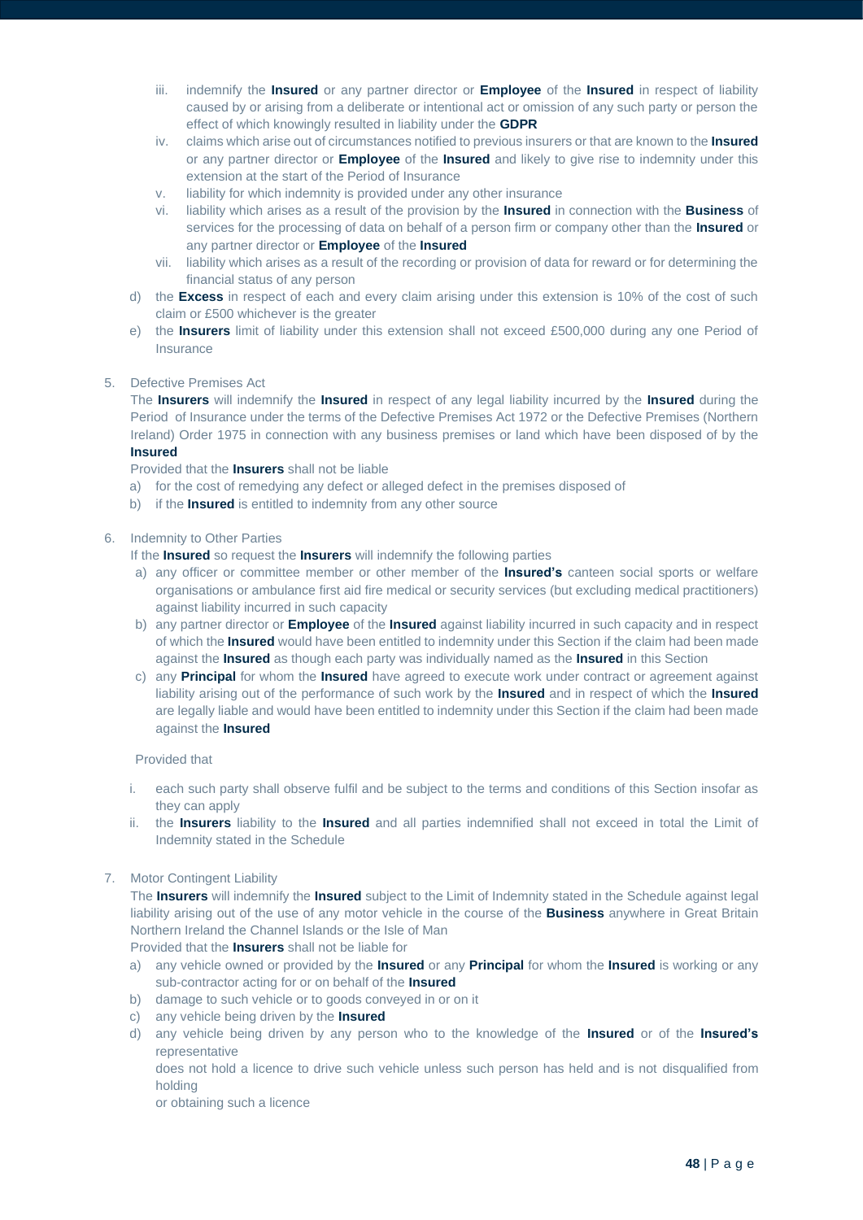iii. indemnify the **Insured** or any partner director or **Employee** of the **Insured** in respect of liability caused by or arising from a deliberate or intentional act or omission of any such party or person the effect of which knowingly resulted in liability under the **GDPR**
   iv. claims which arise out of circumstances notified to previous insurers or that are known to the **Insured** or any partner director or **Employee** of the **Insured** and likely to give rise to indemnity under this extension at the start of the Period of Insurance
   v. liability for which indemnity is provided under any other insurance
   vi. liability which arises as a result of the provision by the **Insured** in connection with the **Business** of services for the processing of data on behalf of a person firm or company other than the **Insured** or any partner director or **Employee** of the **Insured**
   vii. liability which arises as a result of the recording or provision of data for reward or for determining the financial status of any person

d) the **Excess** in respect of each and every claim arising under this extension is 10% of the cost of such claim or £500 whichever is the greater

e) the **Insurers** limit of liability under this extension shall not exceed £500,000 during any one Period of Insurance

5. Defective Premises Act

The **Insurers** will indemnify the **Insured** in respect of any legal liability incurred by the **Insured** during the Period of Insurance under the terms of the Defective Premises Act 1972 or the Defective Premises (Northern Ireland) Order 1975 in connection with any business premises or land which have been disposed of by the **Insured**

Provided that the **Insurers** shall not be liable

a) for the cost of remedying any defect or alleged defect in the premises disposed of
b) if the **Insured** is entitled to indemnity from any other source

6. Indemnity to Other Parties

If the **Insured** so request the **Insurers** will indemnify the following parties

a) any officer or committee member or other member of the **Insured's** canteen social sports or welfare organisations or ambulance first aid fire medical or security services (but excluding medical practitioners) against liability incurred in such capacity
b) any partner director or **Employee** of the **Insured** against liability incurred in such capacity and in respect of which the **Insured** would have been entitled to indemnity under this Section if the claim had been made against the **Insured** as though each party was individually named as the **Insured** in this Section
c) any **Principal** for whom the **Insured** have agreed to execute work under contract or agreement against liability arising out of the performance of such work by the **Insured** and in respect of which the **Insured** are legally liable and would have been entitled to indemnity under this Section if the claim had been made against the **Insured**

Provided that

i. each such party shall observe fulfil and be subject to the terms and conditions of this Section insofar as they can apply
ii. the **Insurers** liability to the **Insured** and all parties indemnified shall not exceed in total the Limit of Indemnity stated in the Schedule

7. Motor Contingent Liability

The **Insurers** will indemnify the **Insured** subject to the Limit of Indemnity stated in the Schedule against legal liability arising out of the use of any motor vehicle in the course of the **Business** anywhere in Great Britain Northern Ireland the Channel Islands or the Isle of Man

Provided that the **Insurers** shall not be liable for

a) any vehicle owned or provided by the **Insured** or any **Principal** for whom the **Insured** is working or any sub-contractor acting for or on behalf of the **Insured**
b) damage to such vehicle or to goods conveyed in or on it
c) any vehicle being driven by the **Insured**
d) any vehicle being driven by any person who to the knowledge of the **Insured** or of the **Insured's** representative

   does not hold a licence to drive such vehicle unless such person has held and is not disqualified from holding

   or obtaining such a licence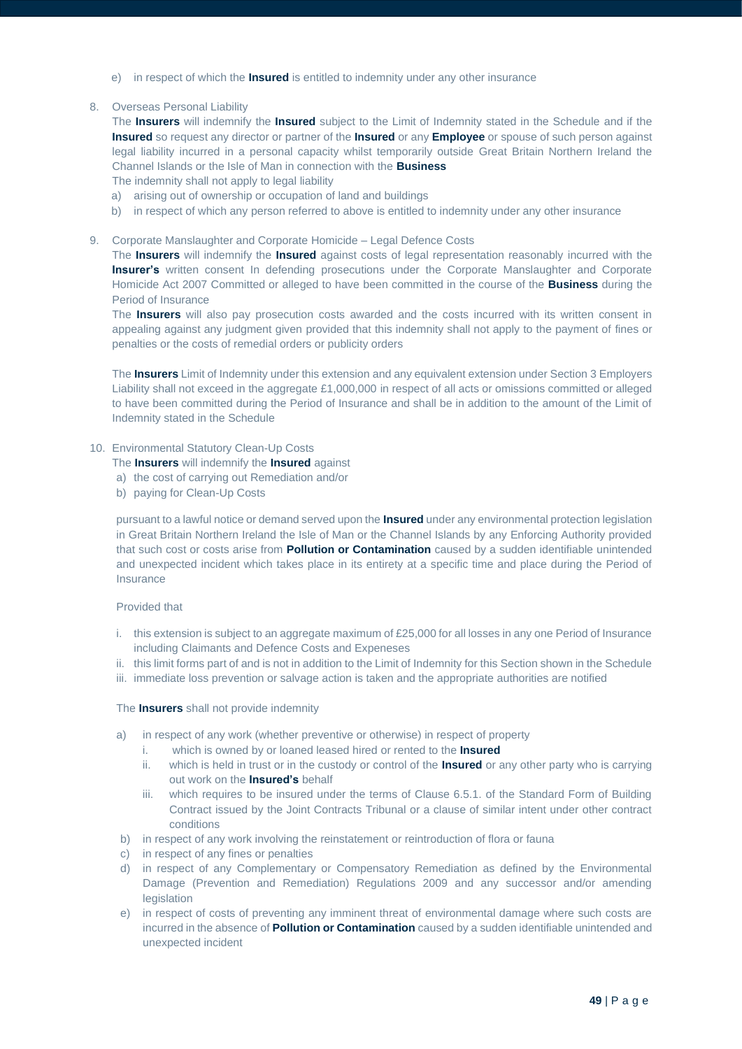e) in respect of which the **Insured** is entitled to indemnity under any other insurance

8. Overseas Personal Liability

   The **Insurers** will indemnify the **Insured** subject to the Limit of Indemnity stated in the Schedule and if the **Insured** so request any director or partner of the **Insured** or any **Employee** or spouse of such person against legal liability incurred in a personal capacity whilst temporarily outside Great Britain Northern Ireland the Channel Islands or the Isle of Man in connection with the **Business**

   The indemnity shall not apply to legal liability

   a) arising out of ownership or occupation of land and buildings
   b) in respect of which any person referred to above is entitled to indemnity under any other insurance

9. Corporate Manslaughter and Corporate Homicide – Legal Defence Costs

   The **Insurers** will indemnify the **Insured** against costs of legal representation reasonably incurred with the **Insurer's** written consent In defending prosecutions under the Corporate Manslaughter and Corporate Homicide Act 2007 Committed or alleged to have been committed in the course of the **Business** during the Period of Insurance

   The **Insurers** will also pay prosecution costs awarded and the costs incurred with its written consent in appealing against any judgment given provided that this indemnity shall not apply to the payment of fines or penalties or the costs of remedial orders or publicity orders

   The **Insurers** Limit of Indemnity under this extension and any equivalent extension under Section 3 Employers Liability shall not exceed in the aggregate £1,000,000 in respect of all acts or omissions committed or alleged to have been committed during the Period of Insurance and shall be in addition to the amount of the Limit of Indemnity stated in the Schedule

10. Environmental Statutory Clean-Up Costs

    The **Insurers** will indemnify the **Insured** against

    a) the cost of carrying out Remediation and/or
    b) paying for Clean-Up Costs

    pursuant to a lawful notice or demand served upon the **Insured** under any environmental protection legislation in Great Britain Northern Ireland the Isle of Man or the Channel Islands by any Enforcing Authority provided that such cost or costs arise from **Pollution or Contamination** caused by a sudden identifiable unintended and unexpected incident which takes place in its entirety at a specific time and place during the Period of Insurance

    Provided that

    i. this extension is subject to an aggregate maximum of £25,000 for all losses in any one Period of Insurance including Claimants and Defence Costs and Expeneses
    ii. this limit forms part of and is not in addition to the Limit of Indemnity for this Section shown in the Schedule
    iii. immediate loss prevention or salvage action is taken and the appropriate authorities are notified

    The **Insurers** shall not provide indemnity

    a) in respect of any work (whether preventive or otherwise) in respect of property
       i. which is owned by or loaned leased hired or rented to the **Insured**
       ii. which is held in trust or in the custody or control of the **Insured** or any other party who is carrying out work on the **Insured's** behalf
       iii. which requires to be insured under the terms of Clause 6.5.1. of the Standard Form of Building Contract issued by the Joint Contracts Tribunal or a clause of similar intent under other contract conditions
    b) in respect of any work involving the reinstatement or reintroduction of flora or fauna
    c) in respect of any fines or penalties
    d) in respect of any Complementary or Compensatory Remediation as defined by the Environmental Damage (Prevention and Remediation) Regulations 2009 and any successor and/or amending legislation
    e) in respect of costs of preventing any imminent threat of environmental damage where such costs are incurred in the absence of **Pollution or Contamination** caused by a sudden identifiable unintended and unexpected incident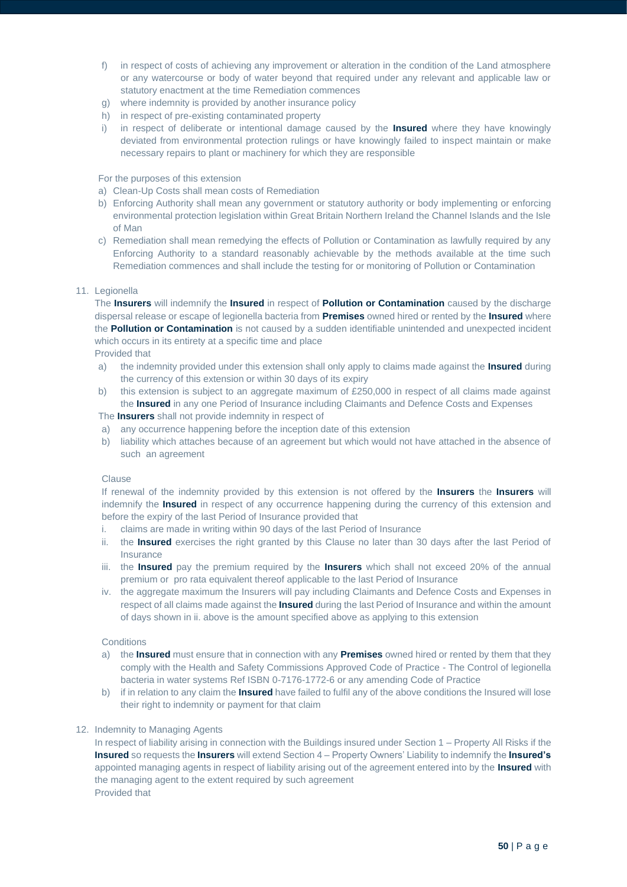f) in respect of costs of achieving any improvement or alteration in the condition of the Land atmosphere or any watercourse or body of water beyond that required under any relevant and applicable law or statutory enactment at the time Remediation commences
g) where indemnity is provided by another insurance policy
h) in respect of pre-existing contaminated property
i) in respect of deliberate or intentional damage caused by the **Insured** where they have knowingly deviated from environmental protection rulings or have knowingly failed to inspect maintain or make necessary repairs to plant or machinery for which they are responsible

For the purposes of this extension

a) Clean-Up Costs shall mean costs of Remediation
b) Enforcing Authority shall mean any government or statutory authority or body implementing or enforcing environmental protection legislation within Great Britain Northern Ireland the Channel Islands and the Isle of Man
c) Remediation shall mean remedying the effects of Pollution or Contamination as lawfully required by any Enforcing Authority to a standard reasonably achievable by the methods available at the time such Remediation commences and shall include the testing for or monitoring of Pollution or Contamination

11. Legionella

The **Insurers** will indemnify the **Insured** in respect of **Pollution or Contamination** caused by the discharge dispersal release or escape of legionella bacteria from **Premises** owned hired or rented by the **Insured** where the **Pollution or Contamination** is not caused by a sudden identifiable unintended and unexpected incident which occurs in its entirety at a specific time and place

Provided that

a) the indemnity provided under this extension shall only apply to claims made against the **Insured** during the currency of this extension or within 30 days of its expiry
b) this extension is subject to an aggregate maximum of £250,000 in respect of all claims made against the **Insured** in any one Period of Insurance including Claimants and Defence Costs and Expenses

The **Insurers** shall not provide indemnity in respect of

a) any occurrence happening before the inception date of this extension
b) liability which attaches because of an agreement but which would not have attached in the absence of such an agreement

Clause

If renewal of the indemnity provided by this extension is not offered by the **Insurers** the **Insurers** will indemnify the **Insured** in respect of any occurrence happening during the currency of this extension and before the expiry of the last Period of Insurance provided that

i. claims are made in writing within 90 days of the last Period of Insurance
ii. the **Insured** exercises the right granted by this Clause no later than 30 days after the last Period of Insurance
iii. the **Insured** pay the premium required by the **Insurers** which shall not exceed 20% of the annual premium or pro rata equivalent thereof applicable to the last Period of Insurance
iv. the aggregate maximum the Insurers will pay including Claimants and Defence Costs and Expenses in respect of all claims made against the **Insured** during the last Period of Insurance and within the amount of days shown in ii. above is the amount specified above as applying to this extension

Conditions

a) the **Insured** must ensure that in connection with any **Premises** owned hired or rented by them that they comply with the Health and Safety Commissions Approved Code of Practice - The Control of legionella bacteria in water systems Ref ISBN 0-7176-1772-6 or any amending Code of Practice
b) if in relation to any claim the **Insured** have failed to fulfil any of the above conditions the Insured will lose their right to indemnity or payment for that claim

12. Indemnity to Managing Agents

In respect of liability arising in connection with the Buildings insured under Section 1 – Property All Risks if the **Insured** so requests the **Insurers** will extend Section 4 – Property Owners' Liability to indemnify the **Insured's** appointed managing agents in respect of liability arising out of the agreement entered into by the **Insured** with the managing agent to the extent required by such agreement

Provided that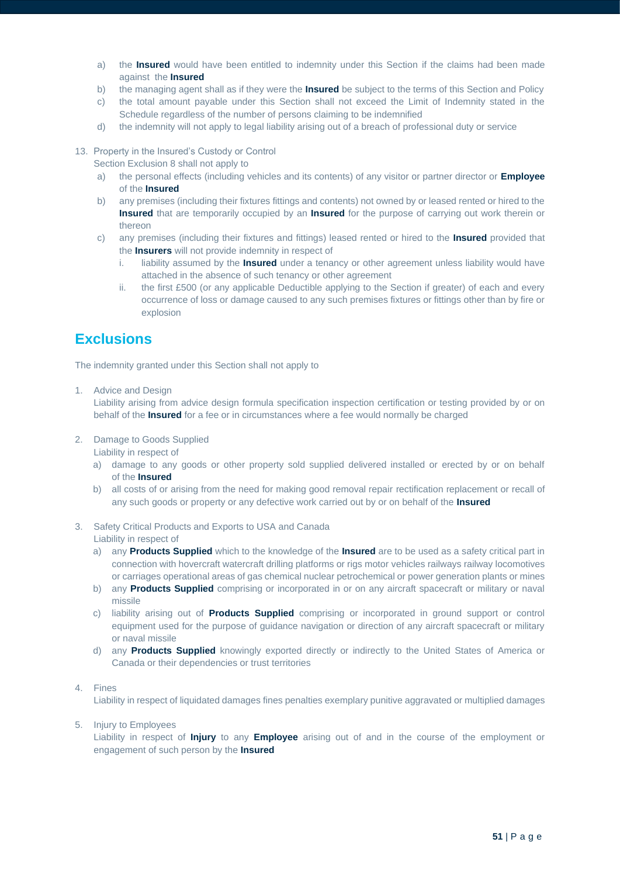a) the **Insured** would have been entitled to indemnity under this Section if the claims had been made against the **Insured**
b) the managing agent shall as if they were the **Insured** be subject to the terms of this Section and Policy
c) the total amount payable under this Section shall not exceed the Limit of Indemnity stated in the Schedule regardless of the number of persons claiming to be indemnified
d) the indemnity will not apply to legal liability arising out of a breach of professional duty or service

13. Property in the Insured's Custody or Control
    Section Exclusion 8 shall not apply to
    a) the personal effects (including vehicles and its contents) of any visitor or partner director or **Employee** of the **Insured**
    b) any premises (including their fixtures fittings and contents) not owned by or leased rented or hired to the **Insured** that are temporarily occupied by an **Insured** for the purpose of carrying out work therein or thereon
    c) any premises (including their fixtures and fittings) leased rented or hired to the **Insured** provided that the **Insurers** will not provide indemnity in respect of
       i. liability assumed by the **Insured** under a tenancy or other agreement unless liability would have attached in the absence of such tenancy or other agreement
       ii. the first £500 (or any applicable Deductible applying to the Section if greater) of each and every occurrence of loss or damage caused to any such premises fixtures or fittings other than by fire or explosion

## Exclusions

The indemnity granted under this Section shall not apply to

1. Advice and Design
   Liability arising from advice design formula specification inspection certification or testing provided by or on behalf of the **Insured** for a fee or in circumstances where a fee would normally be charged

2. Damage to Goods Supplied
   Liability in respect of
   a) damage to any goods or other property sold supplied delivered installed or erected by or on behalf of the **Insured**
   b) all costs of or arising from the need for making good removal repair rectification replacement or recall of any such goods or property or any defective work carried out by or on behalf of the **Insured**

3. Safety Critical Products and Exports to USA and Canada
   Liability in respect of
   a) any **Products Supplied** which to the knowledge of the **Insured** are to be used as a safety critical part in connection with hovercraft watercraft drilling platforms or rigs motor vehicles railways railway locomotives or carriages operational areas of gas chemical nuclear petrochemical or power generation plants or mines
   b) any **Products Supplied** comprising or incorporated in or on any aircraft spacecraft or military or naval missile
   c) liability arising out of **Products Supplied** comprising or incorporated in ground support or control equipment used for the purpose of guidance navigation or direction of any aircraft spacecraft or military or naval missile
   d) any **Products Supplied** knowingly exported directly or indirectly to the United States of America or Canada or their dependencies or trust territories

4. Fines
   Liability in respect of liquidated damages fines penalties exemplary punitive aggravated or multiplied damages

5. Injury to Employees
   Liability in respect of **Injury** to any **Employee** arising out of and in the course of the employment or engagement of such person by the **Insured**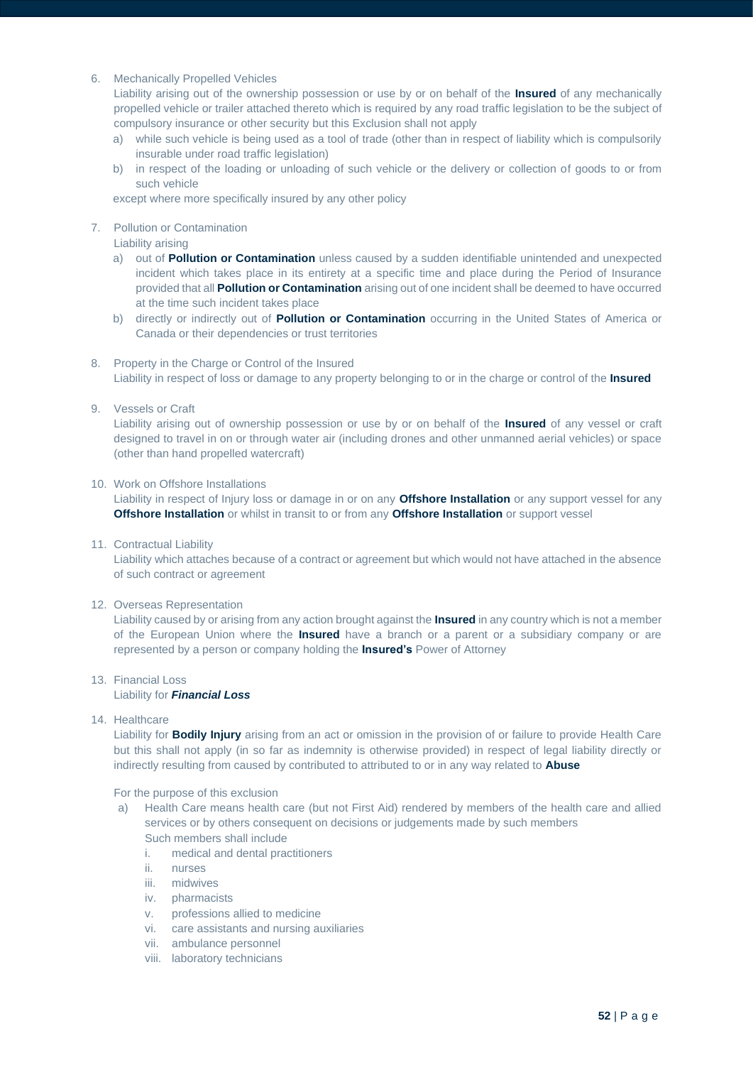6. Mechanically Propelled Vehicles
   Liability arising out of the ownership possession or use by or on behalf of the **Insured** of any mechanically propelled vehicle or trailer attached thereto which is required by any road traffic legislation to be the subject of compulsory insurance or other security but this Exclusion shall not apply
   a) while such vehicle is being used as a tool of trade (other than in respect of liability which is compulsorily insurable under road traffic legislation)
   b) in respect of the loading or unloading of such vehicle or the delivery or collection of goods to or from such vehicle

   except where more specifically insured by any other policy

7. Pollution or Contamination
   Liability arising
   a) out of **Pollution or Contamination** unless caused by a sudden identifiable unintended and unexpected incident which takes place in its entirety at a specific time and place during the Period of Insurance provided that all **Pollution or Contamination** arising out of one incident shall be deemed to have occurred at the time such incident takes place
   b) directly or indirectly out of **Pollution or Contamination** occurring in the United States of America or Canada or their dependencies or trust territories

8. Property in the Charge or Control of the Insured
   Liability in respect of loss or damage to any property belonging to or in the charge or control of the **Insured**

9. Vessels or Craft
   Liability arising out of ownership possession or use by or on behalf of the **Insured** of any vessel or craft designed to travel in on or through water air (including drones and other unmanned aerial vehicles) or space (other than hand propelled watercraft)

10. Work on Offshore Installations
    Liability in respect of Injury loss or damage in or on any **Offshore Installation** or any support vessel for any **Offshore Installation** or whilst in transit to or from any **Offshore Installation** or support vessel

11. Contractual Liability
    Liability which attaches because of a contract or agreement but which would not have attached in the absence of such contract or agreement

12. Overseas Representation
    Liability caused by or arising from any action brought against the **Insured** in any country which is not a member of the European Union where the **Insured** have a branch or a parent or a subsidiary company or are represented by a person or company holding the **Insured's** Power of Attorney

13. Financial Loss
    Liability for ***Financial Loss***

14. Healthcare
    Liability for **Bodily Injury** arising from an act or omission in the provision of or failure to provide Health Care but this shall not apply (in so far as indemnity is otherwise provided) in respect of legal liability directly or indirectly resulting from caused by contributed to attributed to or in any way related to **Abuse**

    For the purpose of this exclusion
    a) Health Care means health care (but not First Aid) rendered by members of the health care and allied services or by others consequent on decisions or judgements made by such members
       Such members shall include
       i. medical and dental practitioners
       ii. nurses
       iii. midwives
       iv. pharmacists
       v. professions allied to medicine
       vi. care assistants and nursing auxiliaries
       vii. ambulance personnel
       viii. laboratory technicians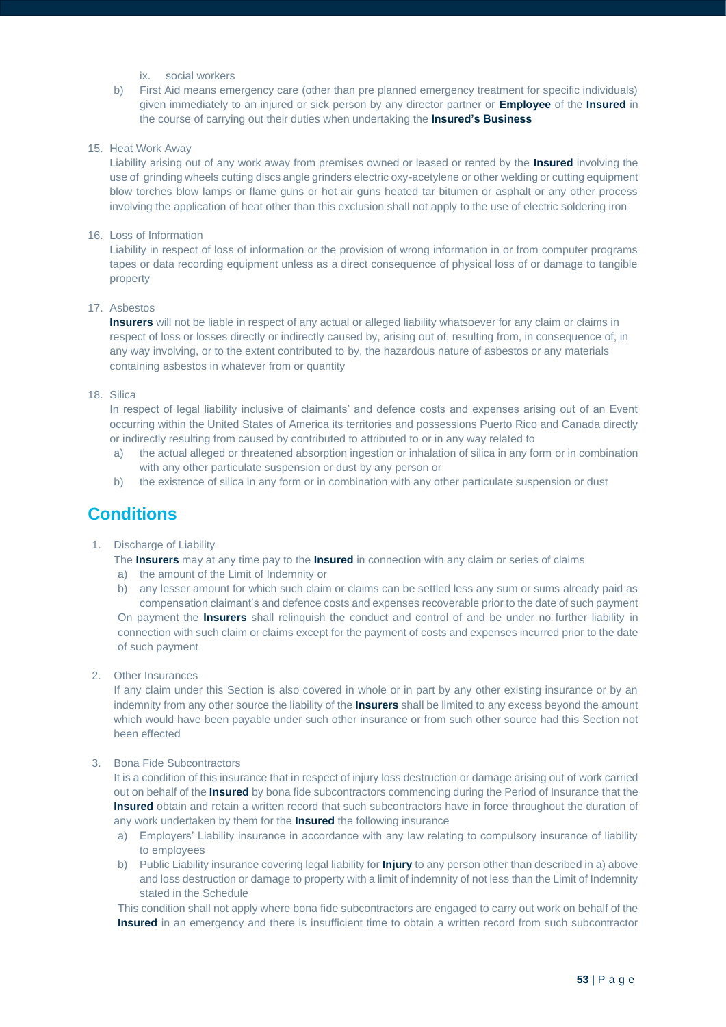ix. social workers

b) First Aid means emergency care (other than pre planned emergency treatment for specific individuals) given immediately to an injured or sick person by any director partner or **Employee** of the **Insured** in the course of carrying out their duties when undertaking the **Insured's Business**

15. Heat Work Away

    Liability arising out of any work away from premises owned or leased or rented by the **Insured** involving the use of grinding wheels cutting discs angle grinders electric oxy-acetylene or other welding or cutting equipment blow torches blow lamps or flame guns or hot air guns heated tar bitumen or asphalt or any other process involving the application of heat other than this exclusion shall not apply to the use of electric soldering iron

16. Loss of Information

    Liability in respect of loss of information or the provision of wrong information in or from computer programs tapes or data recording equipment unless as a direct consequence of physical loss of or damage to tangible property

17. Asbestos

    **Insurers** will not be liable in respect of any actual or alleged liability whatsoever for any claim or claims in respect of loss or losses directly or indirectly caused by, arising out of, resulting from, in consequence of, in any way involving, or to the extent contributed to by, the hazardous nature of asbestos or any materials containing asbestos in whatever from or quantity

18. Silica

    In respect of legal liability inclusive of claimants' and defence costs and expenses arising out of an Event occurring within the United States of America its territories and possessions Puerto Rico and Canada directly or indirectly resulting from caused by contributed to attributed to or in any way related to

    a) the actual alleged or threatened absorption ingestion or inhalation of silica in any form or in combination with any other particulate suspension or dust by any person or
    b) the existence of silica in any form or in combination with any other particulate suspension or dust

## Conditions

1. Discharge of Liability

   The **Insurers** may at any time pay to the **Insured** in connection with any claim or series of claims

   a) the amount of the Limit of Indemnity or
   b) any lesser amount for which such claim or claims can be settled less any sum or sums already paid as compensation claimant's and defence costs and expenses recoverable prior to the date of such payment

   On payment the **Insurers** shall relinquish the conduct and control of and be under no further liability in connection with such claim or claims except for the payment of costs and expenses incurred prior to the date of such payment

2. Other Insurances

   If any claim under this Section is also covered in whole or in part by any other existing insurance or by an indemnity from any other source the liability of the **Insurers** shall be limited to any excess beyond the amount which would have been payable under such other insurance or from such other source had this Section not been effected

3. Bona Fide Subcontractors

   It is a condition of this insurance that in respect of injury loss destruction or damage arising out of work carried out on behalf of the **Insured** by bona fide subcontractors commencing during the Period of Insurance that the **Insured** obtain and retain a written record that such subcontractors have in force throughout the duration of any work undertaken by them for the **Insured** the following insurance

   a) Employers' Liability insurance in accordance with any law relating to compulsory insurance of liability to employees
   b) Public Liability insurance covering legal liability for **Injury** to any person other than described in a) above and loss destruction or damage to property with a limit of indemnity of not less than the Limit of Indemnity stated in the Schedule

   This condition shall not apply where bona fide subcontractors are engaged to carry out work on behalf of the **Insured** in an emergency and there is insufficient time to obtain a written record from such subcontractor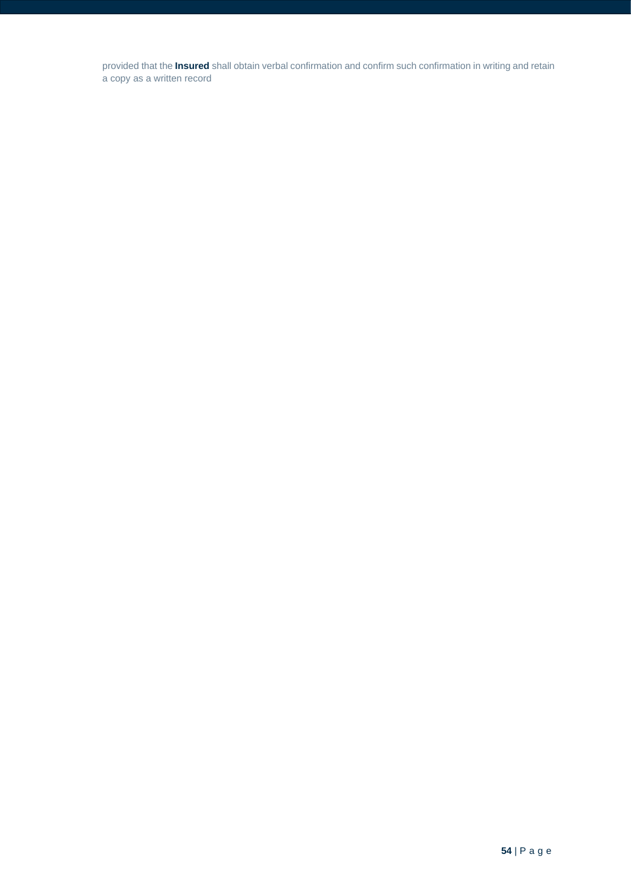provided that the **Insured** shall obtain verbal confirmation and confirm such confirmation in writing and retain a copy as a written record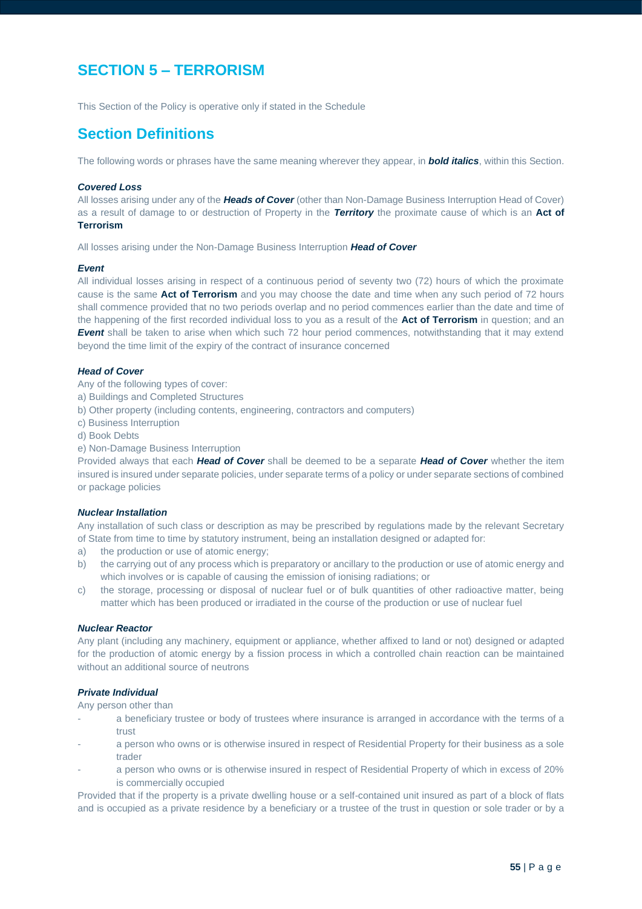# SECTION 5 – TERRORISM

This Section of the Policy is operative only if stated in the Schedule

## Section Definitions

The following words or phrases have the same meaning wherever they appear, in ***bold italics***, within this Section.

***Covered Loss***

All losses arising under any of the ***Heads of Cover*** (other than Non-Damage Business Interruption Head of Cover) as a result of damage to or destruction of Property in the ***Territory*** the proximate cause of which is an **Act of Terrorism**

All losses arising under the Non-Damage Business Interruption ***Head of Cover***

***Event***

All individual losses arising in respect of a continuous period of seventy two (72) hours of which the proximate cause is the same **Act of Terrorism** and you may choose the date and time when any such period of 72 hours shall commence provided that no two periods overlap and no period commences earlier than the date and time of the happening of the first recorded individual loss to you as a result of the **Act of Terrorism** in question; and an ***Event*** shall be taken to arise when which such 72 hour period commences, notwithstanding that it may extend beyond the time limit of the expiry of the contract of insurance concerned

***Head of Cover***

Any of the following types of cover:

a) Buildings and Completed Structures
b) Other property (including contents, engineering, contractors and computers)
c) Business Interruption
d) Book Debts
e) Non-Damage Business Interruption

Provided always that each ***Head of Cover*** shall be deemed to be a separate ***Head of Cover*** whether the item insured is insured under separate policies, under separate terms of a policy or under separate sections of combined or package policies

***Nuclear Installation***

Any installation of such class or description as may be prescribed by regulations made by the relevant Secretary of State from time to time by statutory instrument, being an installation designed or adapted for:

a) the production or use of atomic energy;
b) the carrying out of any process which is preparatory or ancillary to the production or use of atomic energy and which involves or is capable of causing the emission of ionising radiations; or
c) the storage, processing or disposal of nuclear fuel or of bulk quantities of other radioactive matter, being matter which has been produced or irradiated in the course of the production or use of nuclear fuel

***Nuclear Reactor***

Any plant (including any machinery, equipment or appliance, whether affixed to land or not) designed or adapted for the production of atomic energy by a fission process in which a controlled chain reaction can be maintained without an additional source of neutrons

***Private Individual***

Any person other than

- a beneficiary trustee or body of trustees where insurance is arranged in accordance with the terms of a trust
- a person who owns or is otherwise insured in respect of Residential Property for their business as a sole trader
- a person who owns or is otherwise insured in respect of Residential Property of which in excess of 20% is commercially occupied

Provided that if the property is a private dwelling house or a self-contained unit insured as part of a block of flats and is occupied as a private residence by a beneficiary or a trustee of the trust in question or sole trader or by a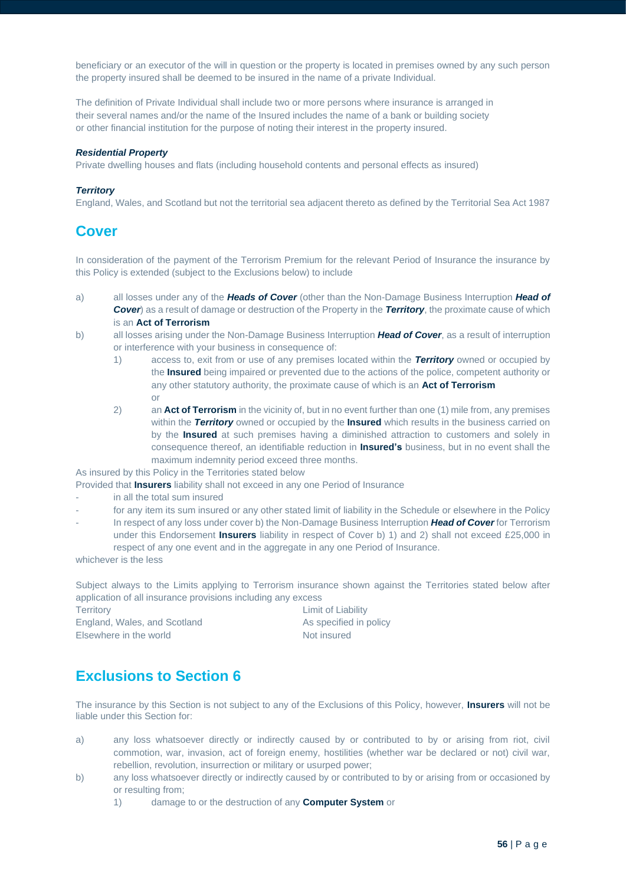beneficiary or an executor of the will in question or the property is located in premises owned by any such person the property insured shall be deemed to be insured in the name of a private Individual.

The definition of Private Individual shall include two or more persons where insurance is arranged in their several names and/or the name of the Insured includes the name of a bank or building society or other financial institution for the purpose of noting their interest in the property insured.

***Residential Property***
Private dwelling houses and flats (including household contents and personal effects as insured)

***Territory***
England, Wales, and Scotland but not the territorial sea adjacent thereto as defined by the Territorial Sea Act 1987

## Cover

In consideration of the payment of the Terrorism Premium for the relevant Period of Insurance the insurance by this Policy is extended (subject to the Exclusions below) to include

a) all losses under any of the ***Heads of Cover*** (other than the Non-Damage Business Interruption ***Head of Cover***) as a result of damage or destruction of the Property in the ***Territory***, the proximate cause of which is an **Act of Terrorism**

b) all losses arising under the Non-Damage Business Interruption ***Head of Cover***, as a result of interruption or interference with your business in consequence of:
   1) access to, exit from or use of any premises located within the ***Territory*** owned or occupied by the **Insured** being impaired or prevented due to the actions of the police, competent authority or any other statutory authority, the proximate cause of which is an **Act of Terrorism**
   or
   2) an **Act of Terrorism** in the vicinity of, but in no event further than one (1) mile from, any premises within the ***Territory*** owned or occupied by the **Insured** which results in the business carried on by the **Insured** at such premises having a diminished attraction to customers and solely in consequence thereof, an identifiable reduction in **Insured's** business, but in no event shall the maximum indemnity period exceed three months.

As insured by this Policy in the Territories stated below
Provided that **Insurers** liability shall not exceed in any one Period of Insurance

- in all the total sum insured
- for any item its sum insured or any other stated limit of liability in the Schedule or elsewhere in the Policy
- In respect of any loss under cover b) the Non-Damage Business Interruption ***Head of Cover*** for Terrorism under this Endorsement **Insurers** liability in respect of Cover b) 1) and 2) shall not exceed £25,000 in respect of any one event and in the aggregate in any one Period of Insurance.

whichever is the less

Subject always to the Limits applying to Terrorism insurance shown against the Territories stated below after application of all insurance provisions including any excess

| Territory | Limit of Liability |
|---|---|
| England, Wales, and Scotland | As specified in policy |
| Elsewhere in the world | Not insured |

## Exclusions to Section 6

The insurance by this Section is not subject to any of the Exclusions of this Policy, however, **Insurers** will not be liable under this Section for:

a) any loss whatsoever directly or indirectly caused by or contributed to by or arising from riot, civil commotion, war, invasion, act of foreign enemy, hostilities (whether war be declared or not) civil war, rebellion, revolution, insurrection or military or usurped power;

b) any loss whatsoever directly or indirectly caused by or contributed to by or arising from or occasioned by or resulting from;
   1) damage to or the destruction of any **Computer System** or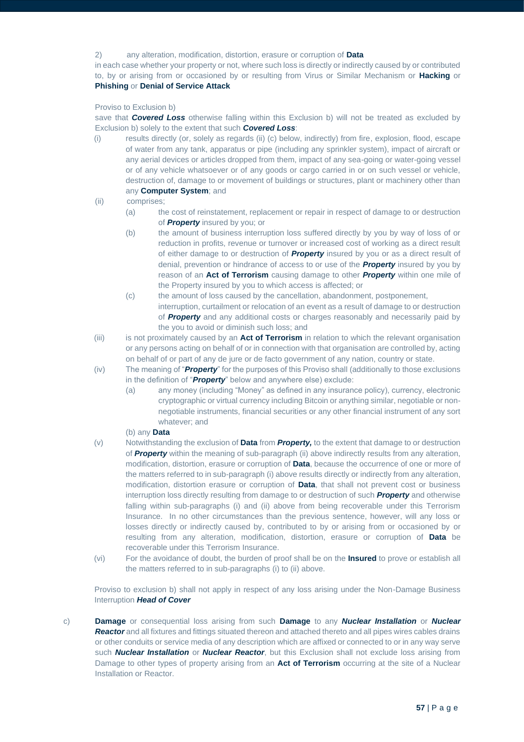2) any alteration, modification, distortion, erasure or corruption of **Data**

in each case whether your property or not, where such loss is directly or indirectly caused by or contributed to, by or arising from or occasioned by or resulting from Virus or Similar Mechanism or **Hacking** or **Phishing** or **Denial of Service Attack**

Proviso to Exclusion b)

save that ***Covered Loss*** otherwise falling within this Exclusion b) will not be treated as excluded by Exclusion b) solely to the extent that such ***Covered Loss***:

(i) results directly (or, solely as regards (ii) (c) below, indirectly) from fire, explosion, flood, escape of water from any tank, apparatus or pipe (including any sprinkler system), impact of aircraft or any aerial devices or articles dropped from them, impact of any sea-going or water-going vessel or of any vehicle whatsoever or of any goods or cargo carried in or on such vessel or vehicle, destruction of, damage to or movement of buildings or structures, plant or machinery other than any **Computer System**; and

(ii) comprises;

 (a) the cost of reinstatement, replacement or repair in respect of damage to or destruction of ***Property*** insured by you; or

 (b) the amount of business interruption loss suffered directly by you by way of loss of or reduction in profits, revenue or turnover or increased cost of working as a direct result of either damage to or destruction of ***Property*** insured by you or as a direct result of denial, prevention or hindrance of access to or use of the ***Property*** insured by you by reason of an **Act of Terrorism** causing damage to other ***Property*** within one mile of the Property insured by you to which access is affected; or

 (c) the amount of loss caused by the cancellation, abandonment, postponement, interruption, curtailment or relocation of an event as a result of damage to or destruction of ***Property*** and any additional costs or charges reasonably and necessarily paid by the you to avoid or diminish such loss; and

(iii) is not proximately caused by an **Act of Terrorism** in relation to which the relevant organisation or any persons acting on behalf of or in connection with that organisation are controlled by, acting on behalf of or part of any de jure or de facto government of any nation, country or state.

(iv) The meaning of "***Property***" for the purposes of this Proviso shall (additionally to those exclusions in the definition of "***Property***" below and anywhere else) exclude:

 (a) any money (including "Money" as defined in any insurance policy), currency, electronic cryptographic or virtual currency including Bitcoin or anything similar, negotiable or non-negotiable instruments, financial securities or any other financial instrument of any sort whatever; and

 (b) any **Data**

(v) Notwithstanding the exclusion of **Data** from ***Property,*** to the extent that damage to or destruction of ***Property*** within the meaning of sub-paragraph (ii) above indirectly results from any alteration, modification, distortion, erasure or corruption of **Data**, because the occurrence of one or more of the matters referred to in sub-paragraph (i) above results directly or indirectly from any alteration, modification, distortion erasure or corruption of **Data**, that shall not prevent cost or business interruption loss directly resulting from damage to or destruction of such ***Property*** and otherwise falling within sub-paragraphs (i) and (ii) above from being recoverable under this Terrorism Insurance. In no other circumstances than the previous sentence, however, will any loss or losses directly or indirectly caused by, contributed to by or arising from or occasioned by or resulting from any alteration, modification, distortion, erasure or corruption of **Data** be recoverable under this Terrorism Insurance.

(vi) For the avoidance of doubt, the burden of proof shall be on the **Insured** to prove or establish all the matters referred to in sub-paragraphs (i) to (ii) above.

Proviso to exclusion b) shall not apply in respect of any loss arising under the Non-Damage Business Interruption ***Head of Cover***

c) **Damage** or consequential loss arising from such **Damage** to any ***Nuclear Installation*** or ***Nuclear Reactor*** and all fixtures and fittings situated thereon and attached thereto and all pipes wires cables drains or other conduits or service media of any description which are affixed or connected to or in any way serve such ***Nuclear Installation*** or ***Nuclear Reactor***, but this Exclusion shall not exclude loss arising from Damage to other types of property arising from an **Act of Terrorism** occurring at the site of a Nuclear Installation or Reactor.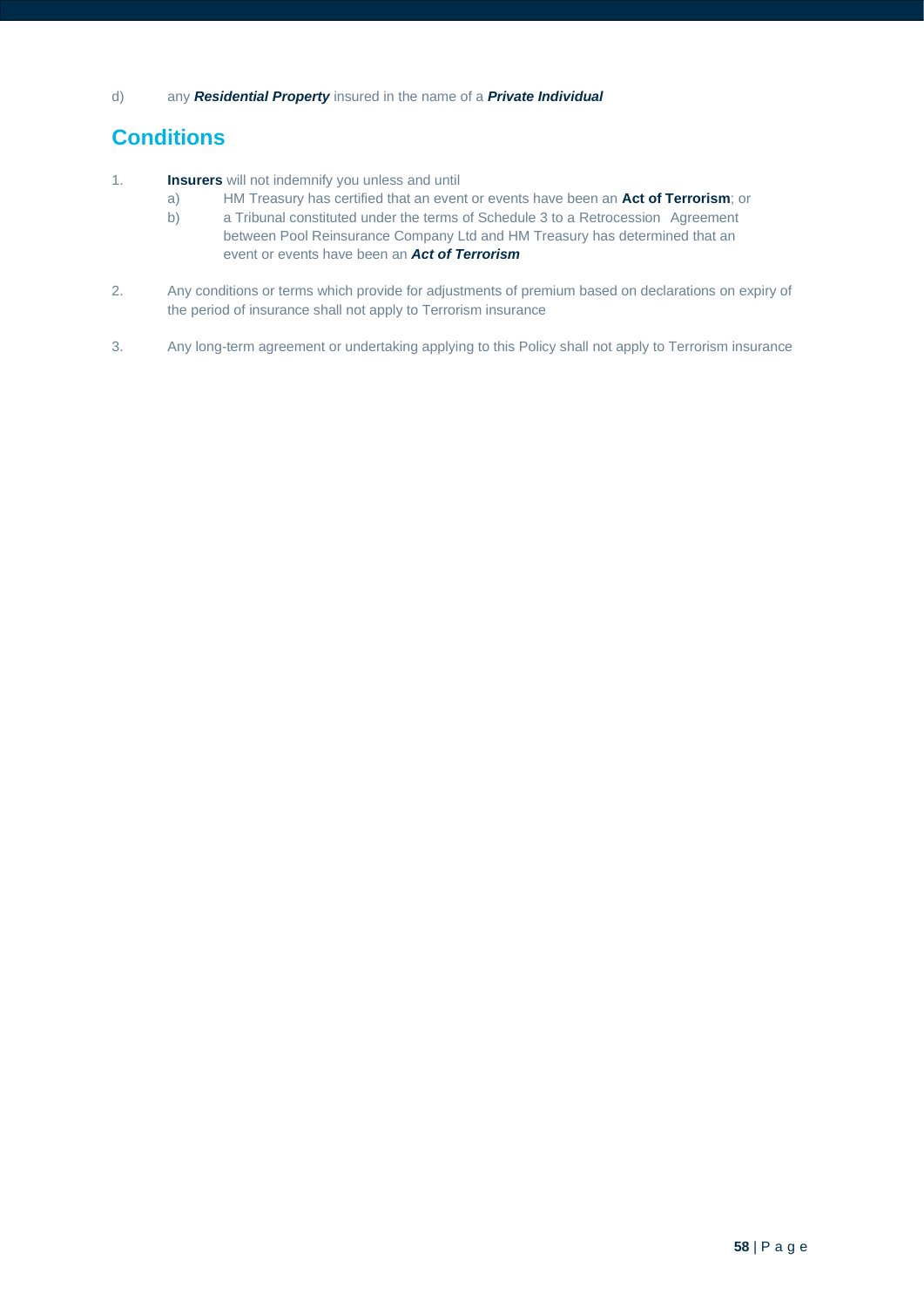d) any ***Residential Property*** insured in the name of a ***Private Individual***

## Conditions

1. **Insurers** will not indemnify you unless and until
   a) HM Treasury has certified that an event or events have been an **Act of Terrorism**; or
   b) a Tribunal constituted under the terms of Schedule 3 to a Retrocession Agreement between Pool Reinsurance Company Ltd and HM Treasury has determined that an event or events have been an ***Act of Terrorism***

2. Any conditions or terms which provide for adjustments of premium based on declarations on expiry of the period of insurance shall not apply to Terrorism insurance

3. Any long-term agreement or undertaking applying to this Policy shall not apply to Terrorism insurance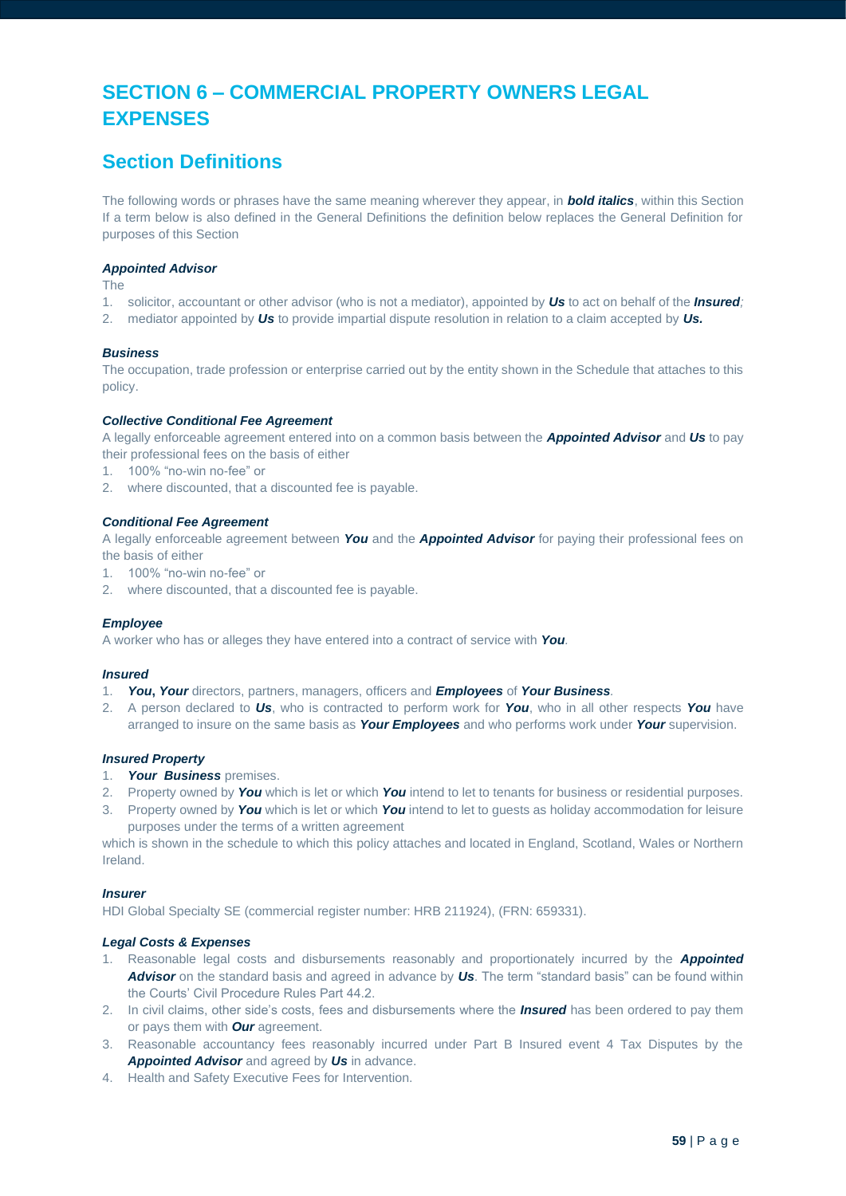# SECTION 6 – COMMERCIAL PROPERTY OWNERS LEGAL EXPENSES

## Section Definitions

The following words or phrases have the same meaning wherever they appear, in ***bold italics***, within this Section If a term below is also defined in the General Definitions the definition below replaces the General Definition for purposes of this Section

***Appointed Advisor***

The

1. solicitor, accountant or other advisor (who is not a mediator), appointed by ***Us*** to act on behalf of the ***Insured***;
2. mediator appointed by ***Us*** to provide impartial dispute resolution in relation to a claim accepted by ***Us.***

***Business***

The occupation, trade profession or enterprise carried out by the entity shown in the Schedule that attaches to this policy.

***Collective Conditional Fee Agreement***

A legally enforceable agreement entered into on a common basis between the ***Appointed Advisor*** and ***Us*** to pay their professional fees on the basis of either

1. 100% "no-win no-fee" or
2. where discounted, that a discounted fee is payable.

***Conditional Fee Agreement***

A legally enforceable agreement between ***You*** and the ***Appointed Advisor*** for paying their professional fees on the basis of either

1. 100% "no-win no-fee" or
2. where discounted, that a discounted fee is payable.

***Employee***

A worker who has or alleges they have entered into a contract of service with ***You***.

***Insured***

1. ***You***, ***Your*** directors, partners, managers, officers and ***Employees*** of ***Your Business***.
2. A person declared to ***Us***, who is contracted to perform work for ***You***, who in all other respects ***You*** have arranged to insure on the same basis as ***Your Employees*** and who performs work under ***Your*** supervision.

***Insured Property***

1. ***Your Business*** premises.
2. Property owned by ***You*** which is let or which ***You*** intend to let to tenants for business or residential purposes.
3. Property owned by ***You*** which is let or which ***You*** intend to let to guests as holiday accommodation for leisure purposes under the terms of a written agreement

which is shown in the schedule to which this policy attaches and located in England, Scotland, Wales or Northern Ireland.

***Insurer***

HDI Global Specialty SE (commercial register number: HRB 211924), (FRN: 659331).

***Legal Costs & Expenses***

1. Reasonable legal costs and disbursements reasonably and proportionately incurred by the ***Appointed Advisor*** on the standard basis and agreed in advance by ***Us***. The term "standard basis" can be found within the Courts' Civil Procedure Rules Part 44.2.
2. In civil claims, other side's costs, fees and disbursements where the ***Insured*** has been ordered to pay them or pays them with ***Our*** agreement.
3. Reasonable accountancy fees reasonably incurred under Part B Insured event 4 Tax Disputes by the ***Appointed Advisor*** and agreed by ***Us*** in advance.
4. Health and Safety Executive Fees for Intervention.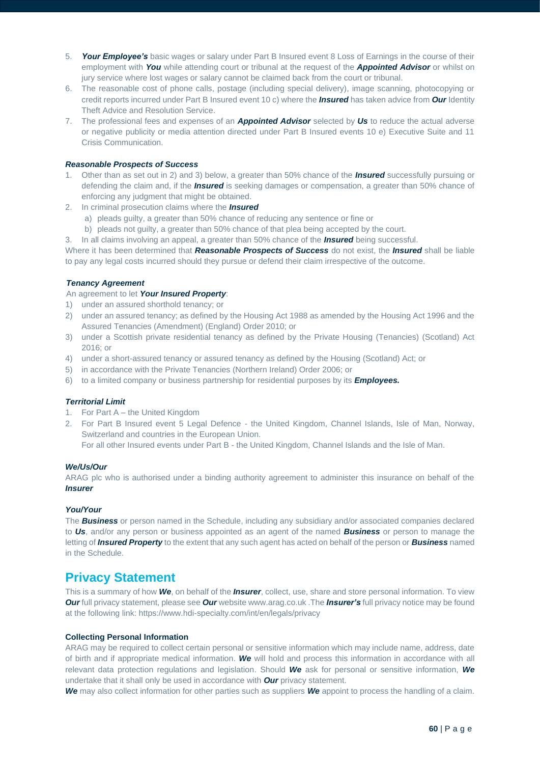5. ***Your Employee's*** basic wages or salary under Part B Insured event 8 Loss of Earnings in the course of their employment with ***You*** while attending court or tribunal at the request of the ***Appointed Advisor*** or whilst on jury service where lost wages or salary cannot be claimed back from the court or tribunal.
6. The reasonable cost of phone calls, postage (including special delivery), image scanning, photocopying or credit reports incurred under Part B Insured event 10 c) where the ***Insured*** has taken advice from ***Our*** Identity Theft Advice and Resolution Service.
7. The professional fees and expenses of an ***Appointed Advisor*** selected by ***Us*** to reduce the actual adverse or negative publicity or media attention directed under Part B Insured events 10 e) Executive Suite and 11 Crisis Communication.

***Reasonable Prospects of Success***

1. Other than as set out in 2) and 3) below, a greater than 50% chance of the ***Insured*** successfully pursuing or defending the claim and, if the ***Insured*** is seeking damages or compensation, a greater than 50% chance of enforcing any judgment that might be obtained.
2. In criminal prosecution claims where the ***Insured***
   a) pleads guilty, a greater than 50% chance of reducing any sentence or fine or
   b) pleads not guilty, a greater than 50% chance of that plea being accepted by the court.
3. In all claims involving an appeal, a greater than 50% chance of the ***Insured*** being successful.

Where it has been determined that ***Reasonable Prospects of Success*** do not exist, the ***Insured*** shall be liable to pay any legal costs incurred should they pursue or defend their claim irrespective of the outcome.

***Tenancy Agreement***

An agreement to let ***Your Insured Property***:

1) under an assured shorthold tenancy; or
2) under an assured tenancy; as defined by the Housing Act 1988 as amended by the Housing Act 1996 and the Assured Tenancies (Amendment) (England) Order 2010; or
3) under a Scottish private residential tenancy as defined by the Private Housing (Tenancies) (Scotland) Act 2016; or
4) under a short-assured tenancy or assured tenancy as defined by the Housing (Scotland) Act; or
5) in accordance with the Private Tenancies (Northern Ireland) Order 2006; or
6) to a limited company or business partnership for residential purposes by its ***Employees.***

***Territorial Limit***

1. For Part A – the United Kingdom
2. For Part B Insured event 5 Legal Defence - the United Kingdom, Channel Islands, Isle of Man, Norway, Switzerland and countries in the European Union.
   For all other Insured events under Part B - the United Kingdom, Channel Islands and the Isle of Man.

***We/Us/Our***

ARAG plc who is authorised under a binding authority agreement to administer this insurance on behalf of the ***Insurer***

***You/Your***

The ***Business*** or person named in the Schedule, including any subsidiary and/or associated companies declared to ***Us***, and/or any person or business appointed as an agent of the named ***Business*** or person to manage the letting of ***Insured Property*** to the extent that any such agent has acted on behalf of the person or ***Business*** named in the Schedule.

## Privacy Statement

This is a summary of how ***We***, on behalf of the ***Insurer***, collect, use, share and store personal information. To view ***Our*** full privacy statement, please see ***Our*** website www.arag.co.uk .The ***Insurer's*** full privacy notice may be found at the following link: https://www.hdi-specialty.com/int/en/legals/privacy

**Collecting Personal Information**

ARAG may be required to collect certain personal or sensitive information which may include name, address, date of birth and if appropriate medical information. ***We*** will hold and process this information in accordance with all relevant data protection regulations and legislation. Should ***We*** ask for personal or sensitive information, ***We*** undertake that it shall only be used in accordance with ***Our*** privacy statement.

***We*** may also collect information for other parties such as suppliers ***We*** appoint to process the handling of a claim.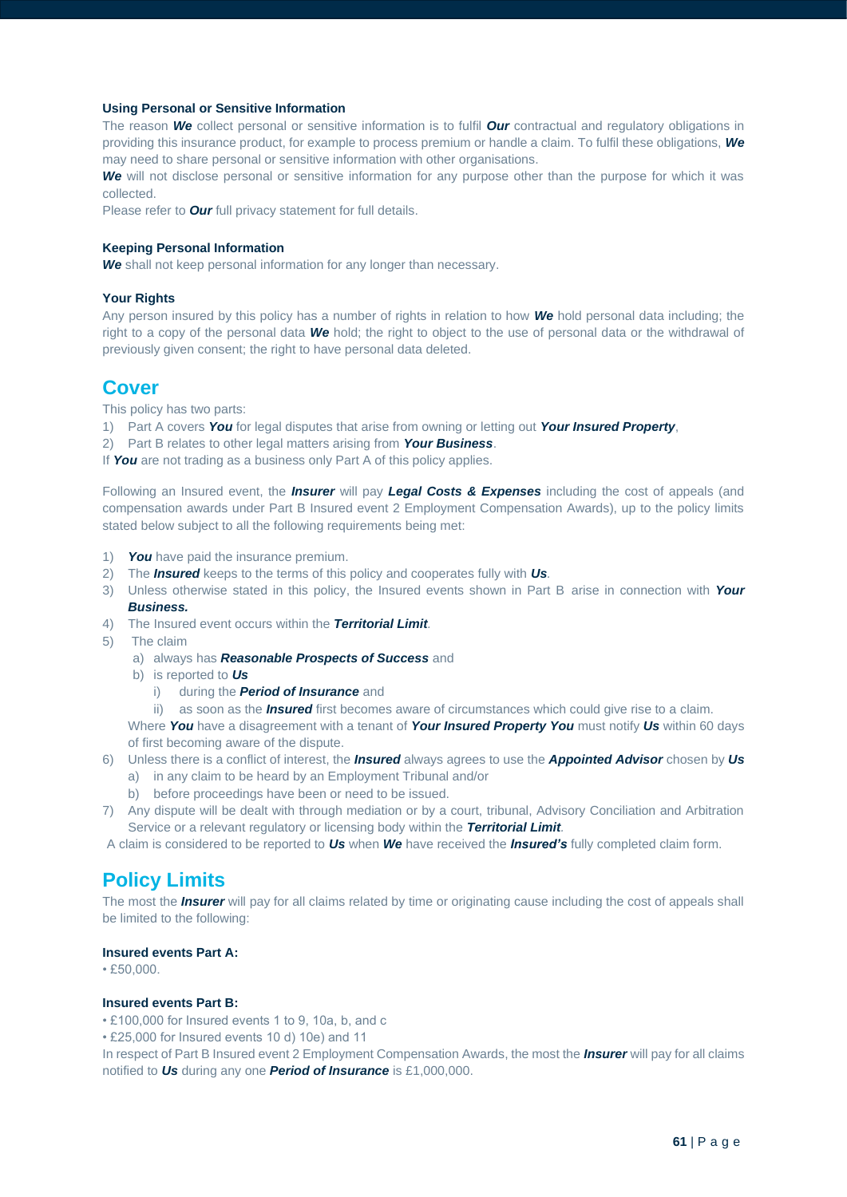#### Using Personal or Sensitive Information

The reason ***We*** collect personal or sensitive information is to fulfil ***Our*** contractual and regulatory obligations in providing this insurance product, for example to process premium or handle a claim. To fulfil these obligations, ***We*** may need to share personal or sensitive information with other organisations.

***We*** will not disclose personal or sensitive information for any purpose other than the purpose for which it was collected.

Please refer to ***Our*** full privacy statement for full details.

#### Keeping Personal Information

***We*** shall not keep personal information for any longer than necessary.

#### Your Rights

Any person insured by this policy has a number of rights in relation to how ***We*** hold personal data including; the right to a copy of the personal data ***We*** hold; the right to object to the use of personal data or the withdrawal of previously given consent; the right to have personal data deleted.

## Cover

This policy has two parts:

1) Part A covers ***You*** for legal disputes that arise from owning or letting out ***Your Insured Property***,
2) Part B relates to other legal matters arising from ***Your Business***.

If ***You*** are not trading as a business only Part A of this policy applies.

Following an Insured event, the ***Insurer*** will pay ***Legal Costs & Expenses*** including the cost of appeals (and compensation awards under Part B Insured event 2 Employment Compensation Awards), up to the policy limits stated below subject to all the following requirements being met:

1) ***You*** have paid the insurance premium.
2) The ***Insured*** keeps to the terms of this policy and cooperates fully with ***Us***.
3) Unless otherwise stated in this policy, the Insured events shown in Part B arise in connection with ***Your Business.***
4) The Insured event occurs within the ***Territorial Limit***.
5) The claim
   a) always has ***Reasonable Prospects of Success*** and
   b) is reported to ***Us***
      i) during the ***Period of Insurance*** and
      ii) as soon as the ***Insured*** first becomes aware of circumstances which could give rise to a claim.

   Where ***You*** have a disagreement with a tenant of ***Your Insured Property You*** must notify ***Us*** within 60 days of first becoming aware of the dispute.
6) Unless there is a conflict of interest, the ***Insured*** always agrees to use the ***Appointed Advisor*** chosen by ***Us***
   a) in any claim to be heard by an Employment Tribunal and/or
   b) before proceedings have been or need to be issued.
7) Any dispute will be dealt with through mediation or by a court, tribunal, Advisory Conciliation and Arbitration Service or a relevant regulatory or licensing body within the ***Territorial Limit***.

A claim is considered to be reported to ***Us*** when ***We*** have received the ***Insured's*** fully completed claim form.

## Policy Limits

The most the ***Insurer*** will pay for all claims related by time or originating cause including the cost of appeals shall be limited to the following:

#### Insured events Part A:

• £50,000.

#### Insured events Part B:

• £100,000 for Insured events 1 to 9, 10a, b, and c
• £25,000 for Insured events 10 d) 10e) and 11

In respect of Part B Insured event 2 Employment Compensation Awards, the most the ***Insurer*** will pay for all claims notified to ***Us*** during any one ***Period of Insurance*** is £1,000,000.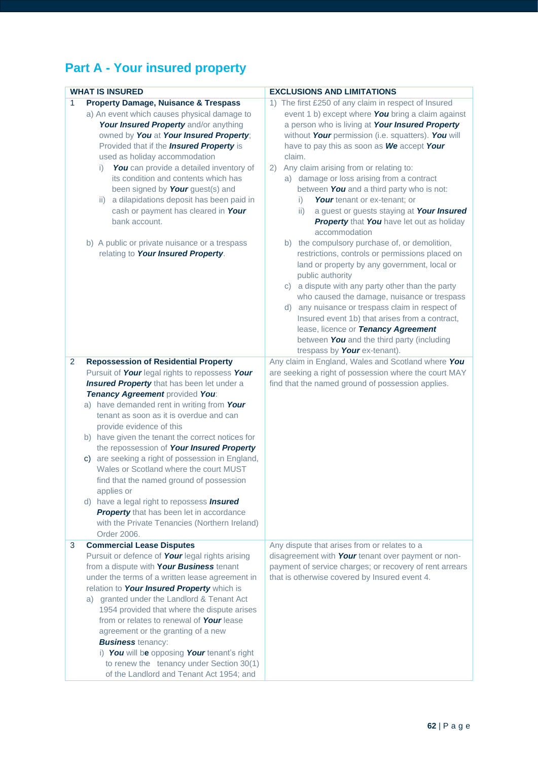## Part A - Your insured property

| WHAT IS INSURED | EXCLUSIONS AND LIMITATIONS |
|---|---|
| 1 **Property Damage, Nuisance & Trespass**<br>a) An event which causes physical damage to ***Your Insured Property*** and/or anything owned by ***You*** at ***Your Insured Property***; Provided that if the ***Insured Property*** is used as holiday accommodation<br>i) ***You*** can provide a detailed inventory of its condition and contents which has been signed by ***Your*** guest(s) and<br>ii) a dilapidations deposit has been paid in cash or payment has cleared in ***Your*** bank account.<br><br>b) A public or private nuisance or a trespass relating to ***Your Insured Property***. | 1) The first £250 of any claim in respect of Insured event 1 b) except where ***You*** bring a claim against a person who is living at ***Your Insured Property*** without ***Your*** permission (i.e. squatters). ***You*** will have to pay this as soon as ***We*** accept ***Your*** claim.<br>2) Any claim arising from or relating to:<br>a) damage or loss arising from a contract between ***You*** and a third party who is not:<br>i) ***Your*** tenant or ex-tenant; or<br>ii) a guest or guests staying at ***Your Insured Property*** that ***You*** have let out as holiday accommodation<br>b) the compulsory purchase of, or demolition, restrictions, controls or permissions placed on land or property by any government, local or public authority<br>c) a dispute with any party other than the party who caused the damage, nuisance or trespass<br>d) any nuisance or trespass claim in respect of Insured event 1b) that arises from a contract, lease, licence or ***Tenancy Agreement*** between ***You*** and the third party (including trespass by ***Your*** ex-tenant). |
| 2 **Repossession of Residential Property**<br>Pursuit of ***Your*** legal rights to repossess ***Your Insured Property*** that has been let under a ***Tenancy Agreement*** provided ***You***:<br>a) have demanded rent in writing from ***Your*** tenant as soon as it is overdue and can provide evidence of this<br>b) have given the tenant the correct notices for the repossession of ***Your Insured Property***<br>c) are seeking a right of possession in England, Wales or Scotland where the court MUST find that the named ground of possession applies or<br>d) have a legal right to repossess ***Insured Property*** that has been let in accordance with the Private Tenancies (Northern Ireland) Order 2006. | Any claim in England, Wales and Scotland where ***You*** are seeking a right of possession where the court MAY find that the named ground of possession applies. |
| 3 **Commercial Lease Disputes**<br>Pursuit or defence of ***Your*** legal rights arising from a dispute with ***Your Business*** tenant under the terms of a written lease agreement in relation to ***Your Insured Property*** which is<br>a) granted under the Landlord & Tenant Act 1954 provided that where the dispute arises from or relates to renewal of ***Your*** lease agreement or the granting of a new ***Business*** tenancy:<br>i) ***You*** will be opposing ***Your*** tenant's right to renew the tenancy under Section 30(1) of the Landlord and Tenant Act 1954; and | Any dispute that arises from or relates to a disagreement with ***Your*** tenant over payment or non-payment of service charges; or recovery of rent arrears that is otherwise covered by Insured event 4. |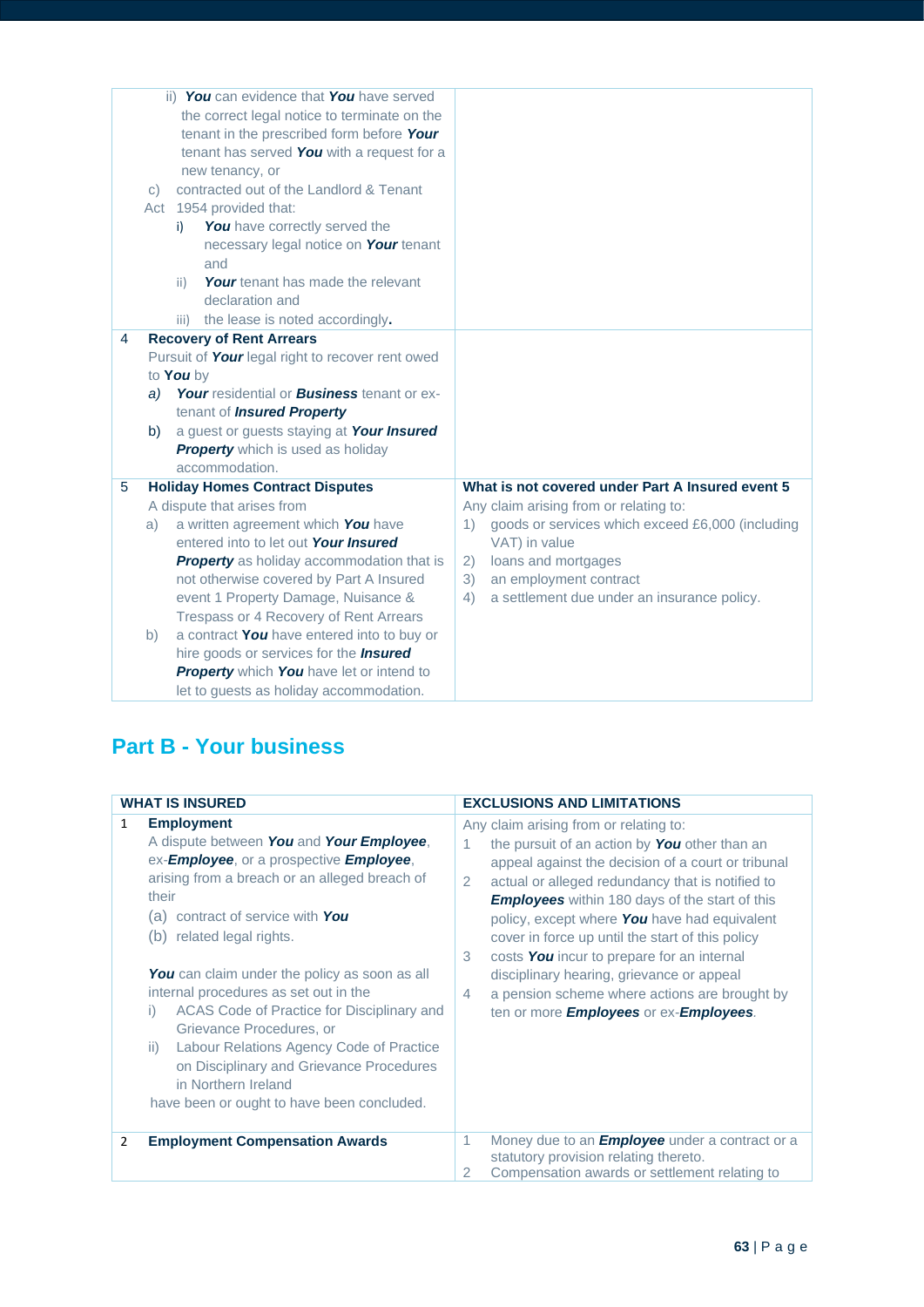| | |
|---|---|
| ii) ***You*** can evidence that ***You*** have served the correct legal notice to terminate on the tenant in the prescribed form before ***Your*** tenant has served ***You*** with a request for a new tenancy, or<br>c) contracted out of the Landlord & Tenant Act 1954 provided that:<br>i) ***You*** have correctly served the necessary legal notice on ***Your*** tenant and<br>ii) ***Your*** tenant has made the relevant declaration and<br>iii) the lease is noted accordingly**.** | |
| 4 **Recovery of Rent Arrears**<br>Pursuit of ***Your*** legal right to recover rent owed to ***You*** by<br>*a)* ***Your*** residential or ***Business*** tenant or ex-tenant of ***Insured Property***<br>b) a guest or guests staying at ***Your Insured Property*** which is used as holiday accommodation. | |
| 5 **Holiday Homes Contract Disputes**<br>A dispute that arises from<br>a) a written agreement which ***You*** have entered into to let out ***Your Insured Property*** as holiday accommodation that is not otherwise covered by Part A Insured event 1 Property Damage, Nuisance & Trespass or 4 Recovery of Rent Arrears<br>b) a contract ***You*** have entered into to buy or hire goods or services for the ***Insured Property*** which ***You*** have let or intend to let to guests as holiday accommodation. | **What is not covered under Part A Insured event 5**<br>Any claim arising from or relating to:<br>1) goods or services which exceed £6,000 (including VAT) in value<br>2) loans and mortgages<br>3) an employment contract<br>4) a settlement due under an insurance policy. |

## Part B - Your business

| WHAT IS INSURED | EXCLUSIONS AND LIMITATIONS |
|---|---|
| 1 **Employment**<br>A dispute between ***You*** and ***Your Employee***, ex-***Employee***, or a prospective ***Employee***, arising from a breach or an alleged breach of their<br>(a) contract of service with ***You***<br>(b) related legal rights.<br><br>***You*** can claim under the policy as soon as all internal procedures as set out in the<br>i) ACAS Code of Practice for Disciplinary and Grievance Procedures, or<br>ii) Labour Relations Agency Code of Practice on Disciplinary and Grievance Procedures in Northern Ireland<br>have been or ought to have been concluded. | Any claim arising from or relating to:<br>1 the pursuit of an action by ***You*** other than an appeal against the decision of a court or tribunal<br>2 actual or alleged redundancy that is notified to ***Employees*** within 180 days of the start of this policy, except where ***You*** have had equivalent cover in force up until the start of this policy<br>3 costs ***You*** incur to prepare for an internal disciplinary hearing, grievance or appeal<br>4 a pension scheme where actions are brought by ten or more ***Employees*** or ex-***Employees***. |
| 2 **Employment Compensation Awards** | 1 Money due to an ***Employee*** under a contract or a statutory provision relating thereto.<br>2 Compensation awards or settlement relating to |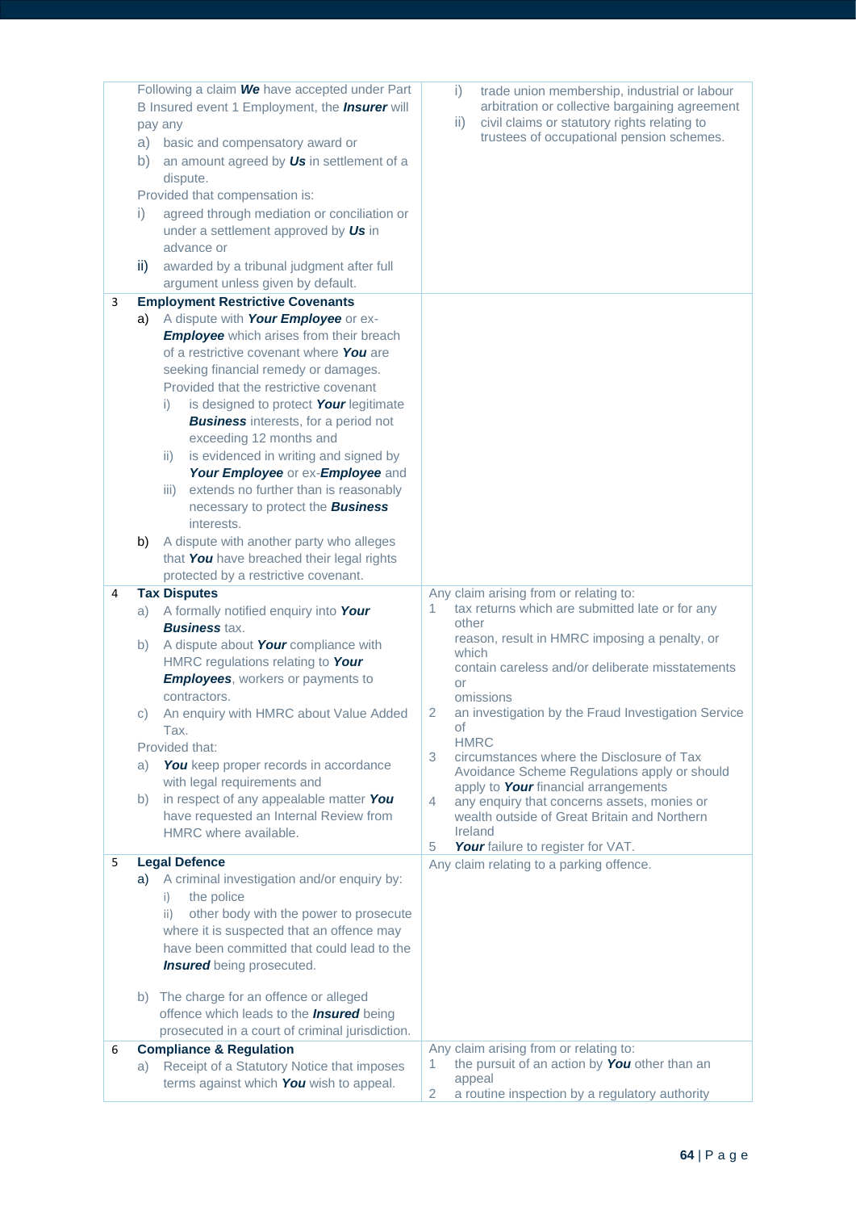| | What is covered | What is not covered |
|---|---|---|
| | Following a claim ***We*** have accepted under Part B Insured event 1 Employment, the ***Insurer*** will pay any<br>a) basic and compensatory award or<br>b) an amount agreed by ***Us*** in settlement of a dispute.<br>Provided that compensation is:<br>i) agreed through mediation or conciliation or under a settlement approved by ***Us*** in advance or<br>ii) awarded by a tribunal judgment after full argument unless given by default. | i) trade union membership, industrial or labour arbitration or collective bargaining agreement<br>ii) civil claims or statutory rights relating to trustees of occupational pension schemes. |
| 3 | **Employment Restrictive Covenants**<br>a) A dispute with ***Your Employee*** or ex-***Employee*** which arises from their breach of a restrictive covenant where ***You*** are seeking financial remedy or damages. Provided that the restrictive covenant<br>i) is designed to protect ***Your*** legitimate ***Business*** interests, for a period not exceeding 12 months and<br>ii) is evidenced in writing and signed by ***Your Employee*** or ex-***Employee*** and<br>iii) extends no further than is reasonably necessary to protect the ***Business*** interests.<br>b) A dispute with another party who alleges that ***You*** have breached their legal rights protected by a restrictive covenant. | |
| 4 | **Tax Disputes**<br>a) A formally notified enquiry into ***Your Business*** tax.<br>b) A dispute about ***Your*** compliance with HMRC regulations relating to ***Your Employees***, workers or payments to contractors.<br>c) An enquiry with HMRC about Value Added Tax.<br>Provided that:<br>a) ***You*** keep proper records in accordance with legal requirements and<br>b) in respect of any appealable matter ***You*** have requested an Internal Review from HMRC where available. | Any claim arising from or relating to:<br>1 tax returns which are submitted late or for any other reason, result in HMRC imposing a penalty, or which contain careless and/or deliberate misstatements or omissions<br>2 an investigation by the Fraud Investigation Service of HMRC<br>3 circumstances where the Disclosure of Tax Avoidance Scheme Regulations apply or should apply to ***Your*** financial arrangements<br>4 any enquiry that concerns assets, monies or wealth outside of Great Britain and Northern Ireland<br>5 ***Your*** failure to register for VAT. |
| 5 | **Legal Defence**<br>a) A criminal investigation and/or enquiry by:<br>i) the police<br>ii) other body with the power to prosecute where it is suspected that an offence may have been committed that could lead to the ***Insured*** being prosecuted.<br>b) The charge for an offence or alleged offence which leads to the ***Insured*** being prosecuted in a court of criminal jurisdiction. | Any claim relating to a parking offence. |
| 6 | **Compliance & Regulation**<br>a) Receipt of a Statutory Notice that imposes terms against which ***You*** wish to appeal. | Any claim arising from or relating to:<br>1 the pursuit of an action by ***You*** other than an appeal<br>2 a routine inspection by a regulatory authority |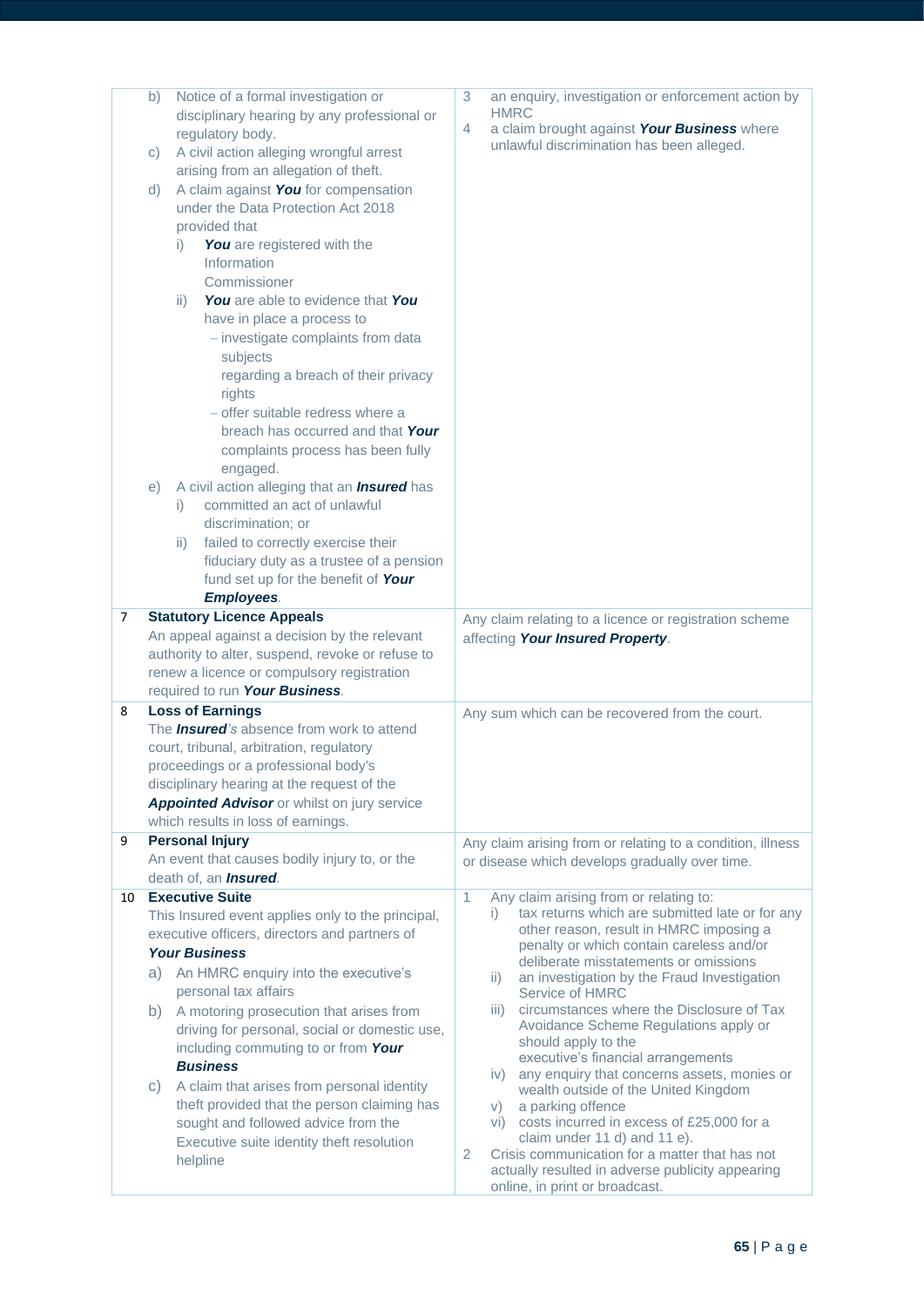| | | |
|---|---|---|
| | b) Notice of a formal investigation or disciplinary hearing by any professional or regulatory body.<br>c) A civil action alleging wrongful arrest arising from an allegation of theft.<br>d) A claim against ***You*** for compensation under the Data Protection Act 2018 provided that<br>i) ***You*** are registered with the Information Commissioner<br>ii) ***You*** are able to evidence that ***You*** have in place a process to<br>– investigate complaints from data subjects regarding a breach of their privacy rights<br>– offer suitable redress where a breach has occurred and that ***Your*** complaints process has been fully engaged.<br>e) A civil action alleging that an ***Insured*** has<br>i) committed an act of unlawful discrimination; or<br>ii) failed to correctly exercise their fiduciary duty as a trustee of a pension fund set up for the benefit of ***Your Employees***. | 3 an enquiry, investigation or enforcement action by HMRC<br>4 a claim brought against ***Your Business*** where unlawful discrimination has been alleged. |
| 7 | **Statutory Licence Appeals**<br>An appeal against a decision by the relevant authority to alter, suspend, revoke or refuse to renew a licence or compulsory registration required to run ***Your Business***. | Any claim relating to a licence or registration scheme affecting ***Your Insured Property***. |
| 8 | **Loss of Earnings**<br>The ***Insured****'s* absence from work to attend court, tribunal, arbitration, regulatory proceedings or a professional body's disciplinary hearing at the request of the ***Appointed Advisor*** or whilst on jury service which results in loss of earnings. | Any sum which can be recovered from the court. |
| 9 | **Personal Injury**<br>An event that causes bodily injury to, or the death of, an ***Insured***. | Any claim arising from or relating to a condition, illness or disease which develops gradually over time. |
| 10 | **Executive Suite**<br>This Insured event applies only to the principal, executive officers, directors and partners of ***Your Business***<br>a) An HMRC enquiry into the executive's personal tax affairs<br>b) A motoring prosecution that arises from driving for personal, social or domestic use, including commuting to or from ***Your Business***<br>c) A claim that arises from personal identity theft provided that the person claiming has sought and followed advice from the Executive suite identity theft resolution helpline | 1 Any claim arising from or relating to:<br>i) tax returns which are submitted late or for any other reason, result in HMRC imposing a penalty or which contain careless and/or deliberate misstatements or omissions<br>ii) an investigation by the Fraud Investigation Service of HMRC<br>iii) circumstances where the Disclosure of Tax Avoidance Scheme Regulations apply or should apply to the executive's financial arrangements<br>iv) any enquiry that concerns assets, monies or wealth outside of the United Kingdom<br>v) a parking offence<br>vi) costs incurred in excess of £25,000 for a claim under 11 d) and 11 e).<br>2 Crisis communication for a matter that has not actually resulted in adverse publicity appearing online, in print or broadcast. |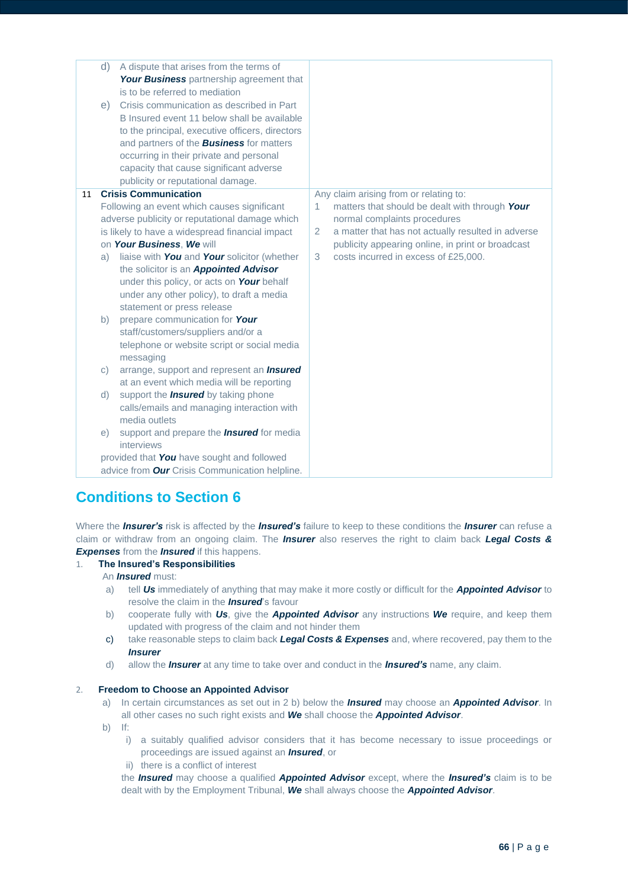| | |
|---|---|
| d) A dispute that arises from the terms of ***Your Business*** partnership agreement that is to be referred to mediation<br>e) Crisis communication as described in Part B Insured event 11 below shall be available to the principal, executive officers, directors and partners of the ***Business*** for matters occurring in their private and personal capacity that cause significant adverse publicity or reputational damage. | |
| 11 **Crisis Communication**<br>Following an event which causes significant adverse publicity or reputational damage which is likely to have a widespread financial impact on ***Your Business***, ***We*** will<br>a) liaise with ***You*** and ***Your*** solicitor (whether the solicitor is an ***Appointed Advisor*** under this policy, or acts on ***Your*** behalf under any other policy), to draft a media statement or press release<br>b) prepare communication for ***Your*** staff/customers/suppliers and/or a telephone or website script or social media messaging<br>c) arrange, support and represent an ***Insured*** at an event which media will be reporting<br>d) support the ***Insured*** by taking phone calls/emails and managing interaction with media outlets<br>e) support and prepare the ***Insured*** for media interviews<br>provided that ***You*** have sought and followed advice from ***Our*** Crisis Communication helpline. | Any claim arising from or relating to:<br>1 matters that should be dealt with through ***Your*** normal complaints procedures<br>2 a matter that has not actually resulted in adverse publicity appearing online, in print or broadcast<br>3 costs incurred in excess of £25,000. |

## Conditions to Section 6

Where the ***Insurer's*** risk is affected by the ***Insured's*** failure to keep to these conditions the ***Insurer*** can refuse a claim or withdraw from an ongoing claim. The ***Insurer*** also reserves the right to claim back ***Legal Costs & Expenses*** from the ***Insured*** if this happens.

1. **The Insured's Responsibilities**

   An ***Insured*** must:

   a) tell ***Us*** immediately of anything that may make it more costly or difficult for the ***Appointed Advisor*** to resolve the claim in the ***Insured***'s favour
   
   b) cooperate fully with ***Us***, give the ***Appointed Advisor*** any instructions ***We*** require, and keep them updated with progress of the claim and not hinder them
   
   c) take reasonable steps to claim back ***Legal Costs & Expenses*** and, where recovered, pay them to the ***Insurer***
   
   d) allow the ***Insurer*** at any time to take over and conduct in the ***Insured's*** name, any claim.

2. **Freedom to Choose an Appointed Advisor**

   a) In certain circumstances as set out in 2 b) below the ***Insured*** may choose an ***Appointed Advisor***. In all other cases no such right exists and ***We*** shall choose the ***Appointed Advisor***.
   
   b) If:
   
      i) a suitably qualified advisor considers that it has become necessary to issue proceedings or proceedings are issued against an ***Insured***, or
      
      ii) there is a conflict of interest
      
      the ***Insured*** may choose a qualified ***Appointed Advisor*** except, where the ***Insured's*** claim is to be dealt with by the Employment Tribunal, ***We*** shall always choose the ***Appointed Advisor***.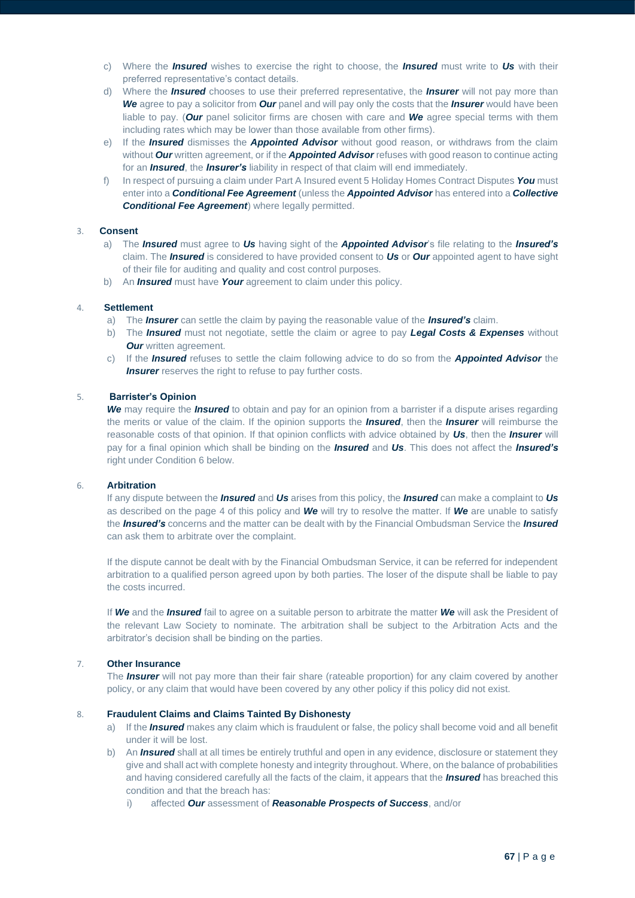c) Where the ***Insured*** wishes to exercise the right to choose, the ***Insured*** must write to ***Us*** with their preferred representative's contact details.

d) Where the ***Insured*** chooses to use their preferred representative, the ***Insurer*** will not pay more than ***We*** agree to pay a solicitor from ***Our*** panel and will pay only the costs that the ***Insurer*** would have been liable to pay. (***Our*** panel solicitor firms are chosen with care and ***We*** agree special terms with them including rates which may be lower than those available from other firms).

e) If the ***Insured*** dismisses the ***Appointed Advisor*** without good reason, or withdraws from the claim without ***Our*** written agreement, or if the ***Appointed Advisor*** refuses with good reason to continue acting for an ***Insured***, the ***Insurer's*** liability in respect of that claim will end immediately.

f) In respect of pursuing a claim under Part A Insured event 5 Holiday Homes Contract Disputes ***You*** must enter into a ***Conditional Fee Agreement*** (unless the ***Appointed Advisor*** has entered into a ***Collective Conditional Fee Agreement***) where legally permitted.

3. **Consent**

a) The ***Insured*** must agree to ***Us*** having sight of the ***Appointed Advisor***'s file relating to the ***Insured's*** claim. The ***Insured*** is considered to have provided consent to ***Us*** or ***Our*** appointed agent to have sight of their file for auditing and quality and cost control purposes.

b) An ***Insured*** must have ***Your*** agreement to claim under this policy.

4. **Settlement**

a) The ***Insurer*** can settle the claim by paying the reasonable value of the ***Insured's*** claim.

b) The ***Insured*** must not negotiate, settle the claim or agree to pay ***Legal Costs & Expenses*** without ***Our*** written agreement.

c) If the ***Insured*** refuses to settle the claim following advice to do so from the ***Appointed Advisor*** the ***Insurer*** reserves the right to refuse to pay further costs.

5. **Barrister's Opinion**

***We*** may require the ***Insured*** to obtain and pay for an opinion from a barrister if a dispute arises regarding the merits or value of the claim. If the opinion supports the ***Insured***, then the ***Insurer*** will reimburse the reasonable costs of that opinion. If that opinion conflicts with advice obtained by ***Us***, then the ***Insurer*** will pay for a final opinion which shall be binding on the ***Insured*** and ***Us***. This does not affect the ***Insured's*** right under Condition 6 below.

6. **Arbitration**

If any dispute between the ***Insured*** and ***Us*** arises from this policy, the ***Insured*** can make a complaint to ***Us*** as described on the page 4 of this policy and ***We*** will try to resolve the matter. If ***We*** are unable to satisfy the ***Insured's*** concerns and the matter can be dealt with by the Financial Ombudsman Service the ***Insured*** can ask them to arbitrate over the complaint.

If the dispute cannot be dealt with by the Financial Ombudsman Service, it can be referred for independent arbitration to a qualified person agreed upon by both parties. The loser of the dispute shall be liable to pay the costs incurred.

If ***We*** and the ***Insured*** fail to agree on a suitable person to arbitrate the matter ***We*** will ask the President of the relevant Law Society to nominate. The arbitration shall be subject to the Arbitration Acts and the arbitrator's decision shall be binding on the parties.

7. **Other Insurance**

The ***Insurer*** will not pay more than their fair share (rateable proportion) for any claim covered by another policy, or any claim that would have been covered by any other policy if this policy did not exist.

8. **Fraudulent Claims and Claims Tainted By Dishonesty**

a) If the ***Insured*** makes any claim which is fraudulent or false, the policy shall become void and all benefit under it will be lost.

b) An ***Insured*** shall at all times be entirely truthful and open in any evidence, disclosure or statement they give and shall act with complete honesty and integrity throughout. Where, on the balance of probabilities and having considered carefully all the facts of the claim, it appears that the ***Insured*** has breached this condition and that the breach has:

i) affected ***Our*** assessment of ***Reasonable Prospects of Success***, and/or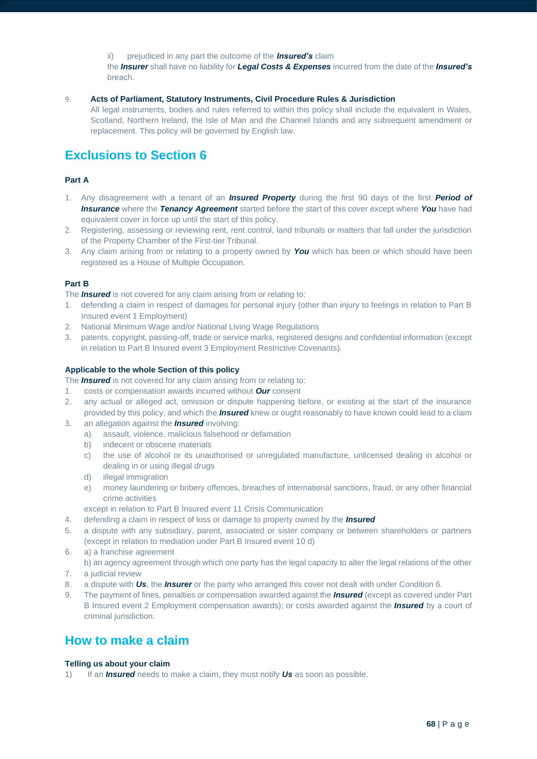ii) prejudiced in any part the outcome of the ***Insured's*** claim

the ***Insurer*** shall have no liability for ***Legal Costs & Expenses*** incurred from the date of the ***Insured's*** breach.

9. **Acts of Parliament, Statutory Instruments, Civil Procedure Rules & Jurisdiction**
   All legal instruments, bodies and rules referred to within this policy shall include the equivalent in Wales, Scotland, Northern Ireland, the Isle of Man and the Channel Islands and any subsequent amendment or replacement. This policy will be governed by English law.

## Exclusions to Section 6

### Part A

1. Any disagreement with a tenant of an ***Insured Property*** during the first 90 days of the first ***Period of Insurance*** where the ***Tenancy Agreement*** started before the start of this cover except where ***You*** have had equivalent cover in force up until the start of this policy.
2. Registering, assessing or reviewing rent, rent control, land tribunals or matters that fall under the jurisdiction of the Property Chamber of the First-tier Tribunal.
3. Any claim arising from or relating to a property owned by ***You*** which has been or which should have been registered as a House of Multiple Occupation.

### Part B

The ***Insured*** is not covered for any claim arising from or relating to:

1. defending a claim in respect of damages for personal injury (other than injury to feelings in relation to Part B Insured event 1 Employment)
2. National Minimum Wage and/or National Living Wage Regulations
3. patents, copyright, passing-off, trade or service marks, registered designs and confidential information (except in relation to Part B Insured event 3 Employment Restrictive Covenants).

### Applicable to the whole Section of this policy

The ***Insured*** is not covered for any claim arising from or relating to:

1. costs or compensation awards incurred without ***Our*** consent
2. any actual or alleged act, omission or dispute happening before, or existing at the start of the insurance provided by this policy, and which the ***Insured*** knew or ought reasonably to have known could lead to a claim
3. an allegation against the ***Insured*** involving:
   a) assault, violence, malicious falsehood or defamation
   b) indecent or obscene materials
   c) the use of alcohol or its unauthorised or unregulated manufacture, unlicensed dealing in alcohol or dealing in or using illegal drugs
   d) illegal immigration
   e) money laundering or bribery offences, breaches of international sanctions, fraud, or any other financial crime activities

   except in relation to Part B Insured event 11 Crisis Communication
4. defending a claim in respect of loss or damage to property owned by the ***Insured***
5. a dispute with any subsidiary, parent, associated or sister company or between shareholders or partners (except in relation to mediation under Part B Insured event 10 d)
6. a) a franchise agreement
   b) an agency agreement through which one party has the legal capacity to alter the legal relations of the other
7. a judicial review
8. a dispute with ***Us***, the ***Insurer*** or the party who arranged this cover not dealt with under Condition 6.
9. The payment of fines, penalties or compensation awarded against the ***Insured*** (except as covered under Part B Insured event 2 Employment compensation awards); or costs awarded against the ***Insured*** by a court of criminal jurisdiction.

## How to make a claim

### Telling us about your claim

1) If an ***Insured*** needs to make a claim, they must notify ***Us*** as soon as possible.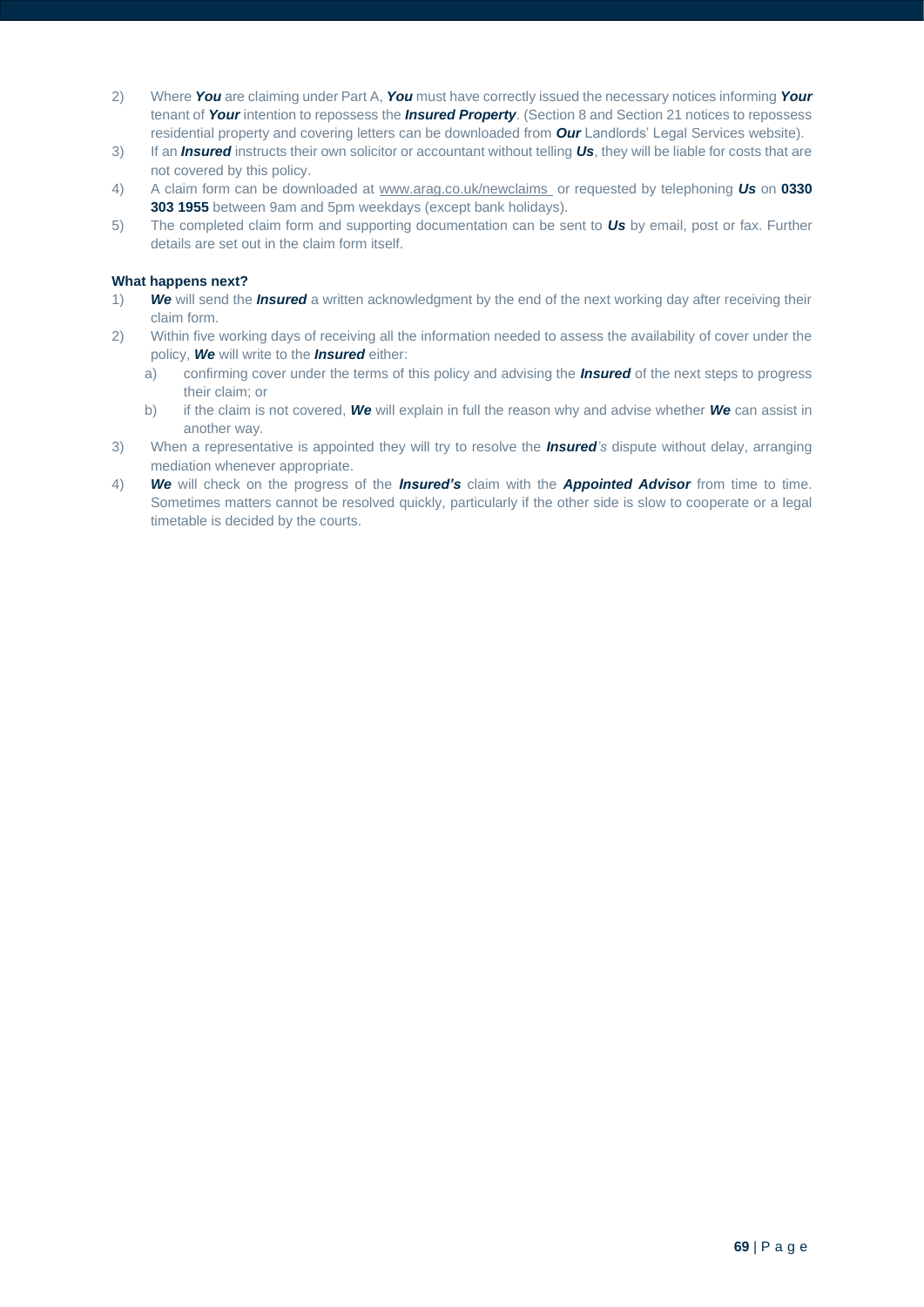2) Where ***You*** are claiming under Part A, ***You*** must have correctly issued the necessary notices informing ***Your*** tenant of ***Your*** intention to repossess the ***Insured Property***. (Section 8 and Section 21 notices to repossess residential property and covering letters can be downloaded from ***Our*** Landlords' Legal Services website).
3) If an ***Insured*** instructs their own solicitor or accountant without telling ***Us***, they will be liable for costs that are not covered by this policy.
4) A claim form can be downloaded at www.arag.co.uk/newclaims or requested by telephoning ***Us*** on **0330 303 1955** between 9am and 5pm weekdays (except bank holidays).
5) The completed claim form and supporting documentation can be sent to ***Us*** by email, post or fax. Further details are set out in the claim form itself.

**What happens next?**

1) ***We*** will send the ***Insured*** a written acknowledgment by the end of the next working day after receiving their claim form.
2) Within five working days of receiving all the information needed to assess the availability of cover under the policy, ***We*** will write to the ***Insured*** either:
   a) confirming cover under the terms of this policy and advising the ***Insured*** of the next steps to progress their claim; or
   b) if the claim is not covered, ***We*** will explain in full the reason why and advise whether ***We*** can assist in another way.
3) When a representative is appointed they will try to resolve the ***Insured****'s* dispute without delay, arranging mediation whenever appropriate.
4) ***We*** will check on the progress of the ***Insured's*** claim with the ***Appointed Advisor*** from time to time. Sometimes matters cannot be resolved quickly, particularly if the other side is slow to cooperate or a legal timetable is decided by the courts.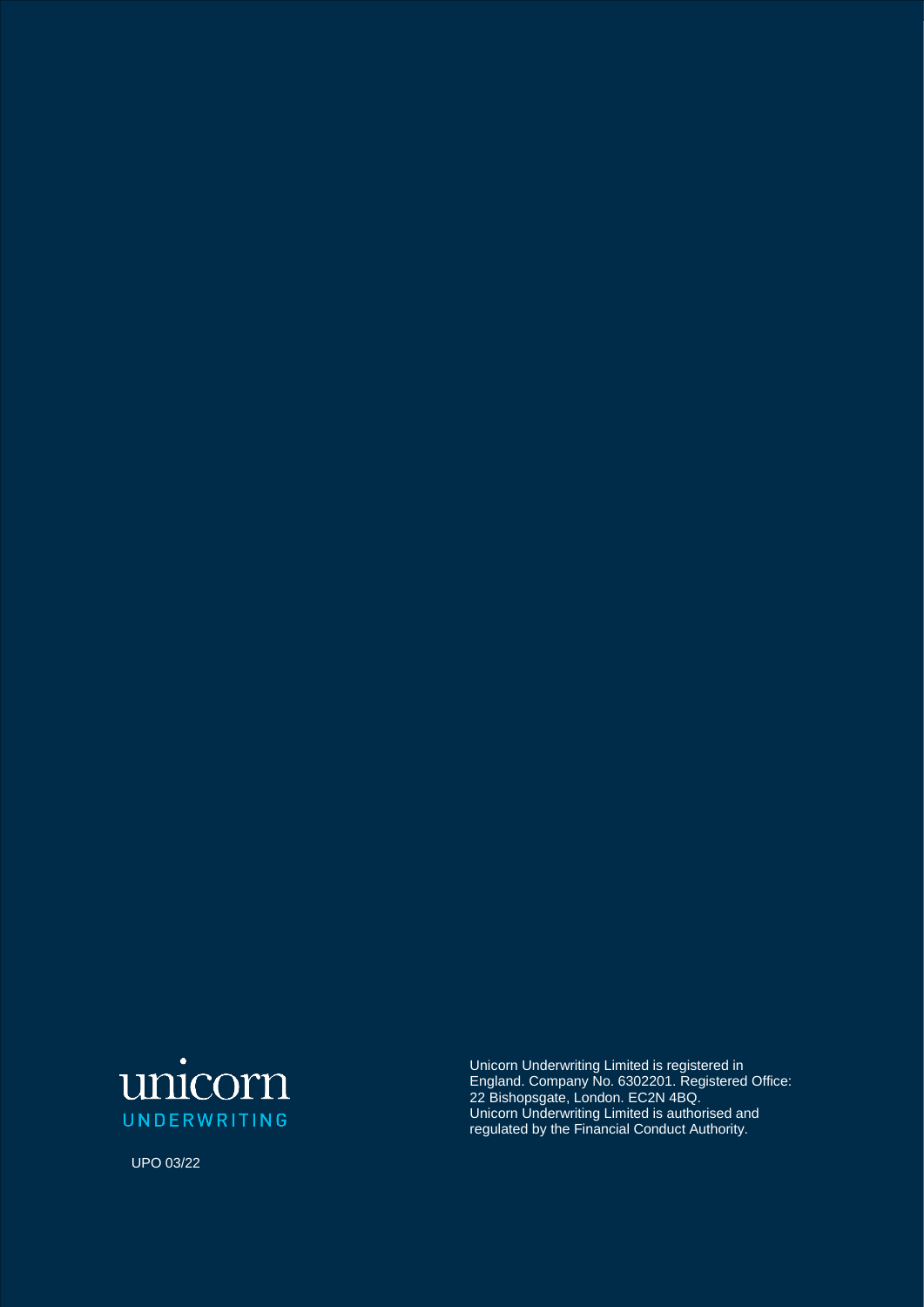unicorn
UNDERWRITING

UPO 03/22

Unicorn Underwriting Limited is registered in England. Company No. 6302201. Registered Office: 22 Bishopsgate, London. EC2N 4BQ.
Unicorn Underwriting Limited is authorised and regulated by the Financial Conduct Authority.